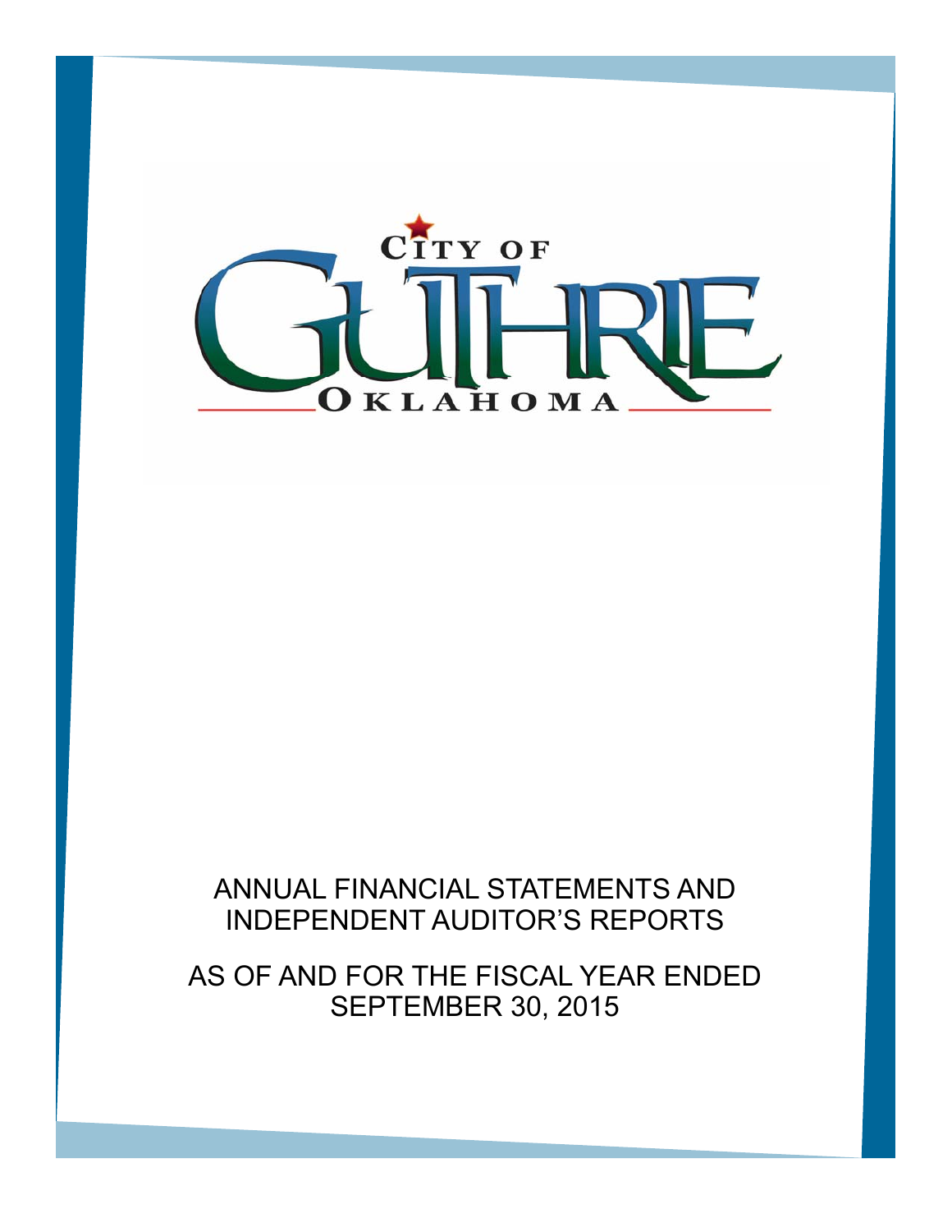# CITY OF GUTHRIE

## OKLAHOMA

ANNUAL FINANCIAL STATEMENTS AND
INDEPENDENT AUDITOR'S REPORTS

AS OF AND FOR THE FISCAL YEAR ENDED
SEPTEMBER 30, 2015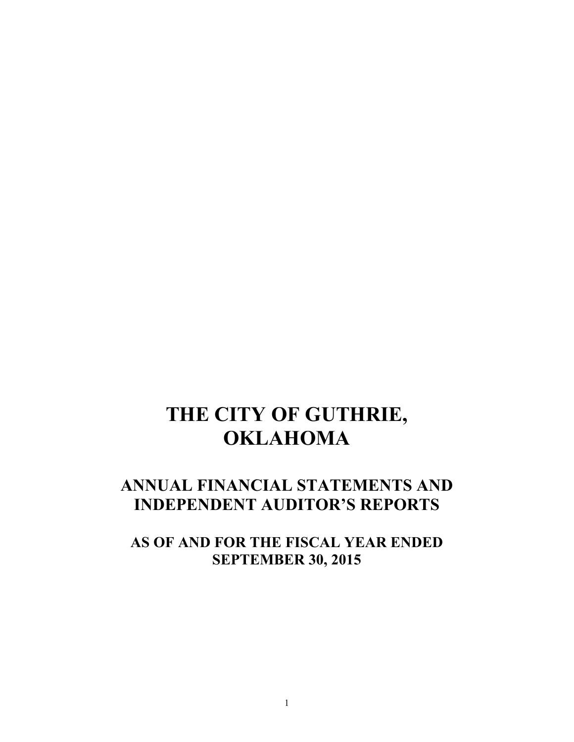# THE CITY OF GUTHRIE, OKLAHOMA

## ANNUAL FINANCIAL STATEMENTS AND INDEPENDENT AUDITOR'S REPORTS

### AS OF AND FOR THE FISCAL YEAR ENDED SEPTEMBER 30, 2015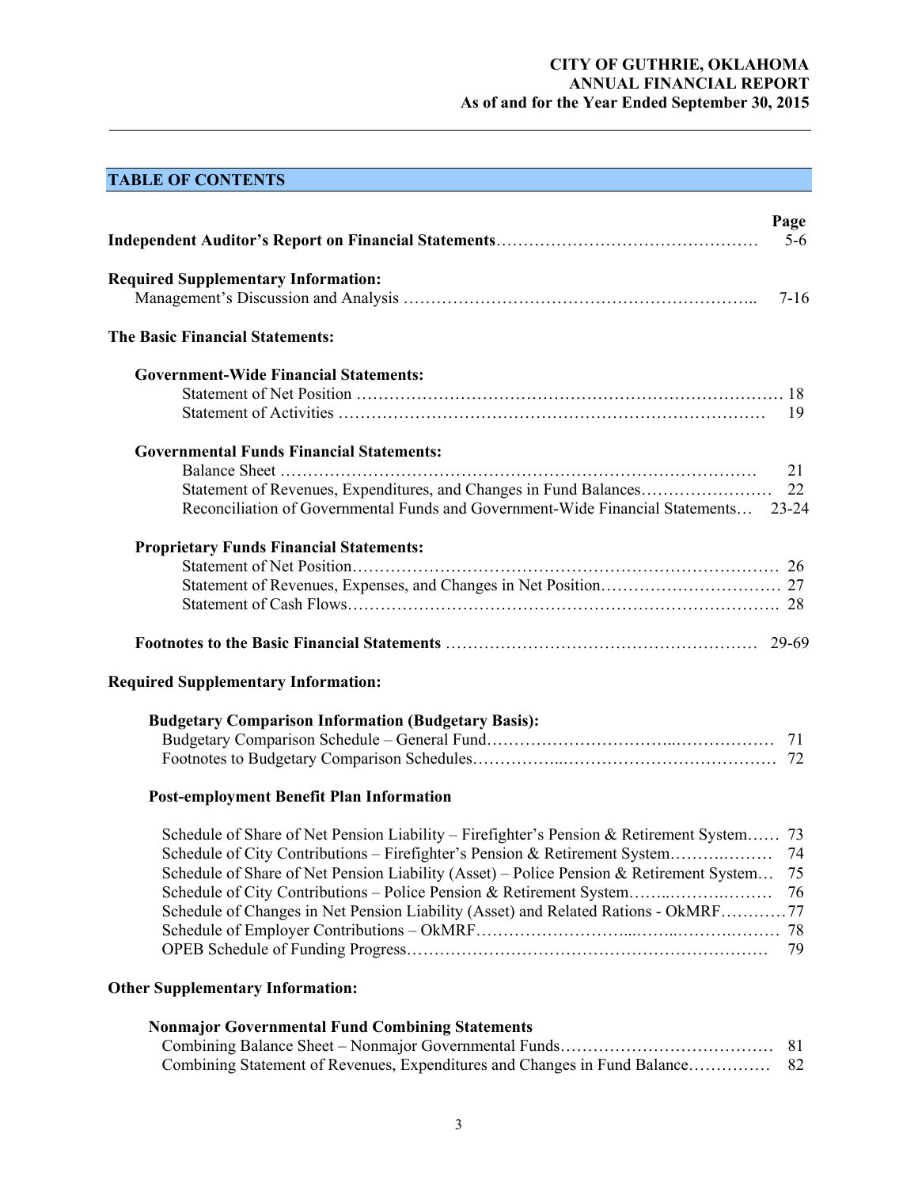**CITY OF GUTHRIE, OKLAHOMA**
**ANNUAL FINANCIAL REPORT**
**As of and for the Year Ended September 30, 2015**

## TABLE OF CONTENTS

| | Page |
|---|---|
| **Independent Auditor's Report on Financial Statements** | 5-6 |
| **Required Supplementary Information:** | |
| Management's Discussion and Analysis | 7-16 |
| **The Basic Financial Statements:** | |
| **Government-Wide Financial Statements:** | |
| Statement of Net Position | 18 |
| Statement of Activities | 19 |
| **Governmental Funds Financial Statements:** | |
| Balance Sheet | 21 |
| Statement of Revenues, Expenditures, and Changes in Fund Balances | 22 |
| Reconciliation of Governmental Funds and Government-Wide Financial Statements | 23-24 |
| **Proprietary Funds Financial Statements:** | |
| Statement of Net Position | 26 |
| Statement of Revenues, Expenses, and Changes in Net Position | 27 |
| Statement of Cash Flows | 28 |
| **Footnotes to the Basic Financial Statements** | 29-69 |
| **Required Supplementary Information:** | |
| **Budgetary Comparison Information (Budgetary Basis):** | |
| Budgetary Comparison Schedule – General Fund | 71 |
| Footnotes to Budgetary Comparison Schedules | 72 |
| **Post-employment Benefit Plan Information** | |
| Schedule of Share of Net Pension Liability – Firefighter's Pension & Retirement System | 73 |
| Schedule of City Contributions – Firefighter's Pension & Retirement System | 74 |
| Schedule of Share of Net Pension Liability (Asset) – Police Pension & Retirement System | 75 |
| Schedule of City Contributions – Police Pension & Retirement System | 76 |
| Schedule of Changes in Net Pension Liability (Asset) and Related Rations - OkMRF | 77 |
| Schedule of Employer Contributions – OkMRF | 78 |
| OPEB Schedule of Funding Progress | 79 |
| **Other Supplementary Information:** | |
| **Nonmajor Governmental Fund Combining Statements** | |
| Combining Balance Sheet – Nonmajor Governmental Funds | 81 |
| Combining Statement of Revenues, Expenditures and Changes in Fund Balance | 82 |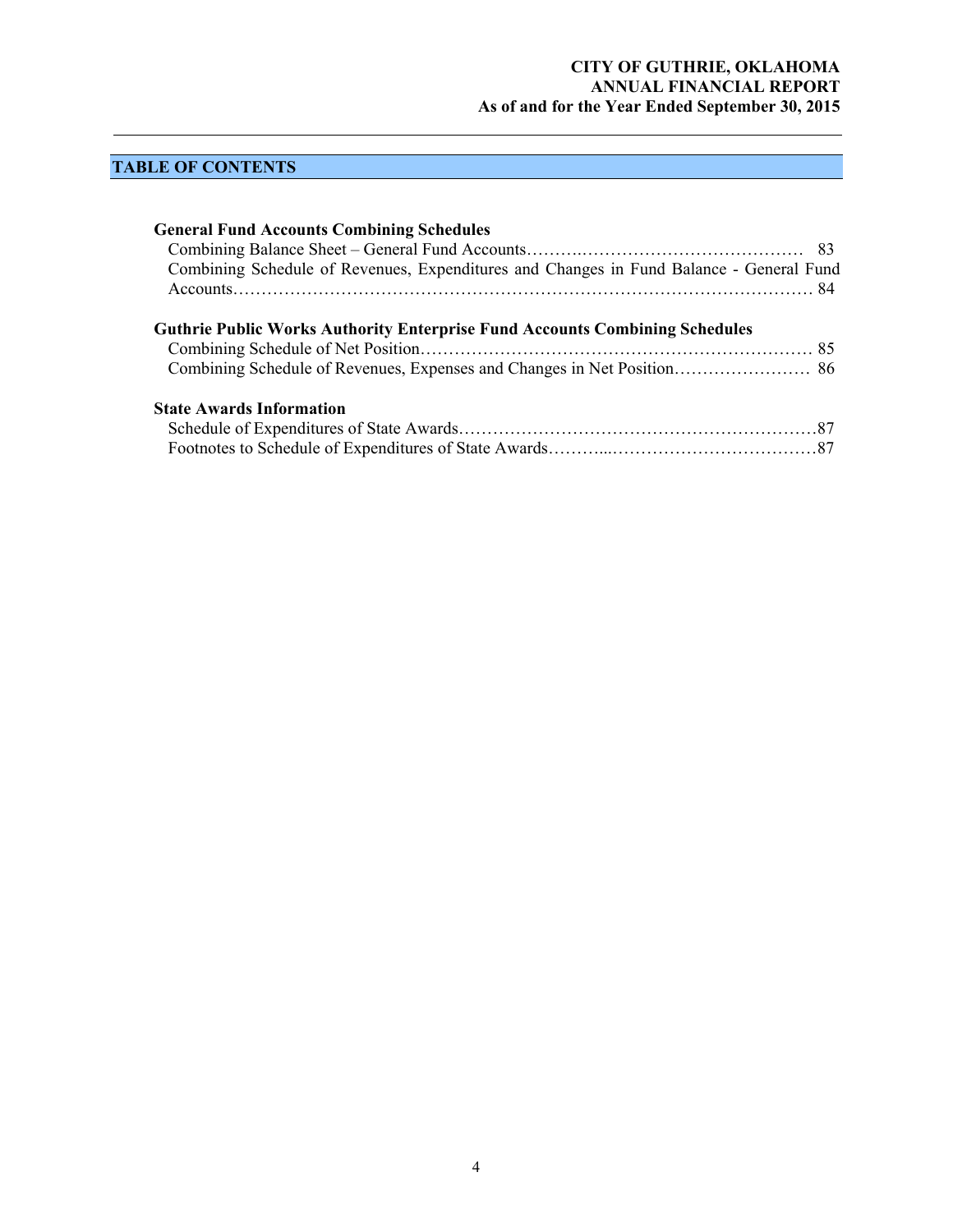## TABLE OF CONTENTS

**General Fund Accounts Combining Schedules**

Combining Balance Sheet – General Fund Accounts……….………………………………… 83

Combining Schedule of Revenues, Expenditures and Changes in Fund Balance - General Fund Accounts…………………………………………………………………………………… 84

**Guthrie Public Works Authority Enterprise Fund Accounts Combining Schedules**

Combining Schedule of Net Position…………………………………………………………… 85

Combining Schedule of Revenues, Expenses and Changes in Net Position…………………… 86

**State Awards Information**

Schedule of Expenditures of State Awards………………………………………………………87

Footnotes to Schedule of Expenditures of State Awards………...………………………………87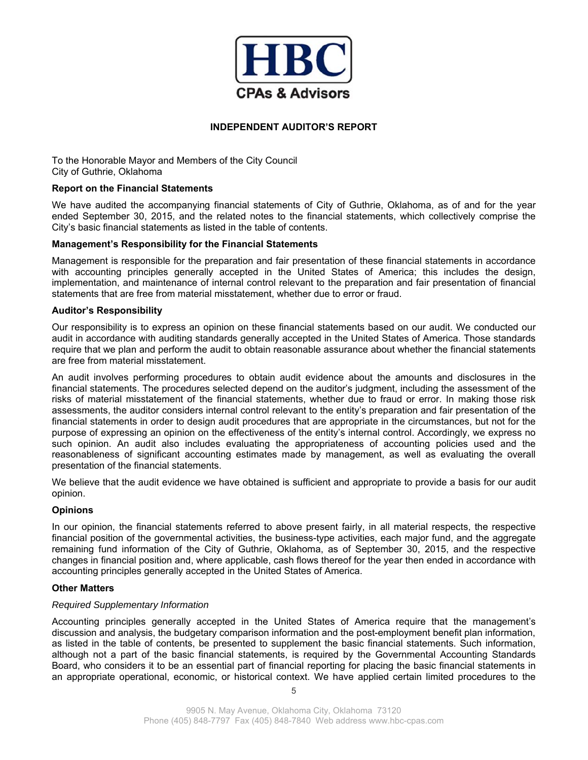# INDEPENDENT AUDITOR'S REPORT

To the Honorable Mayor and Members of the City Council
City of Guthrie, Oklahoma

**Report on the Financial Statements**

We have audited the accompanying financial statements of City of Guthrie, Oklahoma, as of and for the year ended September 30, 2015, and the related notes to the financial statements, which collectively comprise the City's basic financial statements as listed in the table of contents.

**Management's Responsibility for the Financial Statements**

Management is responsible for the preparation and fair presentation of these financial statements in accordance with accounting principles generally accepted in the United States of America; this includes the design, implementation, and maintenance of internal control relevant to the preparation and fair presentation of financial statements that are free from material misstatement, whether due to error or fraud.

**Auditor's Responsibility**

Our responsibility is to express an opinion on these financial statements based on our audit. We conducted our audit in accordance with auditing standards generally accepted in the United States of America. Those standards require that we plan and perform the audit to obtain reasonable assurance about whether the financial statements are free from material misstatement.

An audit involves performing procedures to obtain audit evidence about the amounts and disclosures in the financial statements. The procedures selected depend on the auditor's judgment, including the assessment of the risks of material misstatement of the financial statements, whether due to fraud or error. In making those risk assessments, the auditor considers internal control relevant to the entity's preparation and fair presentation of the financial statements in order to design audit procedures that are appropriate in the circumstances, but not for the purpose of expressing an opinion on the effectiveness of the entity's internal control. Accordingly, we express no such opinion. An audit also includes evaluating the appropriateness of accounting policies used and the reasonableness of significant accounting estimates made by management, as well as evaluating the overall presentation of the financial statements.

We believe that the audit evidence we have obtained is sufficient and appropriate to provide a basis for our audit opinion.

**Opinions**

In our opinion, the financial statements referred to above present fairly, in all material respects, the respective financial position of the governmental activities, the business-type activities, each major fund, and the aggregate remaining fund information of the City of Guthrie, Oklahoma, as of September 30, 2015, and the respective changes in financial position and, where applicable, cash flows thereof for the year then ended in accordance with accounting principles generally accepted in the United States of America.

**Other Matters**

*Required Supplementary Information*

Accounting principles generally accepted in the United States of America require that the management's discussion and analysis, the budgetary comparison information and the post-employment benefit plan information, as listed in the table of contents, be presented to supplement the basic financial statements. Such information, although not a part of the basic financial statements, is required by the Governmental Accounting Standards Board, who considers it to be an essential part of financial reporting for placing the basic financial statements in an appropriate operational, economic, or historical context. We have applied certain limited procedures to the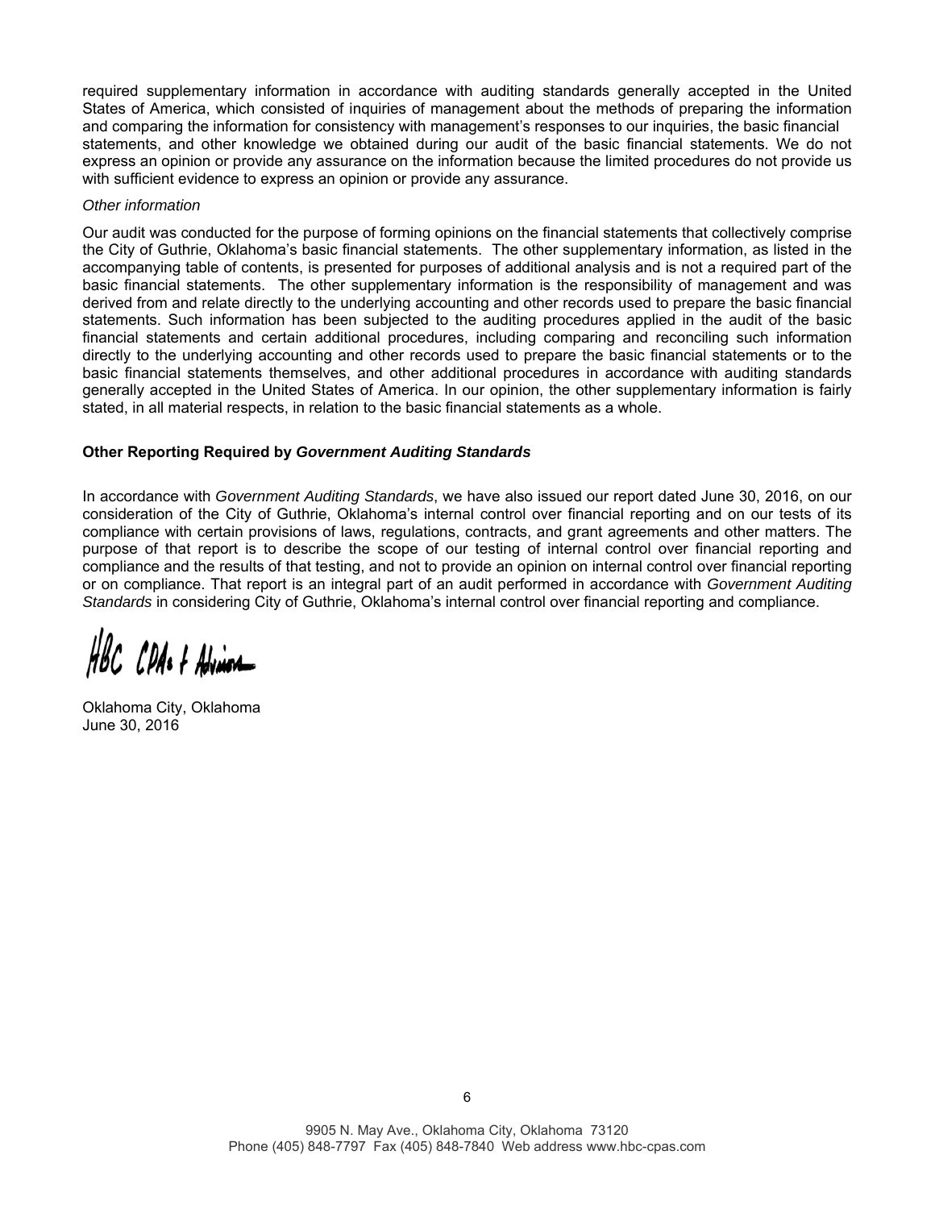required supplementary information in accordance with auditing standards generally accepted in the United States of America, which consisted of inquiries of management about the methods of preparing the information and comparing the information for consistency with management's responses to our inquiries, the basic financial statements, and other knowledge we obtained during our audit of the basic financial statements. We do not express an opinion or provide any assurance on the information because the limited procedures do not provide us with sufficient evidence to express an opinion or provide any assurance.

*Other information*

Our audit was conducted for the purpose of forming opinions on the financial statements that collectively comprise the City of Guthrie, Oklahoma's basic financial statements. The other supplementary information, as listed in the accompanying table of contents, is presented for purposes of additional analysis and is not a required part of the basic financial statements. The other supplementary information is the responsibility of management and was derived from and relate directly to the underlying accounting and other records used to prepare the basic financial statements. Such information has been subjected to the auditing procedures applied in the audit of the basic financial statements and certain additional procedures, including comparing and reconciling such information directly to the underlying accounting and other records used to prepare the basic financial statements or to the basic financial statements themselves, and other additional procedures in accordance with auditing standards generally accepted in the United States of America. In our opinion, the other supplementary information is fairly stated, in all material respects, in relation to the basic financial statements as a whole.

**Other Reporting Required by *Government Auditing Standards***

In accordance with *Government Auditing Standards*, we have also issued our report dated June 30, 2016, on our consideration of the City of Guthrie, Oklahoma's internal control over financial reporting and on our tests of its compliance with certain provisions of laws, regulations, contracts, and grant agreements and other matters. The purpose of that report is to describe the scope of our testing of internal control over financial reporting and compliance and the results of that testing, and not to provide an opinion on internal control over financial reporting or on compliance. That report is an integral part of an audit performed in accordance with *Government Auditing Standards* in considering City of Guthrie, Oklahoma's internal control over financial reporting and compliance.

HBC CPAs & Advisors

Oklahoma City, Oklahoma
June 30, 2016

9905 N. May Ave., Oklahoma City, Oklahoma 73120
Phone (405) 848-7797 Fax (405) 848-7840 Web address www.hbc-cpas.com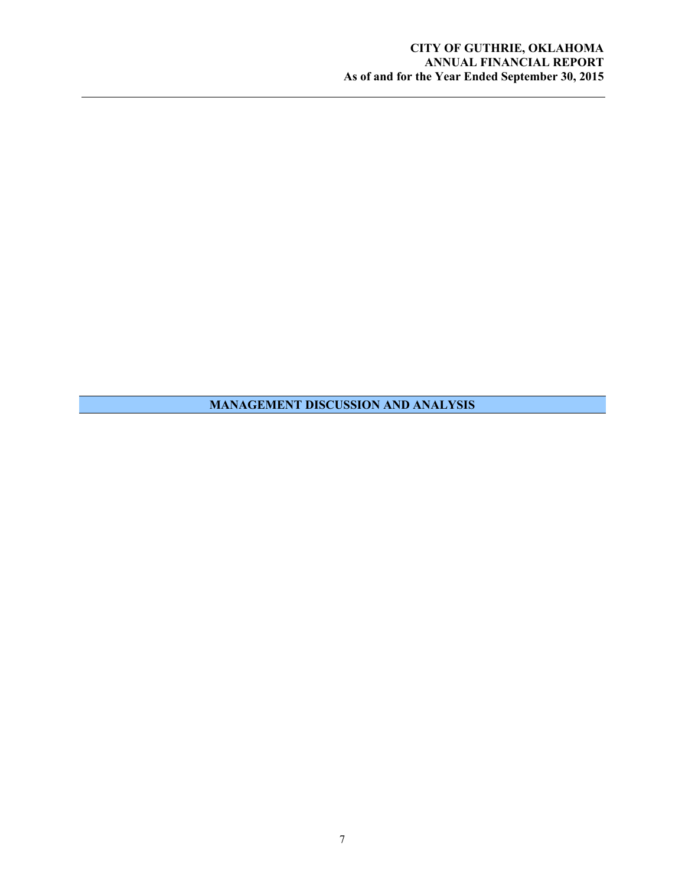# MANAGEMENT DISCUSSION AND ANALYSIS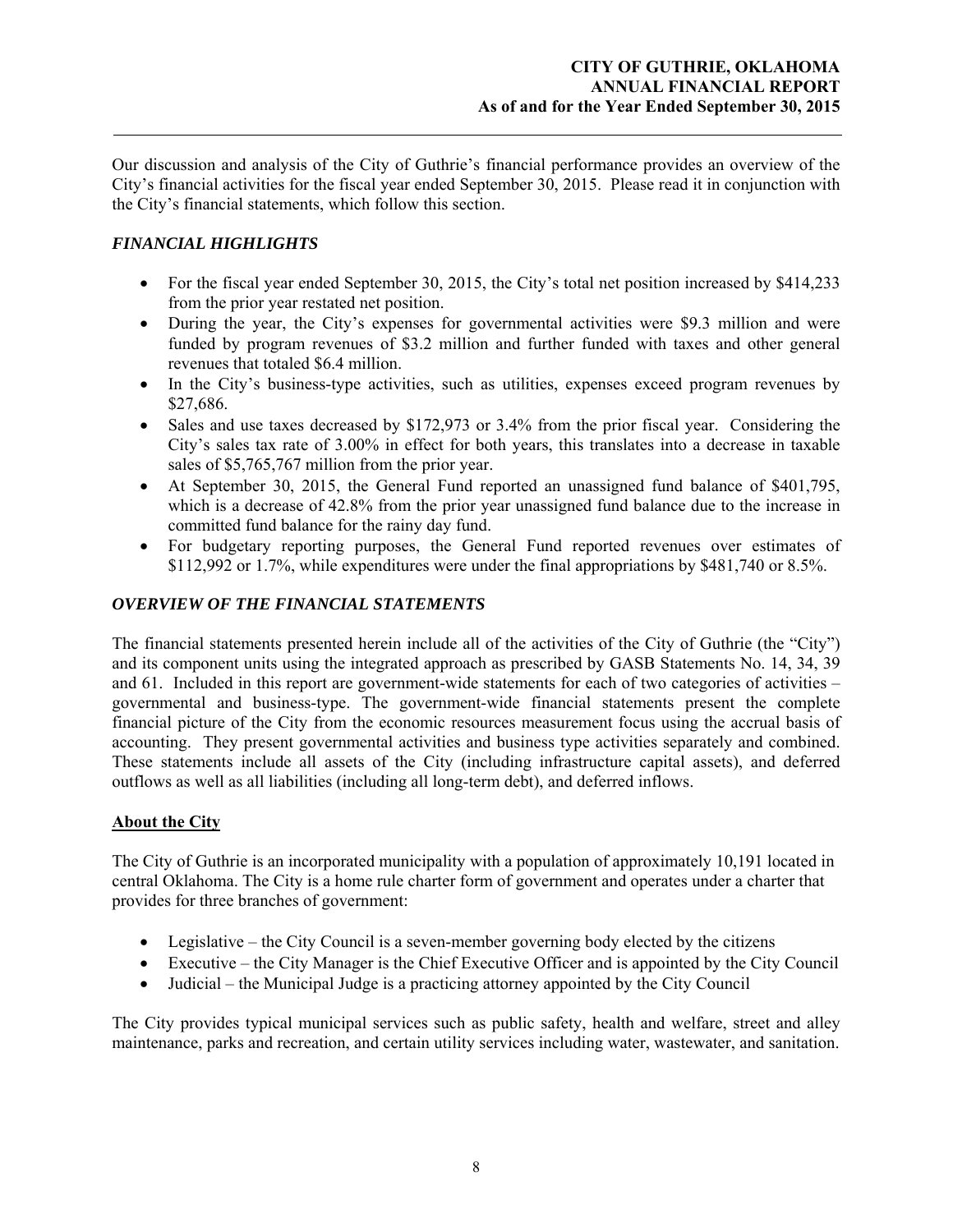Our discussion and analysis of the City of Guthrie's financial performance provides an overview of the City's financial activities for the fiscal year ended September 30, 2015. Please read it in conjunction with the City's financial statements, which follow this section.

### *FINANCIAL HIGHLIGHTS*

- For the fiscal year ended September 30, 2015, the City's total net position increased by $414,233 from the prior year restated net position.
- During the year, the City's expenses for governmental activities were $9.3 million and were funded by program revenues of $3.2 million and further funded with taxes and other general revenues that totaled $6.4 million.
- In the City's business-type activities, such as utilities, expenses exceed program revenues by $27,686.
- Sales and use taxes decreased by $172,973 or 3.4% from the prior fiscal year. Considering the City's sales tax rate of 3.00% in effect for both years, this translates into a decrease in taxable sales of $5,765,767 million from the prior year.
- At September 30, 2015, the General Fund reported an unassigned fund balance of $401,795, which is a decrease of 42.8% from the prior year unassigned fund balance due to the increase in committed fund balance for the rainy day fund.
- For budgetary reporting purposes, the General Fund reported revenues over estimates of $112,992 or 1.7%, while expenditures were under the final appropriations by $481,740 or 8.5%.

### *OVERVIEW OF THE FINANCIAL STATEMENTS*

The financial statements presented herein include all of the activities of the City of Guthrie (the "City") and its component units using the integrated approach as prescribed by GASB Statements No. 14, 34, 39 and 61. Included in this report are government-wide statements for each of two categories of activities – governmental and business-type. The government-wide financial statements present the complete financial picture of the City from the economic resources measurement focus using the accrual basis of accounting. They present governmental activities and business type activities separately and combined. These statements include all assets of the City (including infrastructure capital assets), and deferred outflows as well as all liabilities (including all long-term debt), and deferred inflows.

**<u>About the City</u>**

The City of Guthrie is an incorporated municipality with a population of approximately 10,191 located in central Oklahoma. The City is a home rule charter form of government and operates under a charter that provides for three branches of government:

- Legislative – the City Council is a seven-member governing body elected by the citizens
- Executive – the City Manager is the Chief Executive Officer and is appointed by the City Council
- Judicial – the Municipal Judge is a practicing attorney appointed by the City Council

The City provides typical municipal services such as public safety, health and welfare, street and alley maintenance, parks and recreation, and certain utility services including water, wastewater, and sanitation.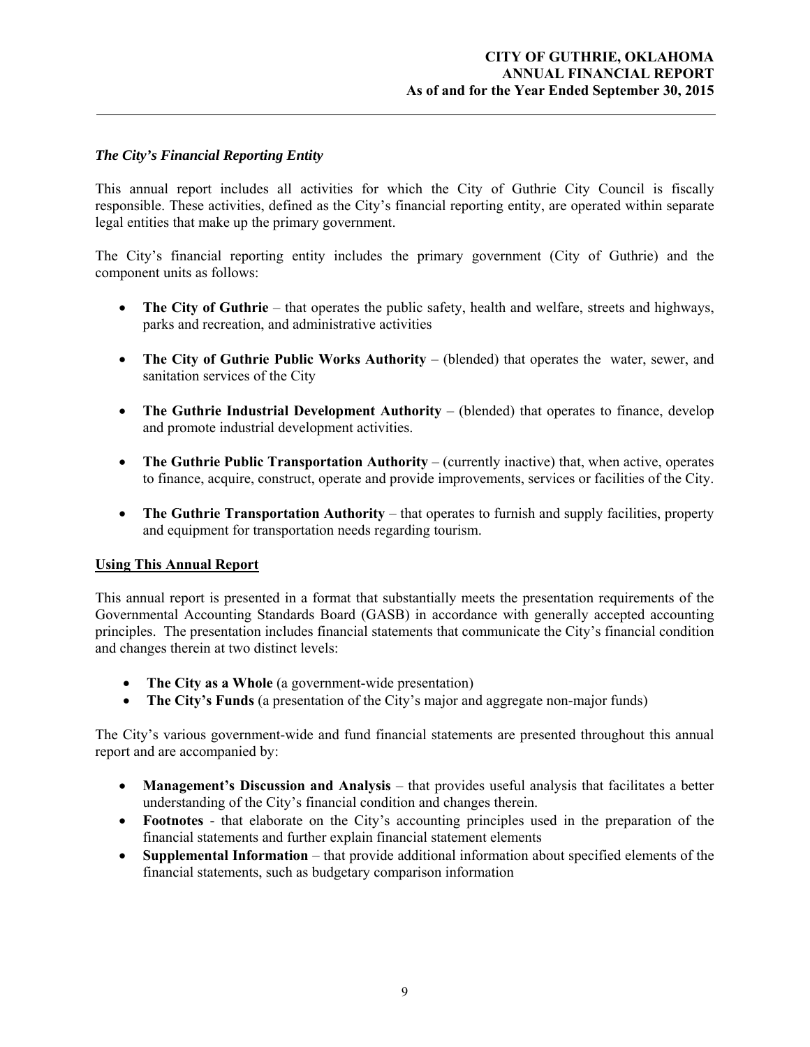*The City's Financial Reporting Entity*

This annual report includes all activities for which the City of Guthrie City Council is fiscally responsible. These activities, defined as the City's financial reporting entity, are operated within separate legal entities that make up the primary government.

The City's financial reporting entity includes the primary government (City of Guthrie) and the component units as follows:

- **The City of Guthrie** – that operates the public safety, health and welfare, streets and highways, parks and recreation, and administrative activities
- **The City of Guthrie Public Works Authority** – (blended) that operates the water, sewer, and sanitation services of the City
- **The Guthrie Industrial Development Authority** – (blended) that operates to finance, develop and promote industrial development activities.
- **The Guthrie Public Transportation Authority** – (currently inactive) that, when active, operates to finance, acquire, construct, operate and provide improvements, services or facilities of the City.
- **The Guthrie Transportation Authority** – that operates to furnish and supply facilities, property and equipment for transportation needs regarding tourism.

## Using This Annual Report

This annual report is presented in a format that substantially meets the presentation requirements of the Governmental Accounting Standards Board (GASB) in accordance with generally accepted accounting principles. The presentation includes financial statements that communicate the City's financial condition and changes therein at two distinct levels:

- **The City as a Whole** (a government-wide presentation)
- **The City's Funds** (a presentation of the City's major and aggregate non-major funds)

The City's various government-wide and fund financial statements are presented throughout this annual report and are accompanied by:

- **Management's Discussion and Analysis** – that provides useful analysis that facilitates a better understanding of the City's financial condition and changes therein.
- **Footnotes** - that elaborate on the City's accounting principles used in the preparation of the financial statements and further explain financial statement elements
- **Supplemental Information** – that provide additional information about specified elements of the financial statements, such as budgetary comparison information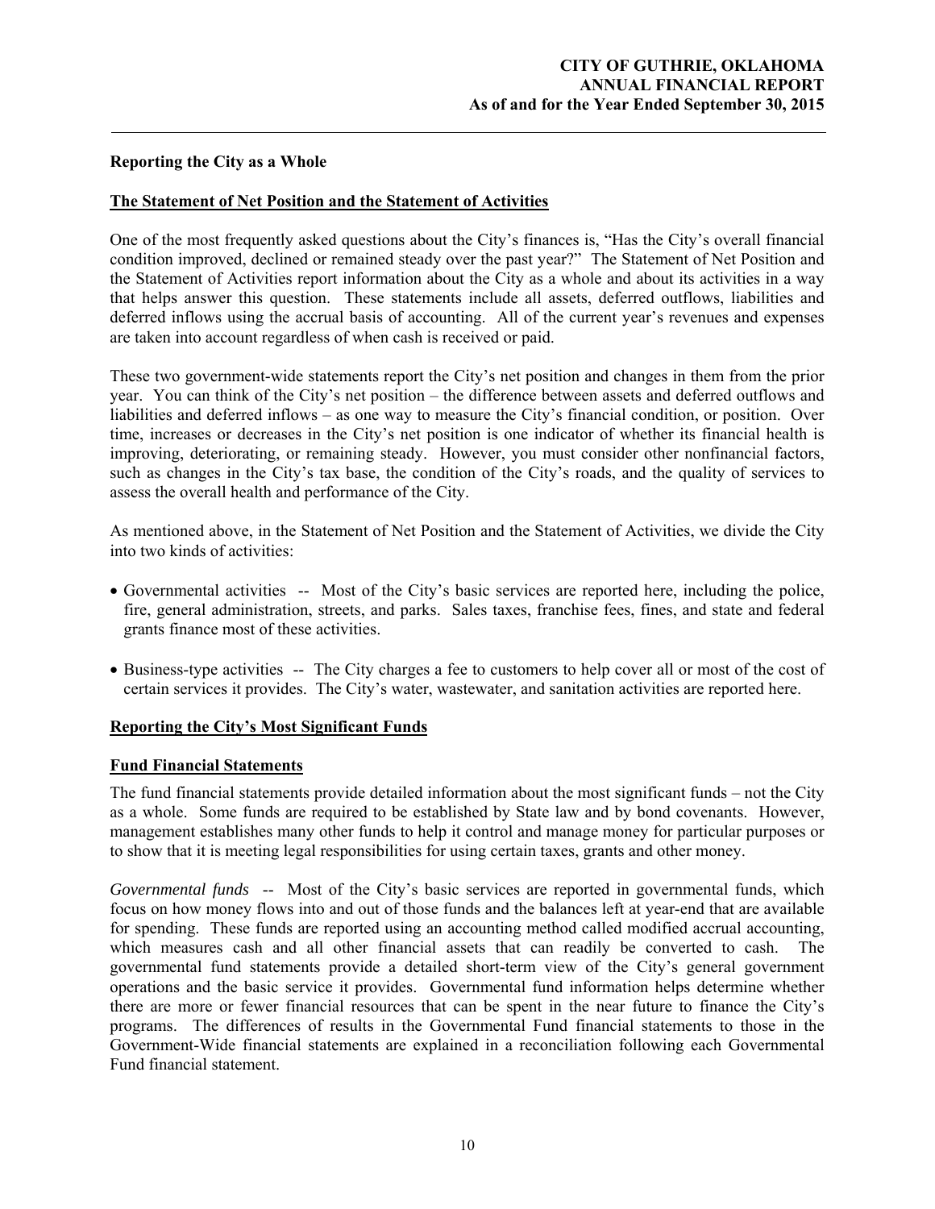### Reporting the City as a Whole

**The Statement of Net Position and the Statement of Activities**

One of the most frequently asked questions about the City's finances is, "Has the City's overall financial condition improved, declined or remained steady over the past year?" The Statement of Net Position and the Statement of Activities report information about the City as a whole and about its activities in a way that helps answer this question. These statements include all assets, deferred outflows, liabilities and deferred inflows using the accrual basis of accounting. All of the current year's revenues and expenses are taken into account regardless of when cash is received or paid.

These two government-wide statements report the City's net position and changes in them from the prior year. You can think of the City's net position – the difference between assets and deferred outflows and liabilities and deferred inflows – as one way to measure the City's financial condition, or position. Over time, increases or decreases in the City's net position is one indicator of whether its financial health is improving, deteriorating, or remaining steady. However, you must consider other nonfinancial factors, such as changes in the City's tax base, the condition of the City's roads, and the quality of services to assess the overall health and performance of the City.

As mentioned above, in the Statement of Net Position and the Statement of Activities, we divide the City into two kinds of activities:

- Governmental activities -- Most of the City's basic services are reported here, including the police, fire, general administration, streets, and parks. Sales taxes, franchise fees, fines, and state and federal grants finance most of these activities.
- Business-type activities -- The City charges a fee to customers to help cover all or most of the cost of certain services it provides. The City's water, wastewater, and sanitation activities are reported here.

**Reporting the City's Most Significant Funds**

**Fund Financial Statements**

The fund financial statements provide detailed information about the most significant funds – not the City as a whole. Some funds are required to be established by State law and by bond covenants. However, management establishes many other funds to help it control and manage money for particular purposes or to show that it is meeting legal responsibilities for using certain taxes, grants and other money.

*Governmental funds* -- Most of the City's basic services are reported in governmental funds, which focus on how money flows into and out of those funds and the balances left at year-end that are available for spending. These funds are reported using an accounting method called modified accrual accounting, which measures cash and all other financial assets that can readily be converted to cash. The governmental fund statements provide a detailed short-term view of the City's general government operations and the basic service it provides. Governmental fund information helps determine whether there are more or fewer financial resources that can be spent in the near future to finance the City's programs. The differences of results in the Governmental Fund financial statements to those in the Government-Wide financial statements are explained in a reconciliation following each Governmental Fund financial statement.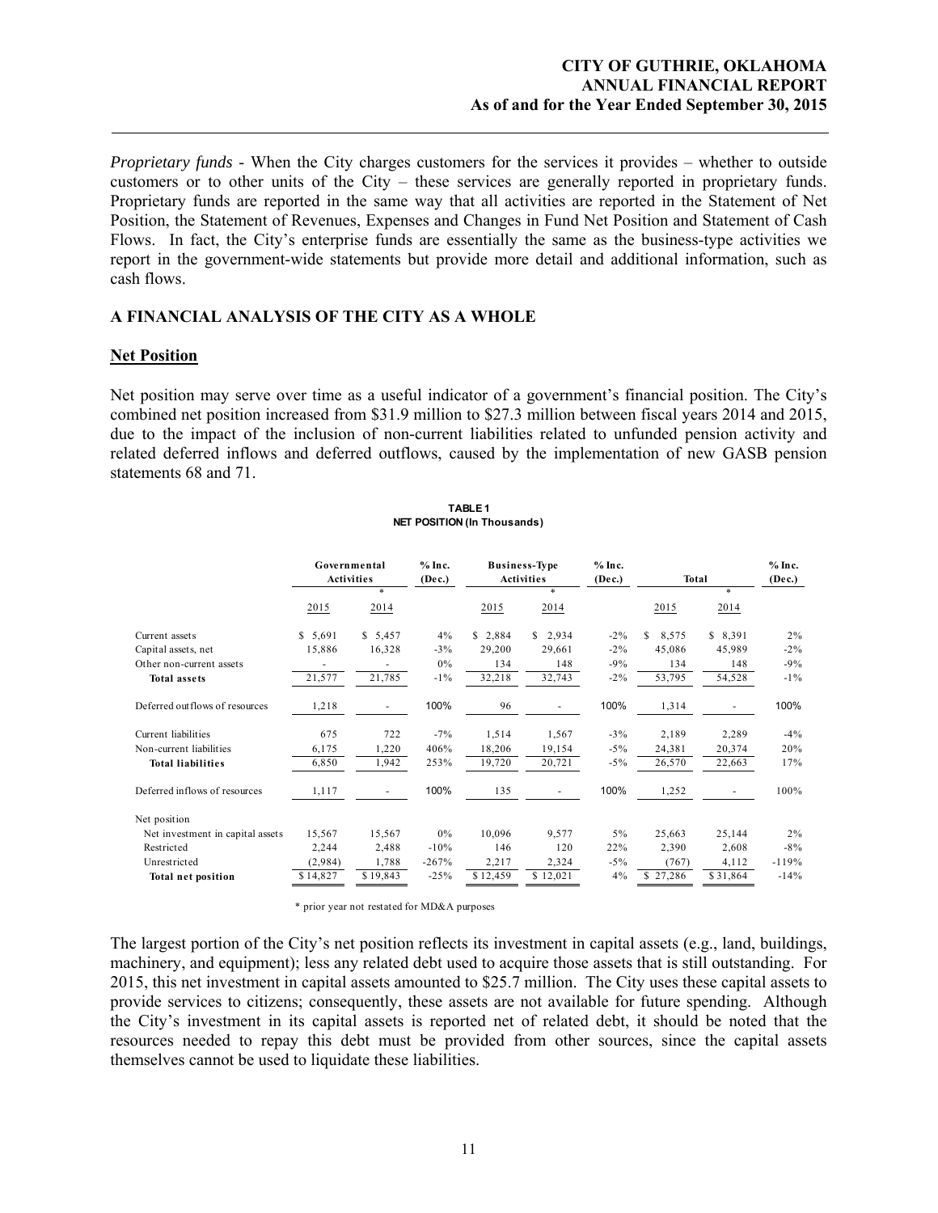*Proprietary funds* - When the City charges customers for the services it provides – whether to outside customers or to other units of the City – these services are generally reported in proprietary funds. Proprietary funds are reported in the same way that all activities are reported in the Statement of Net Position, the Statement of Revenues, Expenses and Changes in Fund Net Position and Statement of Cash Flows. In fact, the City's enterprise funds are essentially the same as the business-type activities we report in the government-wide statements but provide more detail and additional information, such as cash flows.

## A FINANCIAL ANALYSIS OF THE CITY AS A WHOLE

### Net Position

Net position may serve over time as a useful indicator of a government's financial position. The City's combined net position increased from $31.9 million to $27.3 million between fiscal years 2014 and 2015, due to the impact of the inclusion of non-current liabilities related to unfunded pension activity and related deferred inflows and deferred outflows, caused by the implementation of new GASB pension statements 68 and 71.

**TABLE 1**
**NET POSITION (In Thousands)**

| | Governmental Activities | | % Inc. (Dec.) | Business-Type Activities | | % Inc. (Dec.) | Total | | % Inc. (Dec.) |
|---|---|---|---|---|---|---|---|---|---|
| | 2015 | 2014 * | | 2015 | 2014 * | | 2015 | 2014 * | |
| Current assets | $ 5,691 | $ 5,457 | 4% | $ 2,884 | $ 2,934 | -2% | $ 8,575 | $ 8,391 | 2% |
| Capital assets, net | 15,886 | 16,328 | -3% | 29,200 | 29,661 | -2% | 45,086 | 45,989 | -2% |
| Other non-current assets | - | - | 0% | 134 | 148 | -9% | 134 | 148 | -9% |
| **Total assets** | 21,577 | 21,785 | -1% | 32,218 | 32,743 | -2% | 53,795 | 54,528 | -1% |
| Deferred outflows of resources | 1,218 | - | 100% | 96 | - | 100% | 1,314 | - | 100% |
| Current liabilities | 675 | 722 | -7% | 1,514 | 1,567 | -3% | 2,189 | 2,289 | -4% |
| Non-current liabilities | 6,175 | 1,220 | 406% | 18,206 | 19,154 | -5% | 24,381 | 20,374 | 20% |
| **Total liabilities** | 6,850 | 1,942 | 253% | 19,720 | 20,721 | -5% | 26,570 | 22,663 | 17% |
| Deferred inflows of resources | 1,117 | - | 100% | 135 | - | 100% | 1,252 | - | 100% |
| Net position | | | | | | | | | |
| Net investment in capital assets | 15,567 | 15,567 | 0% | 10,096 | 9,577 | 5% | 25,663 | 25,144 | 2% |
| Restricted | 2,244 | 2,488 | -10% | 146 | 120 | 22% | 2,390 | 2,608 | -8% |
| Unrestricted | (2,984) | 1,788 | -267% | 2,217 | 2,324 | -5% | (767) | 4,112 | -119% |
| **Total net position** | $ 14,827 | $ 19,843 | -25% | $ 12,459 | $ 12,021 | 4% | $ 27,286 | $ 31,864 | -14% |

\* prior year not restated for MD&A purposes

The largest portion of the City's net position reflects its investment in capital assets (e.g., land, buildings, machinery, and equipment); less any related debt used to acquire those assets that is still outstanding. For 2015, this net investment in capital assets amounted to $25.7 million. The City uses these capital assets to provide services to citizens; consequently, these assets are not available for future spending. Although the City's investment in its capital assets is reported net of related debt, it should be noted that the resources needed to repay this debt must be provided from other sources, since the capital assets themselves cannot be used to liquidate these liabilities.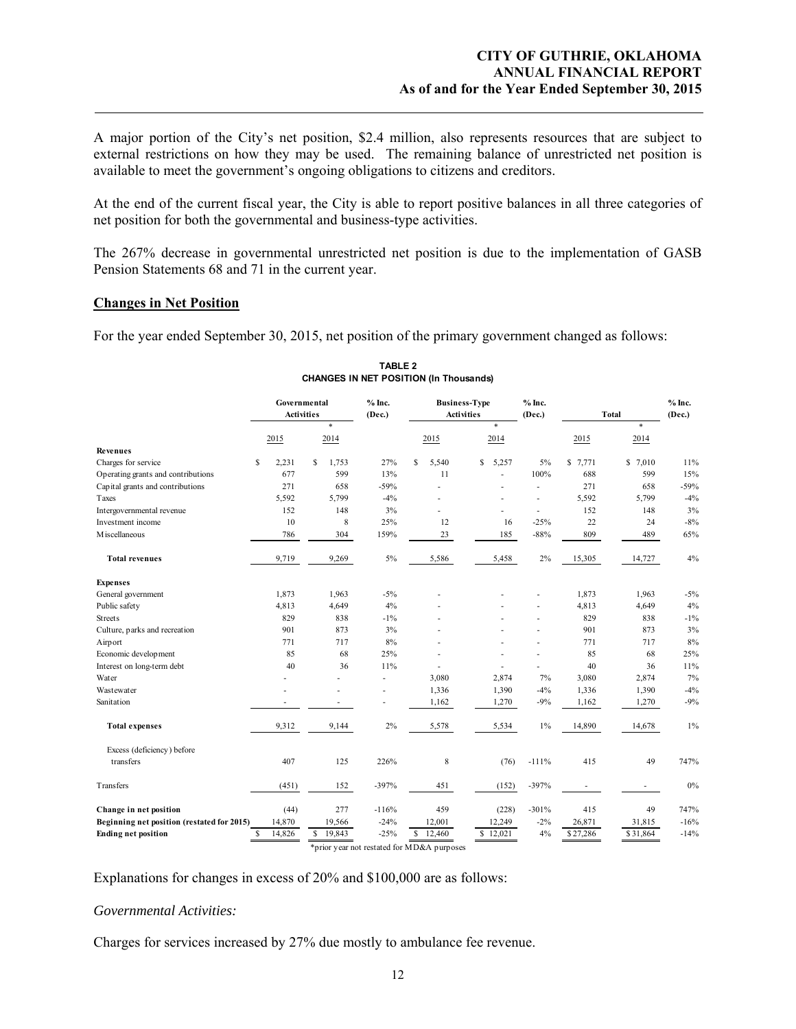A major portion of the City's net position, $2.4 million, also represents resources that are subject to external restrictions on how they may be used. The remaining balance of unrestricted net position is available to meet the government's ongoing obligations to citizens and creditors.

At the end of the current fiscal year, the City is able to report positive balances in all three categories of net position for both the governmental and business-type activities.

The 267% decrease in governmental unrestricted net position is due to the implementation of GASB Pension Statements 68 and 71 in the current year.

## Changes in Net Position

For the year ended September 30, 2015, net position of the primary government changed as follows:

**TABLE 2**
**CHANGES IN NET POSITION (In Thousands)**

| | Governmental Activities | | % Inc. (Dec.) | Business-Type Activities | | % Inc. (Dec.) | Total | | % Inc. (Dec.) |
|---|---|---|---|---|---|---|---|---|---|
| | 2015 | 2014* | | 2015 | 2014* | | 2015 | 2014* | |
| **Revenues** | | | | | | | | | |
| Charges for service | $ 2,231 | $ 1,753 | 27% | $ 5,540 | $ 5,257 | 5% | $ 7,771 | $ 7,010 | 11% |
| Operating grants and contributions | 677 | 599 | 13% | 11 | - | 100% | 688 | 599 | 15% |
| Capital grants and contributions | 271 | 658 | -59% | - | - | - | 271 | 658 | -59% |
| Taxes | 5,592 | 5,799 | -4% | - | - | - | 5,592 | 5,799 | -4% |
| Intergovernmental revenue | 152 | 148 | 3% | - | - | - | 152 | 148 | 3% |
| Investment income | 10 | 8 | 25% | 12 | 16 | -25% | 22 | 24 | -8% |
| Miscellaneous | 786 | 304 | 159% | 23 | 185 | -88% | 809 | 489 | 65% |
| **Total revenues** | 9,719 | 9,269 | 5% | 5,586 | 5,458 | 2% | 15,305 | 14,727 | 4% |
| **Expenses** | | | | | | | | | |
| General government | 1,873 | 1,963 | -5% | - | - | - | 1,873 | 1,963 | -5% |
| Public safety | 4,813 | 4,649 | 4% | - | - | - | 4,813 | 4,649 | 4% |
| Streets | 829 | 838 | -1% | - | - | - | 829 | 838 | -1% |
| Culture, parks and recreation | 901 | 873 | 3% | - | - | - | 901 | 873 | 3% |
| Airport | 771 | 717 | 8% | - | - | - | 771 | 717 | 8% |
| Economic development | 85 | 68 | 25% | - | - | - | 85 | 68 | 25% |
| Interest on long-term debt | 40 | 36 | 11% | - | - | - | 40 | 36 | 11% |
| Water | - | - | - | 3,080 | 2,874 | 7% | 3,080 | 2,874 | 7% |
| Wastewater | - | - | - | 1,336 | 1,390 | -4% | 1,336 | 1,390 | -4% |
| Sanitation | - | - | - | 1,162 | 1,270 | -9% | 1,162 | 1,270 | -9% |
| **Total expenses** | 9,312 | 9,144 | 2% | 5,578 | 5,534 | 1% | 14,890 | 14,678 | 1% |
| Excess (deficiency) before transfers | 407 | 125 | 226% | 8 | (76) | -111% | 415 | 49 | 747% |
| Transfers | (451) | 152 | -397% | 451 | (152) | -397% | - | - | 0% |
| **Change in net position** | (44) | 277 | -116% | 459 | (228) | -301% | 415 | 49 | 747% |
| **Beginning net position (restated for 2015)** | 14,870 | 19,566 | -24% | 12,001 | 12,249 | -2% | 26,871 | 31,815 | -16% |
| **Ending net position** | $ 14,826 | $ 19,843 | -25% | $ 12,460 | $ 12,021 | 4% | $27,286 | $31,864 | -14% |

*prior year not restated for MD&A purposes

Explanations for changes in excess of 20% and $100,000 are as follows:

*Governmental Activities:*

Charges for services increased by 27% due mostly to ambulance fee revenue.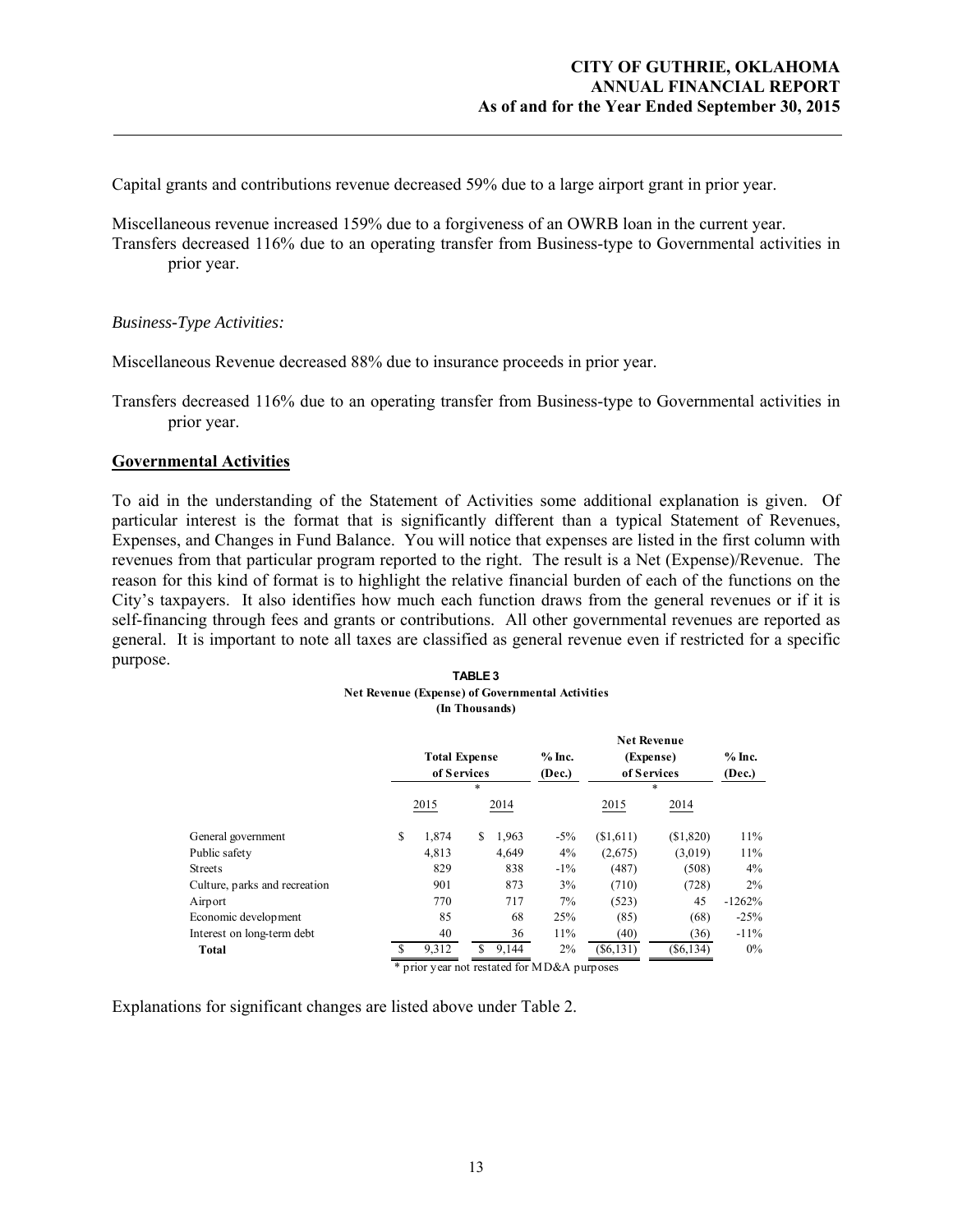Capital grants and contributions revenue decreased 59% due to a large airport grant in prior year.

Miscellaneous revenue increased 159% due to a forgiveness of an OWRB loan in the current year.
Transfers decreased 116% due to an operating transfer from Business-type to Governmental activities in prior year.

*Business-Type Activities:*

Miscellaneous Revenue decreased 88% due to insurance proceeds in prior year.

Transfers decreased 116% due to an operating transfer from Business-type to Governmental activities in prior year.

## Governmental Activities

To aid in the understanding of the Statement of Activities some additional explanation is given. Of particular interest is the format that is significantly different than a typical Statement of Revenues, Expenses, and Changes in Fund Balance. You will notice that expenses are listed in the first column with revenues from that particular program reported to the right. The result is a Net (Expense)/Revenue. The reason for this kind of format is to highlight the relative financial burden of each of the functions on the City's taxpayers. It also identifies how much each function draws from the general revenues or if it is self-financing through fees and grants or contributions. All other governmental revenues are reported as general. It is important to note all taxes are classified as general revenue even if restricted for a specific purpose.

**TABLE 3**
**Net Revenue (Expense) of Governmental Activities**
**(In Thousands)**

| | Total Expense of Services | | % Inc. (Dec.) | Net Revenue (Expense) of Services | | % Inc. (Dec.) |
|---|---|---|---|---|---|---|
| | 2015 | 2014 * | | 2015 | 2014 * | |
| General government | $ 1,874 | $ 1,963 | -5% | ($1,611) | ($1,820) | 11% |
| Public safety | 4,813 | 4,649 | 4% | (2,675) | (3,019) | 11% |
| Streets | 829 | 838 | -1% | (487) | (508) | 4% |
| Culture, parks and recreation | 901 | 873 | 3% | (710) | (728) | 2% |
| Airport | 770 | 717 | 7% | (523) | 45 | -1262% |
| Economic development | 85 | 68 | 25% | (85) | (68) | -25% |
| Interest on long-term debt | 40 | 36 | 11% | (40) | (36) | -11% |
| **Total** | $ 9,312 | $ 9,144 | 2% | ($6,131) | ($6,134) | 0% |

\* prior year not restated for MD&A purposes

Explanations for significant changes are listed above under Table 2.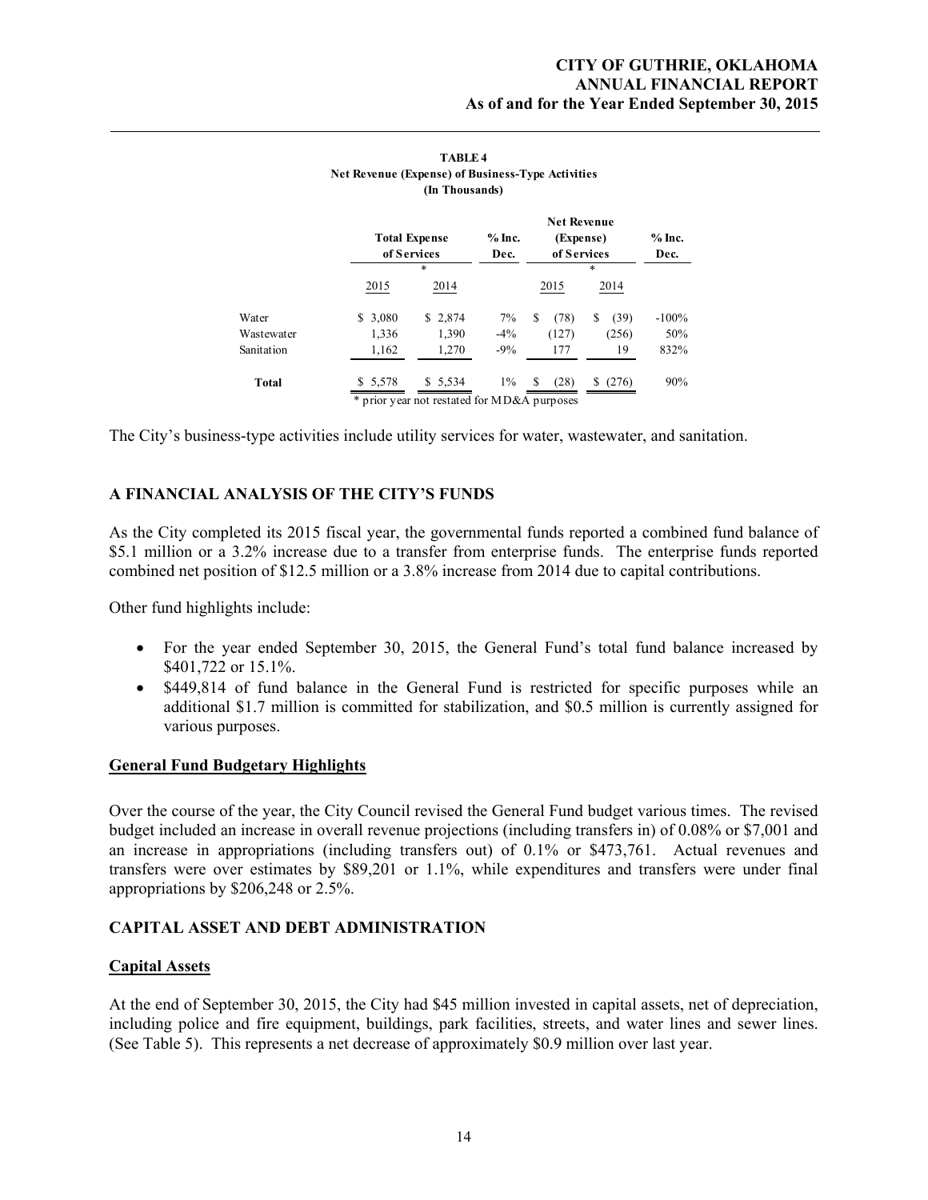**TABLE 4**
**Net Revenue (Expense) of Business-Type Activities**
**(In Thousands)**

| | Total Expense of Services | | % Inc. Dec. | Net Revenue (Expense) of Services | | % Inc. Dec. |
|---|---|---|---|---|---|---|
| | 2015 | 2014 * | | 2015 | 2014 * | |
| Water | $ 3,080 | $ 2,874 | 7% | $ (78) | $ (39) | -100% |
| Wastewater | 1,336 | 1,390 | -4% | (127) | (256) | 50% |
| Sanitation | 1,162 | 1,270 | -9% | 177 | 19 | 832% |
| **Total** | $ 5,578 | $ 5,534 | 1% | $ (28) | $ (276) | 90% |

\* prior year not restated for MD&A purposes

The City's business-type activities include utility services for water, wastewater, and sanitation.

## A FINANCIAL ANALYSIS OF THE CITY'S FUNDS

As the City completed its 2015 fiscal year, the governmental funds reported a combined fund balance of $5.1 million or a 3.2% increase due to a transfer from enterprise funds. The enterprise funds reported combined net position of $12.5 million or a 3.8% increase from 2014 due to capital contributions.

Other fund highlights include:

- For the year ended September 30, 2015, the General Fund's total fund balance increased by $401,722 or 15.1%.
- $449,814 of fund balance in the General Fund is restricted for specific purposes while an additional $1.7 million is committed for stabilization, and $0.5 million is currently assigned for various purposes.

### General Fund Budgetary Highlights

Over the course of the year, the City Council revised the General Fund budget various times. The revised budget included an increase in overall revenue projections (including transfers in) of 0.08% or $7,001 and an increase in appropriations (including transfers out) of 0.1% or $473,761. Actual revenues and transfers were over estimates by $89,201 or 1.1%, while expenditures and transfers were under final appropriations by $206,248 or 2.5%.

## CAPITAL ASSET AND DEBT ADMINISTRATION

### Capital Assets

At the end of September 30, 2015, the City had $45 million invested in capital assets, net of depreciation, including police and fire equipment, buildings, park facilities, streets, and water lines and sewer lines. (See Table 5). This represents a net decrease of approximately $0.9 million over last year.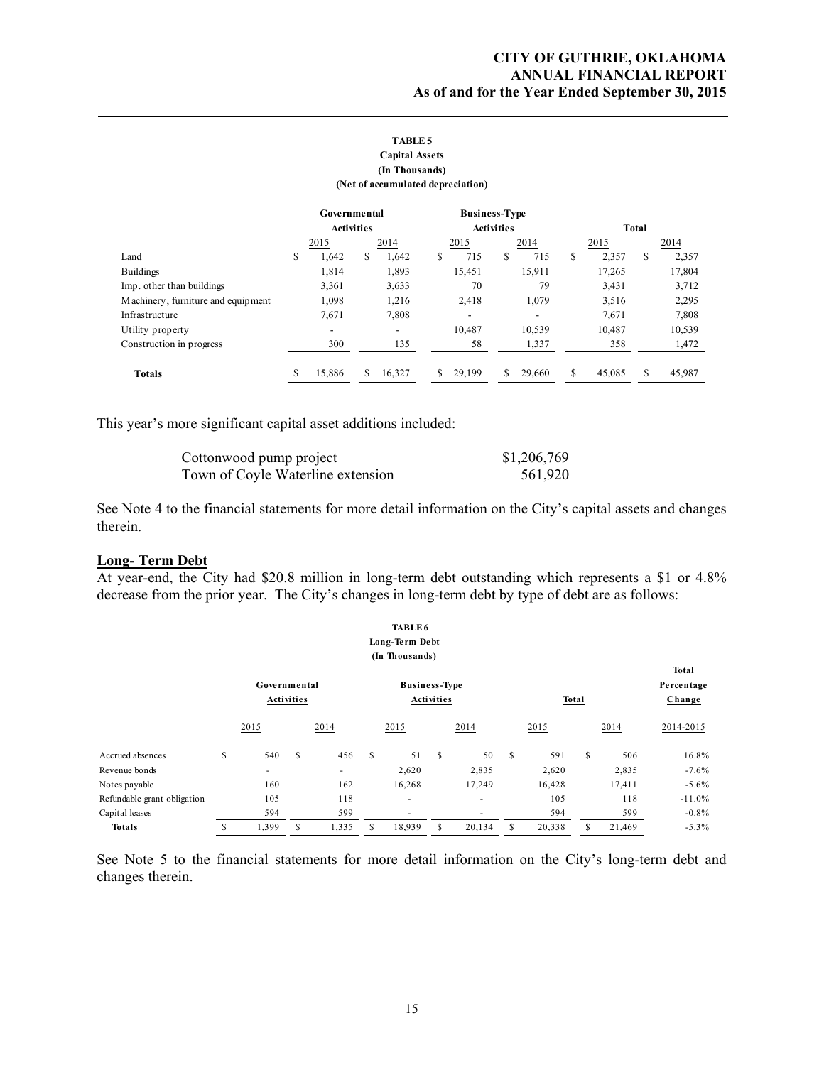**TABLE 5**
**Capital Assets**
**(In Thousands)**
**(Net of accumulated depreciation)**

| | Governmental Activities | | Business-Type Activities | | Total | |
|---|---|---|---|---|---|---|
| | 2015 | 2014 | 2015 | 2014 | 2015 | 2014 |
| Land | $ 1,642 | $ 1,642 | $ 715 | $ 715 | $ 2,357 | $ 2,357 |
| Buildings | 1,814 | 1,893 | 15,451 | 15,911 | 17,265 | 17,804 |
| Imp. other than buildings | 3,361 | 3,633 | 70 | 79 | 3,431 | 3,712 |
| Machinery, furniture and equipment | 1,098 | 1,216 | 2,418 | 1,079 | 3,516 | 2,295 |
| Infrastructure | 7,671 | 7,808 | - | - | 7,671 | 7,808 |
| Utility property | - | - | 10,487 | 10,539 | 10,487 | 10,539 |
| Construction in progress | 300 | 135 | 58 | 1,337 | 358 | 1,472 |
| **Totals** | $ 15,886 | $ 16,327 | $ 29,199 | $ 29,660 | $ 45,085 | $ 45,987 |

This year's more significant capital asset additions included:

| | |
|---|---|
| Cottonwood pump project | $1,206,769 |
| Town of Coyle Waterline extension | 561,920 |

See Note 4 to the financial statements for more detail information on the City's capital assets and changes therein.

## Long- Term Debt

At year-end, the City had $20.8 million in long-term debt outstanding which represents a $1 or 4.8% decrease from the prior year. The City's changes in long-term debt by type of debt are as follows:

**TABLE 6**
**Long-Term Debt**
**(In Thousands)**

| | Governmental Activities | | Business-Type Activities | | Total | | Total Percentage Change |
|---|---|---|---|---|---|---|---|
| | 2015 | 2014 | 2015 | 2014 | 2015 | 2014 | 2014-2015 |
| Accrued absences | $ 540 | $ 456 | $ 51 | $ 50 | $ 591 | $ 506 | 16.8% |
| Revenue bonds | - | - | 2,620 | 2,835 | 2,620 | 2,835 | -7.6% |
| Notes payable | 160 | 162 | 16,268 | 17,249 | 16,428 | 17,411 | -5.6% |
| Refundable grant obligation | 105 | 118 | - | - | 105 | 118 | -11.0% |
| Capital leases | 594 | 599 | - | - | 594 | 599 | -0.8% |
| **Totals** | $ 1,399 | $ 1,335 | $ 18,939 | $ 20,134 | $ 20,338 | $ 21,469 | -5.3% |

See Note 5 to the financial statements for more detail information on the City's long-term debt and changes therein.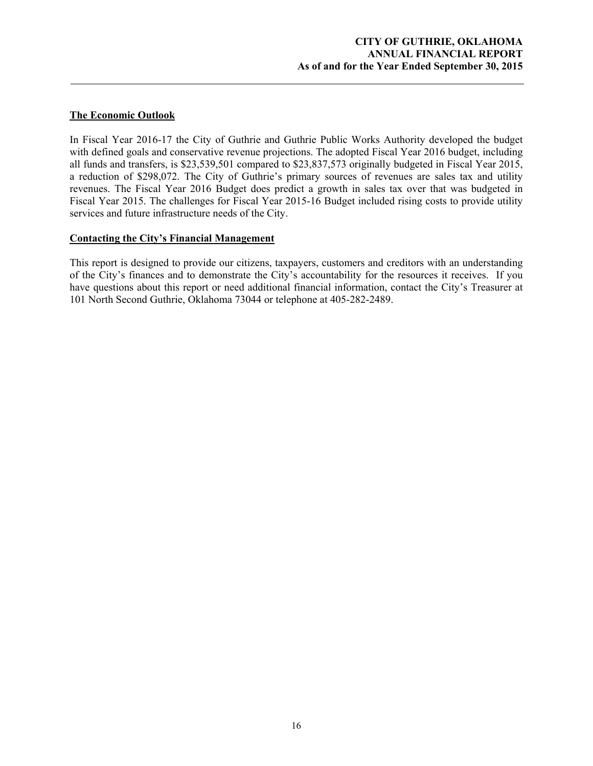**The Economic Outlook**

In Fiscal Year 2016-17 the City of Guthrie and Guthrie Public Works Authority developed the budget with defined goals and conservative revenue projections. The adopted Fiscal Year 2016 budget, including all funds and transfers, is $23,539,501 compared to $23,837,573 originally budgeted in Fiscal Year 2015, a reduction of $298,072. The City of Guthrie's primary sources of revenues are sales tax and utility revenues. The Fiscal Year 2016 Budget does predict a growth in sales tax over that was budgeted in Fiscal Year 2015. The challenges for Fiscal Year 2015-16 Budget included rising costs to provide utility services and future infrastructure needs of the City.

**Contacting the City's Financial Management**

This report is designed to provide our citizens, taxpayers, customers and creditors with an understanding of the City's finances and to demonstrate the City's accountability for the resources it receives. If you have questions about this report or need additional financial information, contact the City's Treasurer at 101 North Second Guthrie, Oklahoma 73044 or telephone at 405-282-2489.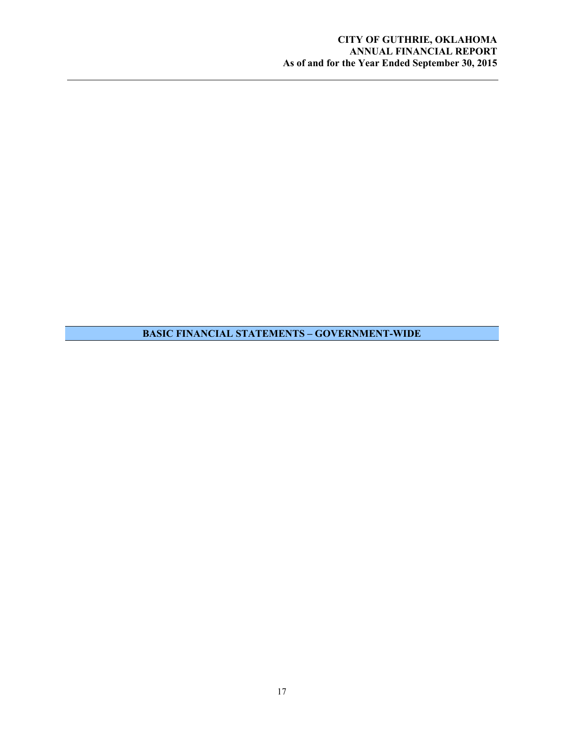# BASIC FINANCIAL STATEMENTS – GOVERNMENT-WIDE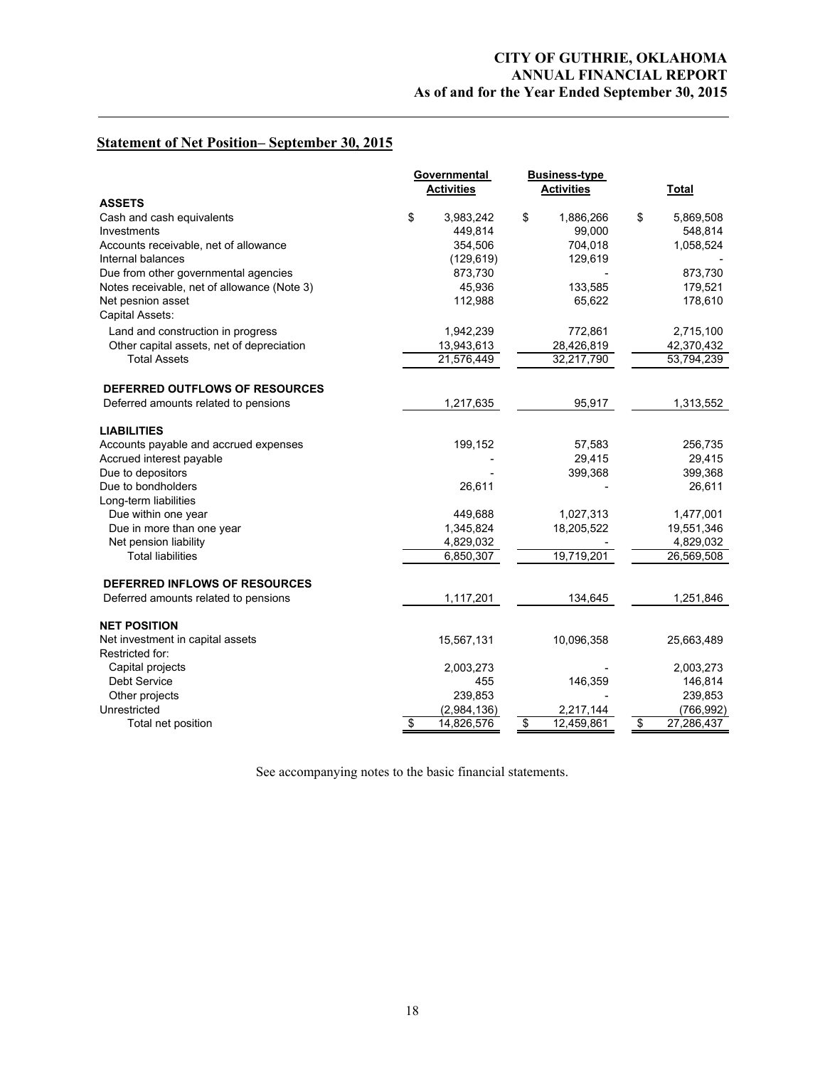## Statement of Net Position– September 30, 2015

| | Governmental Activities | Business-type Activities | Total |
|---|---|---|---|
| **ASSETS** | | | |
| Cash and cash equivalents | $ 3,983,242 | $ 1,886,266 | $ 5,869,508 |
| Investments | 449,814 | 99,000 | 548,814 |
| Accounts receivable, net of allowance | 354,506 | 704,018 | 1,058,524 |
| Internal balances | (129,619) | 129,619 | - |
| Due from other governmental agencies | 873,730 | - | 873,730 |
| Notes receivable, net of allowance (Note 3) | 45,936 | 133,585 | 179,521 |
| Net pesnion asset | 112,988 | 65,622 | 178,610 |
| Capital Assets: | | | |
| Land and construction in progress | 1,942,239 | 772,861 | 2,715,100 |
| Other capital assets, net of depreciation | 13,943,613 | 28,426,819 | 42,370,432 |
| Total Assets | 21,576,449 | 32,217,790 | 53,794,239 |
| **DEFERRED OUTFLOWS OF RESOURCES** | | | |
| Deferred amounts related to pensions | 1,217,635 | 95,917 | 1,313,552 |
| **LIABILITIES** | | | |
| Accounts payable and accrued expenses | 199,152 | 57,583 | 256,735 |
| Accrued interest payable | - | 29,415 | 29,415 |
| Due to depositors | - | 399,368 | 399,368 |
| Due to bondholders | 26,611 | - | 26,611 |
| Long-term liabilities | | | |
| Due within one year | 449,688 | 1,027,313 | 1,477,001 |
| Due in more than one year | 1,345,824 | 18,205,522 | 19,551,346 |
| Net pension liability | 4,829,032 | - | 4,829,032 |
| Total liabilities | 6,850,307 | 19,719,201 | 26,569,508 |
| **DEFERRED INFLOWS OF RESOURCES** | | | |
| Deferred amounts related to pensions | 1,117,201 | 134,645 | 1,251,846 |
| **NET POSITION** | | | |
| Net investment in capital assets | 15,567,131 | 10,096,358 | 25,663,489 |
| Restricted for: | | | |
| Capital projects | 2,003,273 | - | 2,003,273 |
| Debt Service | 455 | 146,359 | 146,814 |
| Other projects | 239,853 | - | 239,853 |
| Unrestricted | (2,984,136) | 2,217,144 | (766,992) |
| Total net position | $ 14,826,576 | $ 12,459,861 | $ 27,286,437 |

See accompanying notes to the basic financial statements.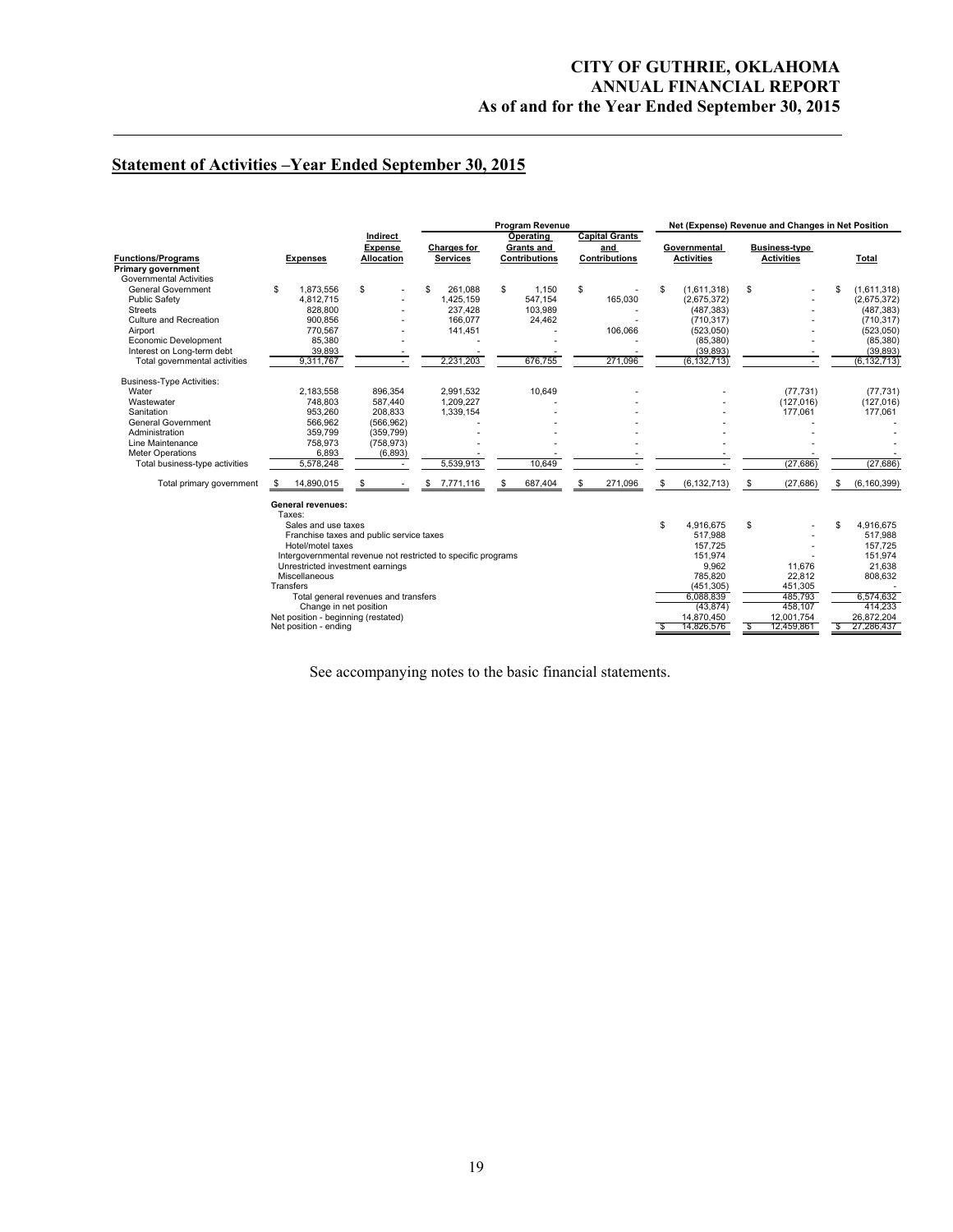# CITY OF GUTHRIE, OKLAHOMA
# ANNUAL FINANCIAL REPORT
# As of and for the Year Ended September 30, 2015

## Statement of Activities –Year Ended September 30, 2015

| | | | Program Revenue | | | Net (Expense) Revenue and Changes in Net Position | | |
|---|---|---|---|---|---|---|---|---|
| **Functions/Programs** | **Expenses** | **Indirect Expense Allocation** | **Charges for Services** | **Operating Grants and Contributions** | **Capital Grants and Contributions** | **Governmental Activities** | **Business-type Activities** | **Total** |
| **Primary government** | | | | | | | | |
| Governmental Activities | | | | | | | | |
| General Government | $ 1,873,556 | $ - | $ 261,088 | $ 1,150 | $ - | $ (1,611,318) | $ - | $ (1,611,318) |
| Public Safety | 4,812,715 | - | 1,425,159 | 547,154 | 165,030 | (2,675,372) | - | (2,675,372) |
| Streets | 828,800 | - | 237,428 | 103,989 | - | (487,383) | - | (487,383) |
| Culture and Recreation | 900,856 | - | 166,077 | 24,462 | - | (710,317) | - | (710,317) |
| Airport | 770,567 | - | 141,451 | - | 106,066 | (523,050) | - | (523,050) |
| Economic Development | 85,380 | - | - | - | - | (85,380) | - | (85,380) |
| Interest on Long-term debt | 39,893 | - | - | - | - | (39,893) | - | (39,893) |
| Total governmental activities | 9,311,767 | - | 2,231,203 | 676,755 | 271,096 | (6,132,713) | - | (6,132,713) |
| Business-Type Activities: | | | | | | | | |
| Water | 2,183,558 | 896,354 | 2,991,532 | 10,649 | - | - | (77,731) | (77,731) |
| Wastewater | 748,803 | 587,440 | 1,209,227 | - | - | - | (127,016) | (127,016) |
| Sanitation | 953,260 | 208,833 | 1,339,154 | - | - | - | 177,061 | 177,061 |
| General Government | 566,962 | (566,962) | - | - | - | - | - | - |
| Administration | 359,799 | (359,799) | - | - | - | - | - | - |
| Line Maintenance | 758,973 | (758,973) | - | - | - | - | - | - |
| Meter Operations | 6,893 | (6,893) | - | - | - | - | - | - |
| Total business-type activities | 5,578,248 | - | 5,539,913 | 10,649 | - | - | (27,686) | (27,686) |
| Total primary government | $ 14,890,015 | $ - | $ 7,771,116 | $ 687,404 | $ 271,096 | $ (6,132,713) | $ (27,686) | $ (6,160,399) |
| **General revenues:** | | | | | | | | |
| Taxes: | | | | | | | | |
| Sales and use taxes | | | | | | $ 4,916,675 | $ - | $ 4,916,675 |
| Franchise taxes and public service taxes | | | | | | 517,988 | - | 517,988 |
| Hotel/motel taxes | | | | | | 157,725 | - | 157,725 |
| Intergovernmental revenue not restricted to specific programs | | | | | | 151,974 | - | 151,974 |
| Unrestricted investment earnings | | | | | | 9,962 | 11,676 | 21,638 |
| Miscellaneous | | | | | | 785,820 | 22,812 | 808,632 |
| Transfers | | | | | | (451,305) | 451,305 | - |
| Total general revenues and transfers | | | | | | 6,088,839 | 485,793 | 6,574,632 |
| Change in net position | | | | | | (43,874) | 458,107 | 414,233 |
| Net position - beginning (restated) | | | | | | 14,870,450 | 12,001,754 | 26,872,204 |
| Net position - ending | | | | | | $ 14,826,576 | $ 12,459,861 | $ 27,286,437 |

See accompanying notes to the basic financial statements.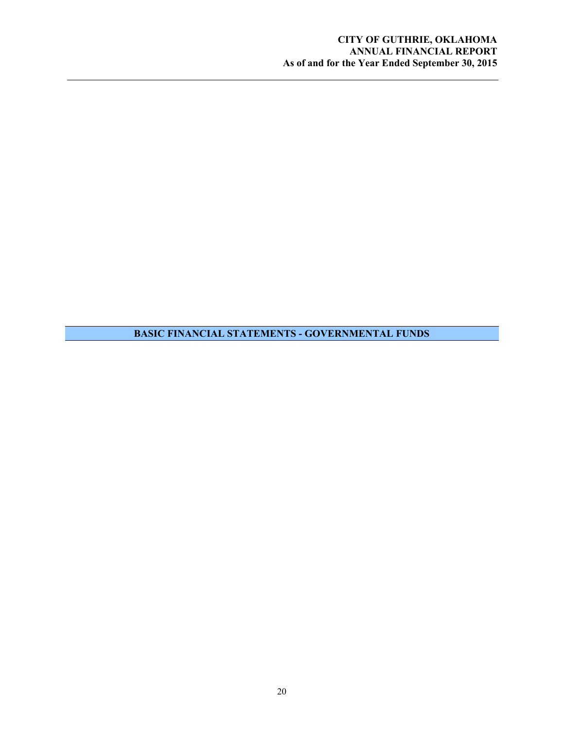## BASIC FINANCIAL STATEMENTS - GOVERNMENTAL FUNDS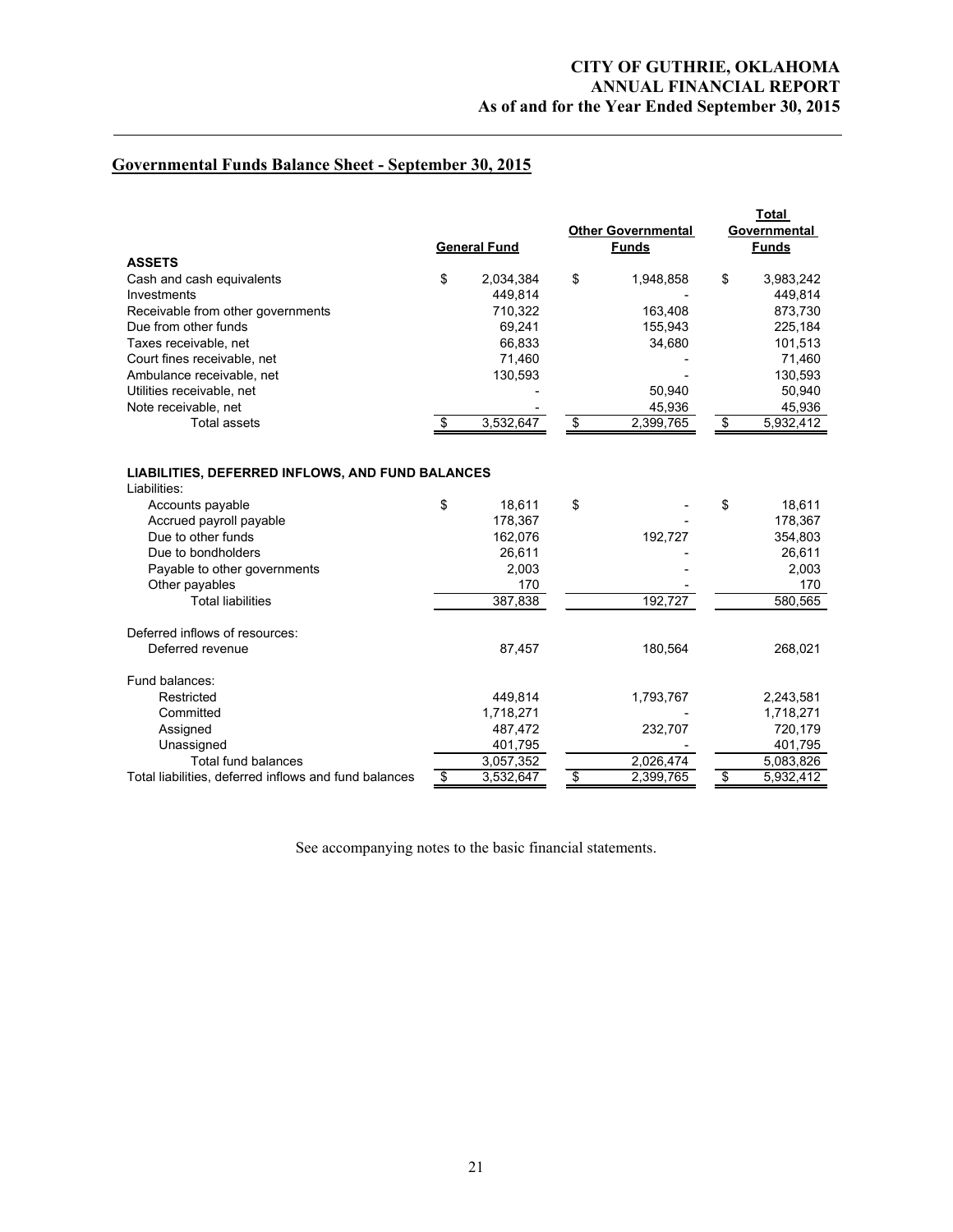## Governmental Funds Balance Sheet - September 30, 2015

| | General Fund | Other Governmental Funds | Total Governmental Funds |
|---|---|---|---|
| **ASSETS** | | | |
| Cash and cash equivalents | $ 2,034,384 | $ 1,948,858 | $ 3,983,242 |
| Investments | 449,814 | - | 449,814 |
| Receivable from other governments | 710,322 | 163,408 | 873,730 |
| Due from other funds | 69,241 | 155,943 | 225,184 |
| Taxes receivable, net | 66,833 | 34,680 | 101,513 |
| Court fines receivable, net | 71,460 | - | 71,460 |
| Ambulance receivable, net | 130,593 | - | 130,593 |
| Utilities receivable, net | - | 50,940 | 50,940 |
| Note receivable, net | - | 45,936 | 45,936 |
| Total assets | $ 3,532,647 | $ 2,399,765 | $ 5,932,412 |
| **LIABILITIES, DEFERRED INFLOWS, AND FUND BALANCES** | | | |
| Liabilities: | | | |
| Accounts payable | $ 18,611 | $ - | $ 18,611 |
| Accrued payroll payable | 178,367 | - | 178,367 |
| Due to other funds | 162,076 | 192,727 | 354,803 |
| Due to bondholders | 26,611 | - | 26,611 |
| Payable to other governments | 2,003 | - | 2,003 |
| Other payables | 170 | - | 170 |
| Total liabilities | 387,838 | 192,727 | 580,565 |
| Deferred inflows of resources: | | | |
| Deferred revenue | 87,457 | 180,564 | 268,021 |
| Fund balances: | | | |
| Restricted | 449,814 | 1,793,767 | 2,243,581 |
| Committed | 1,718,271 | - | 1,718,271 |
| Assigned | 487,472 | 232,707 | 720,179 |
| Unassigned | 401,795 | - | 401,795 |
| Total fund balances | 3,057,352 | 2,026,474 | 5,083,826 |
| Total liabilities, deferred inflows and fund balances | $ 3,532,647 | $ 2,399,765 | $ 5,932,412 |

See accompanying notes to the basic financial statements.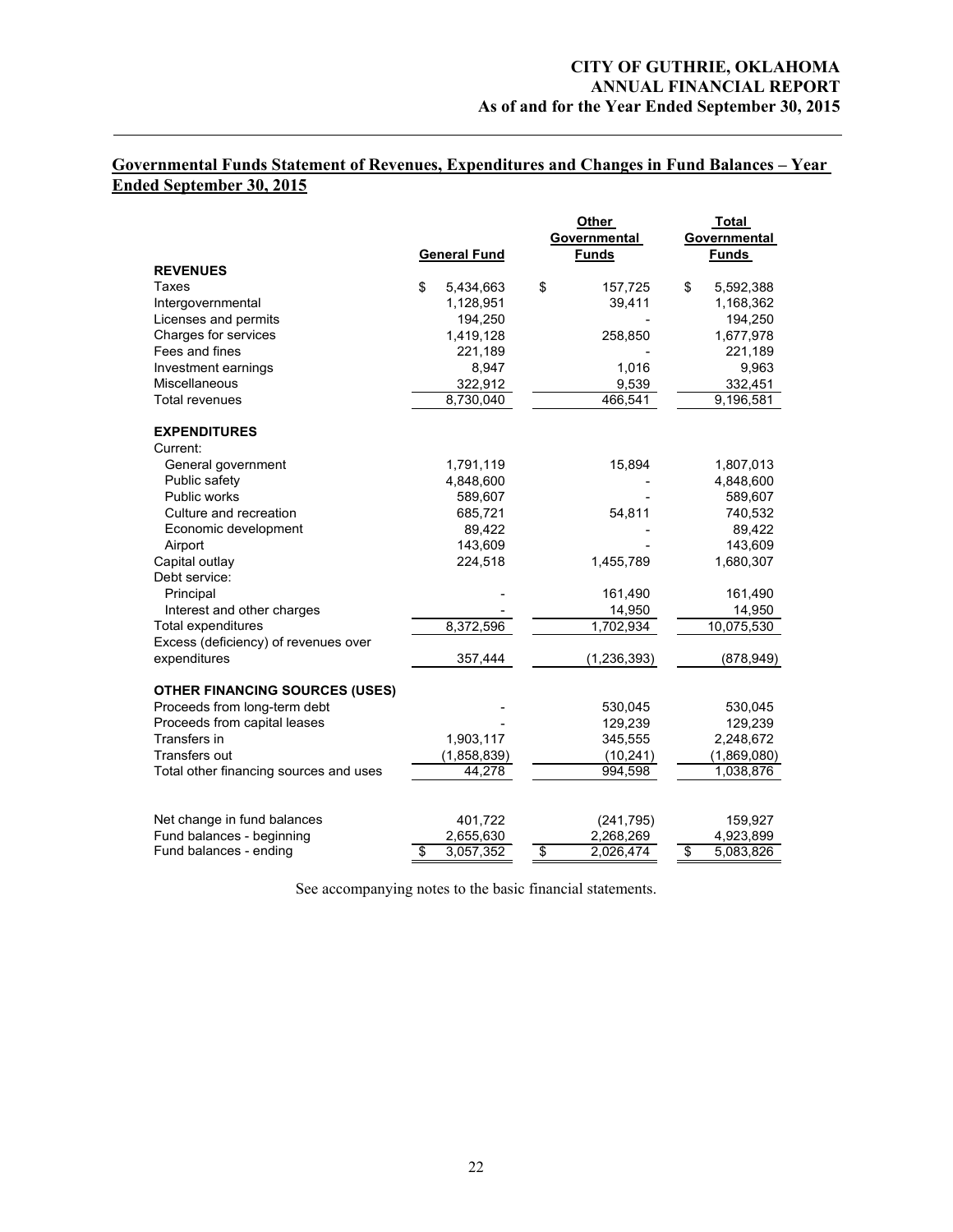## Governmental Funds Statement of Revenues, Expenditures and Changes in Fund Balances – Year Ended September 30, 2015

| | General Fund | Other Governmental Funds | Total Governmental Funds |
|---|---|---|---|
| **REVENUES** | | | |
| Taxes | $ 5,434,663 | $ 157,725 | $ 5,592,388 |
| Intergovernmental | 1,128,951 | 39,411 | 1,168,362 |
| Licenses and permits | 194,250 | - | 194,250 |
| Charges for services | 1,419,128 | 258,850 | 1,677,978 |
| Fees and fines | 221,189 | - | 221,189 |
| Investment earnings | 8,947 | 1,016 | 9,963 |
| Miscellaneous | 322,912 | 9,539 | 332,451 |
| Total revenues | 8,730,040 | 466,541 | 9,196,581 |
| **EXPENDITURES** | | | |
| Current: | | | |
| General government | 1,791,119 | 15,894 | 1,807,013 |
| Public safety | 4,848,600 | - | 4,848,600 |
| Public works | 589,607 | - | 589,607 |
| Culture and recreation | 685,721 | 54,811 | 740,532 |
| Economic development | 89,422 | - | 89,422 |
| Airport | 143,609 | - | 143,609 |
| Capital outlay | 224,518 | 1,455,789 | 1,680,307 |
| Debt service: | | | |
| Principal | - | 161,490 | 161,490 |
| Interest and other charges | - | 14,950 | 14,950 |
| Total expenditures | 8,372,596 | 1,702,934 | 10,075,530 |
| Excess (deficiency) of revenues over expenditures | 357,444 | (1,236,393) | (878,949) |
| **OTHER FINANCING SOURCES (USES)** | | | |
| Proceeds from long-term debt | - | 530,045 | 530,045 |
| Proceeds from capital leases | - | 129,239 | 129,239 |
| Transfers in | 1,903,117 | 345,555 | 2,248,672 |
| Transfers out | (1,858,839) | (10,241) | (1,869,080) |
| Total other financing sources and uses | 44,278 | 994,598 | 1,038,876 |
| Net change in fund balances | 401,722 | (241,795) | 159,927 |
| Fund balances - beginning | 2,655,630 | 2,268,269 | 4,923,899 |
| Fund balances - ending | $ 3,057,352 | $ 2,026,474 | $ 5,083,826 |

See accompanying notes to the basic financial statements.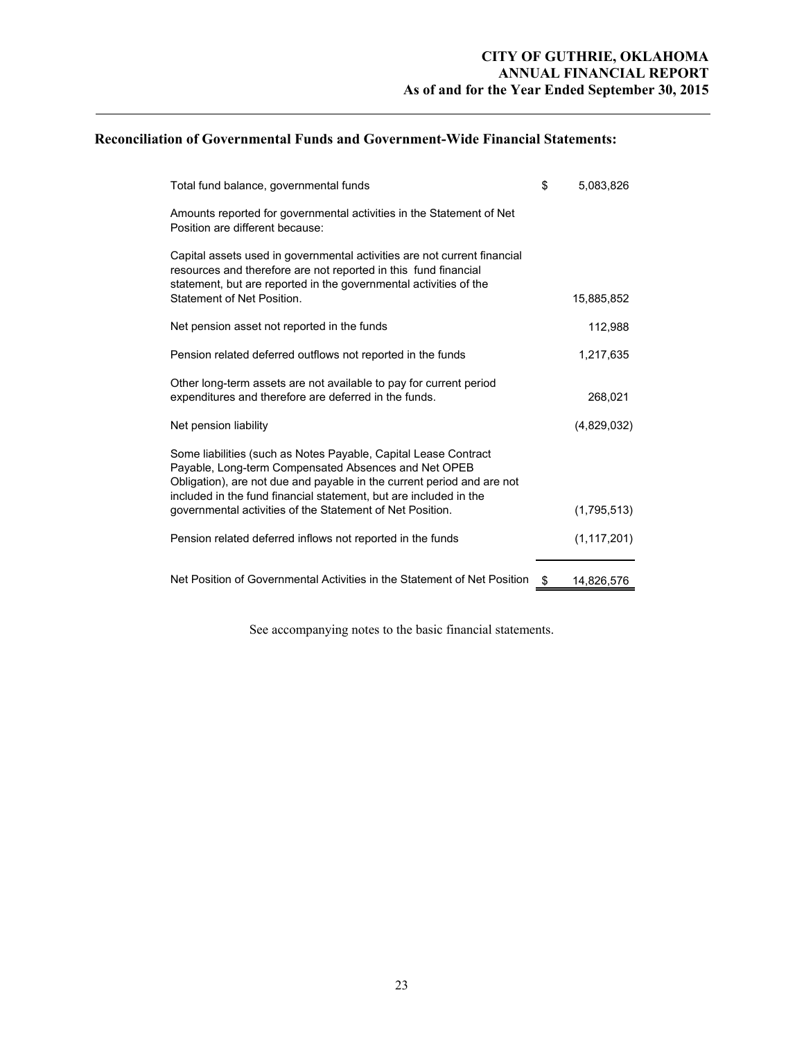## Reconciliation of Governmental Funds and Government-Wide Financial Statements:

| | |
|---|---|
| Total fund balance, governmental funds | $ 5,083,826 |
| Amounts reported for governmental activities in the Statement of Net Position are different because: | |
| Capital assets used in governmental activities are not current financial resources and therefore are not reported in this fund financial statement, but are reported in the governmental activities of the Statement of Net Position. | 15,885,852 |
| Net pension asset not reported in the funds | 112,988 |
| Pension related deferred outflows not reported in the funds | 1,217,635 |
| Other long-term assets are not available to pay for current period expenditures and therefore are deferred in the funds. | 268,021 |
| Net pension liability | (4,829,032) |
| Some liabilities (such as Notes Payable, Capital Lease Contract Payable, Long-term Compensated Absences and Net OPEB Obligation), are not due and payable in the current period and are not included in the fund financial statement, but are included in the governmental activities of the Statement of Net Position. | (1,795,513) |
| Pension related deferred inflows not reported in the funds | (1,117,201) |
| Net Position of Governmental Activities in the Statement of Net Position | $ 14,826,576 |

See accompanying notes to the basic financial statements.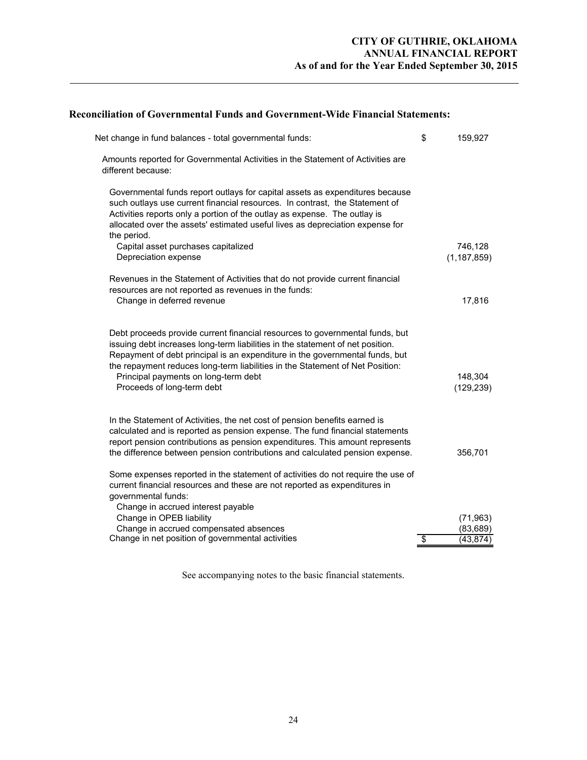## Reconciliation of Governmental Funds and Government-Wide Financial Statements:

| | | |
|---|---|---|
| Net change in fund balances - total governmental funds: | $ | 159,927 |
| Amounts reported for Governmental Activities in the Statement of Activities are different because: | | |
| Governmental funds report outlays for capital assets as expenditures because such outlays use current financial resources. In contrast, the Statement of Activities reports only a portion of the outlay as expense. The outlay is allocated over the assets' estimated useful lives as depreciation expense for the period. | | |
| Capital asset purchases capitalized | | 746,128 |
| Depreciation expense | | (1,187,859) |
| Revenues in the Statement of Activities that do not provide current financial resources are not reported as revenues in the funds: | | |
| Change in deferred revenue | | 17,816 |
| Debt proceeds provide current financial resources to governmental funds, but issuing debt increases long-term liabilities in the statement of net position. Repayment of debt principal is an expenditure in the governmental funds, but the repayment reduces long-term liabilities in the Statement of Net Position: | | |
| Principal payments on long-term debt | | 148,304 |
| Proceeds of long-term debt | | (129,239) |
| In the Statement of Activities, the net cost of pension benefits earned is calculated and is reported as pension expense. The fund financial statements report pension contributions as pension expenditures. This amount represents the difference between pension contributions and calculated pension expense. | | 356,701 |
| Some expenses reported in the statement of activities do not require the use of current financial resources and these are not reported as expenditures in governmental funds: | | |
| Change in accrued interest payable | | |
| Change in OPEB liability | | (71,963) |
| Change in accrued compensated absences | | (83,689) |
| Change in net position of governmental activities | $ | (43,874) |

See accompanying notes to the basic financial statements.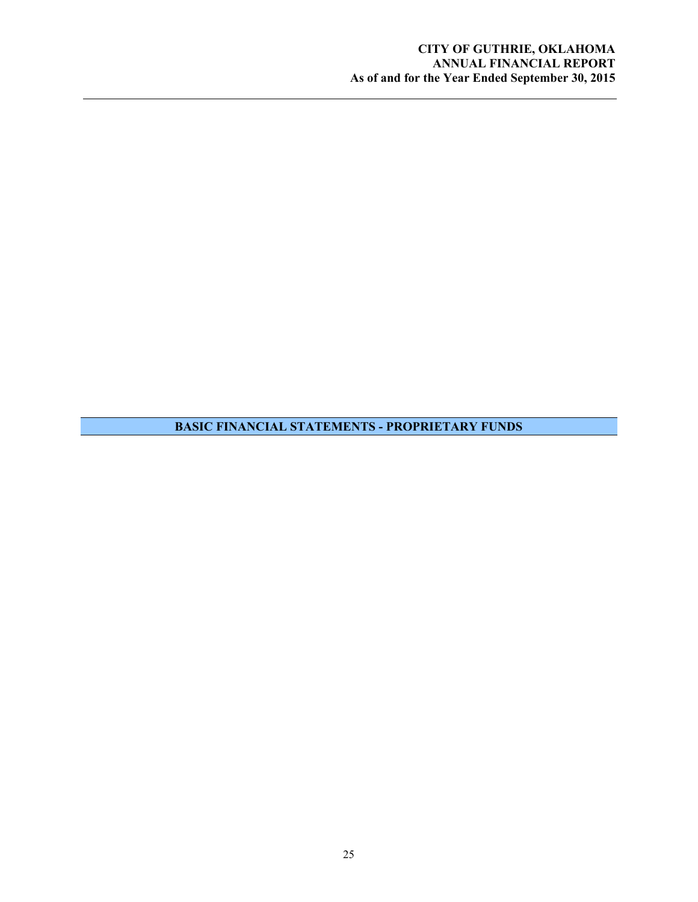## BASIC FINANCIAL STATEMENTS - PROPRIETARY FUNDS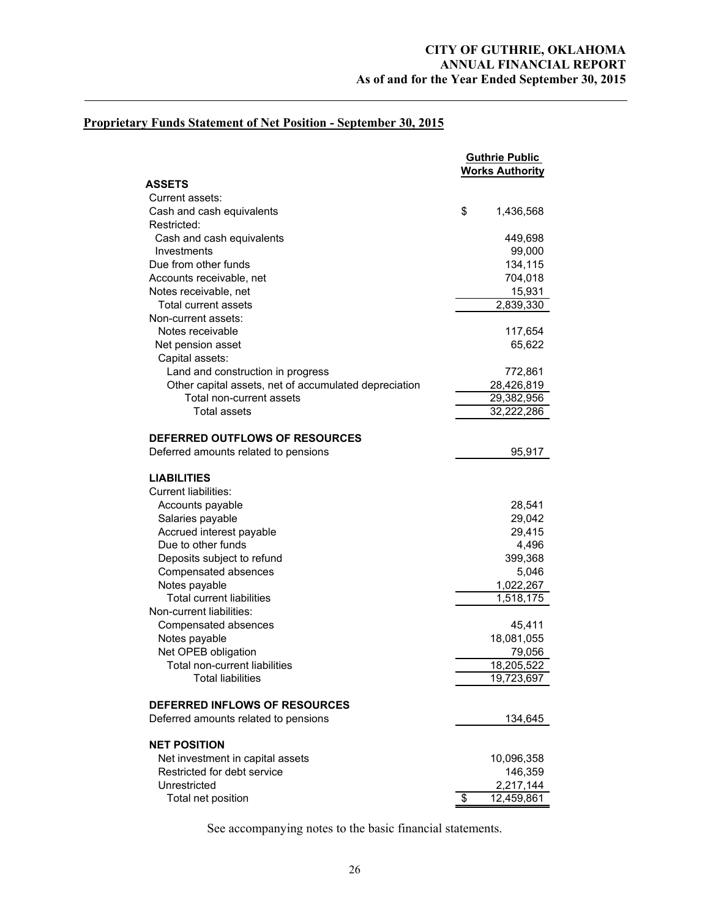## Proprietary Funds Statement of Net Position - September 30, 2015

| | Guthrie Public Works Authority |
|---|---|
| **ASSETS** | |
| Current assets: | |
| Cash and cash equivalents | $ 1,436,568 |
| Restricted: | |
| Cash and cash equivalents | 449,698 |
| Investments | 99,000 |
| Due from other funds | 134,115 |
| Accounts receivable, net | 704,018 |
| Notes receivable, net | 15,931 |
| Total current assets | 2,839,330 |
| Non-current assets: | |
| Notes receivable | 117,654 |
| Net pension asset | 65,622 |
| Capital assets: | |
| Land and construction in progress | 772,861 |
| Other capital assets, net of accumulated depreciation | 28,426,819 |
| Total non-current assets | 29,382,956 |
| Total assets | 32,222,286 |
| | |
| **DEFERRED OUTFLOWS OF RESOURCES** | |
| Deferred amounts related to pensions | 95,917 |
| | |
| **LIABILITIES** | |
| Current liabilities: | |
| Accounts payable | 28,541 |
| Salaries payable | 29,042 |
| Accrued interest payable | 29,415 |
| Due to other funds | 4,496 |
| Deposits subject to refund | 399,368 |
| Compensated absences | 5,046 |
| Notes payable | 1,022,267 |
| Total current liabilities | 1,518,175 |
| Non-current liabilities: | |
| Compensated absences | 45,411 |
| Notes payable | 18,081,055 |
| Net OPEB obligation | 79,056 |
| Total non-current liabilities | 18,205,522 |
| Total liabilities | 19,723,697 |
| | |
| **DEFERRED INFLOWS OF RESOURCES** | |
| Deferred amounts related to pensions | 134,645 |
| | |
| **NET POSITION** | |
| Net investment in capital assets | 10,096,358 |
| Restricted for debt service | 146,359 |
| Unrestricted | 2,217,144 |
| Total net position | $ 12,459,861 |

See accompanying notes to the basic financial statements.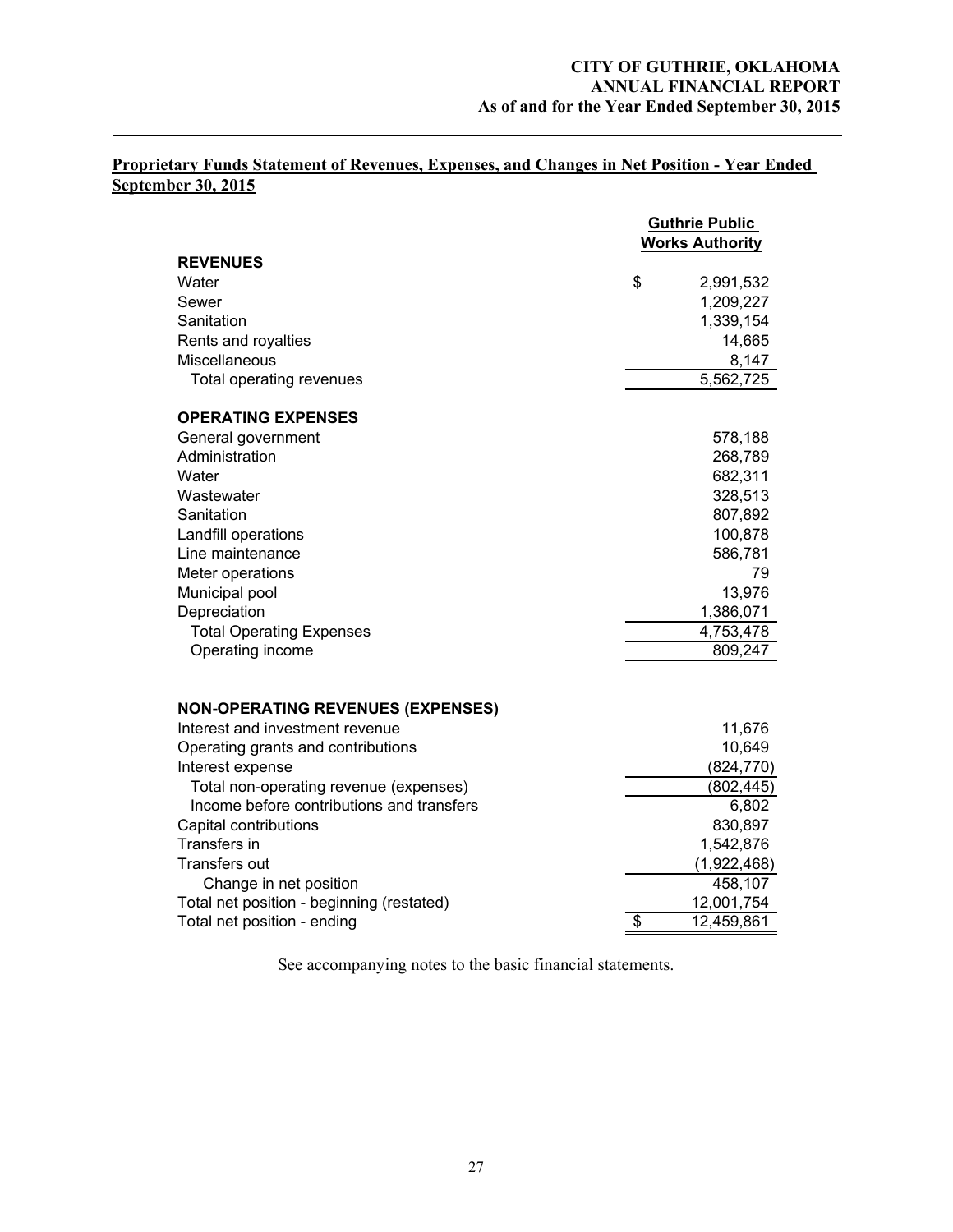**Proprietary Funds Statement of Revenues, Expenses, and Changes in Net Position - Year Ended September 30, 2015**

| | Guthrie Public Works Authority |
|---|---|
| **REVENUES** | |
| Water | $ 2,991,532 |
| Sewer | 1,209,227 |
| Sanitation | 1,339,154 |
| Rents and royalties | 14,665 |
| Miscellaneous | 8,147 |
| Total operating revenues | 5,562,725 |
| | |
| **OPERATING EXPENSES** | |
| General government | 578,188 |
| Administration | 268,789 |
| Water | 682,311 |
| Wastewater | 328,513 |
| Sanitation | 807,892 |
| Landfill operations | 100,878 |
| Line maintenance | 586,781 |
| Meter operations | 79 |
| Municipal pool | 13,976 |
| Depreciation | 1,386,071 |
| Total Operating Expenses | 4,753,478 |
| Operating income | 809,247 |
| | |
| **NON-OPERATING REVENUES (EXPENSES)** | |
| Interest and investment revenue | 11,676 |
| Operating grants and contributions | 10,649 |
| Interest expense | (824,770) |
| Total non-operating revenue (expenses) | (802,445) |
| Income before contributions and transfers | 6,802 |
| Capital contributions | 830,897 |
| Transfers in | 1,542,876 |
| Transfers out | (1,922,468) |
| Change in net position | 458,107 |
| Total net position - beginning (restated) | 12,001,754 |
| Total net position - ending | $ 12,459,861 |

See accompanying notes to the basic financial statements.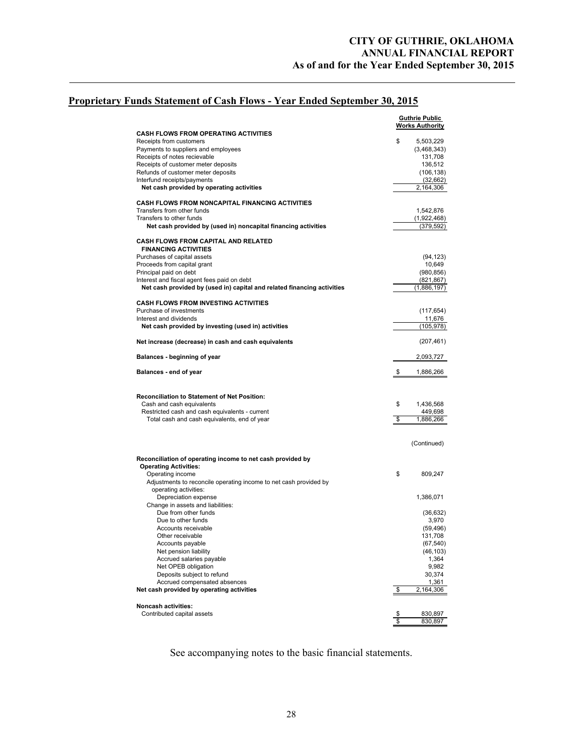## Proprietary Funds Statement of Cash Flows - Year Ended September 30, 2015

| | Guthrie Public Works Authority |
|---|---|
| **CASH FLOWS FROM OPERATING ACTIVITIES** | |
| Receipts from customers | $ 5,503,229 |
| Payments to suppliers and employees | (3,468,343) |
| Receipts of notes recievable | 131,708 |
| Receipts of customer meter deposits | 136,512 |
| Refunds of customer meter deposits | (106,138) |
| Interfund receipts/payments | (32,662) |
| **Net cash provided by operating activities** | 2,164,306 |
| | |
| **CASH FLOWS FROM NONCAPITAL FINANCING ACTIVITIES** | |
| Transfers from other funds | 1,542,876 |
| Transfers to other funds | (1,922,468) |
| **Net cash provided by (used in) noncapital financing activities** | (379,592) |
| | |
| **CASH FLOWS FROM CAPITAL AND RELATED FINANCING ACTIVITIES** | |
| Purchases of capital assets | (94,123) |
| Proceeds from capital grant | 10,649 |
| Principal paid on debt | (980,856) |
| Interest and fiscal agent fees paid on debt | (821,867) |
| **Net cash provided by (used in) capital and related financing activities** | (1,886,197) |
| | |
| **CASH FLOWS FROM INVESTING ACTIVITIES** | |
| Purchase of investments | (117,654) |
| Interest and dividends | 11,676 |
| **Net cash provided by investing (used in) activities** | (105,978) |
| | |
| **Net increase (decrease) in cash and cash equivalents** | (207,461) |
| | |
| **Balances - beginning of year** | 2,093,727 |
| | |
| **Balances - end of year** | $ 1,886,266 |
| | |
| **Reconciliation to Statement of Net Position:** | |
| Cash and cash equivalents | $ 1,436,568 |
| Restricted cash and cash equivalents - current | 449,698 |
| Total cash and cash equivalents, end of year | $ 1,886,266 |

(Continued)

| | |
|---|---|
| **Reconciliation of operating income to net cash provided by Operating Activities:** | |
| Operating income | $ 809,247 |
| Adjustments to reconcile operating income to net cash provided by operating activities: | |
| Depreciation expense | 1,386,071 |
| Change in assets and liabilities: | |
| Due from other funds | (36,632) |
| Due to other funds | 3,970 |
| Accounts receivable | (59,496) |
| Other receivable | 131,708 |
| Accounts payable | (67,540) |
| Net pension liability | (46,103) |
| Accrued salaries payable | 1,364 |
| Net OPEB obligation | 9,982 |
| Deposits subject to refund | 30,374 |
| Accrued compensated absences | 1,361 |
| **Net cash provided by operating activities** | $ 2,164,306 |
| | |
| **Noncash activities:** | |
| Contributed capital assets | $ 830,897 |
| | $ 830,897 |

See accompanying notes to the basic financial statements.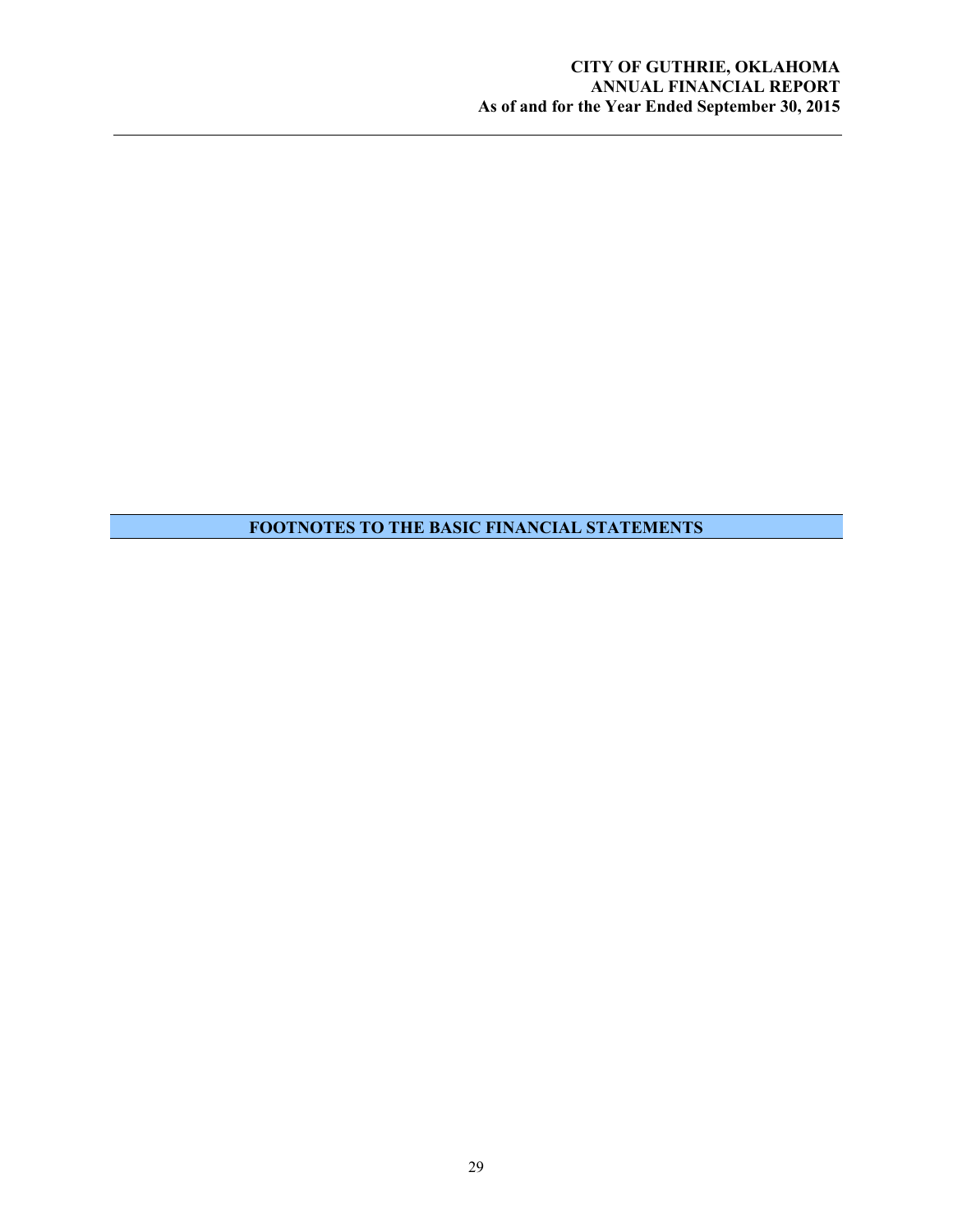# FOOTNOTES TO THE BASIC FINANCIAL STATEMENTS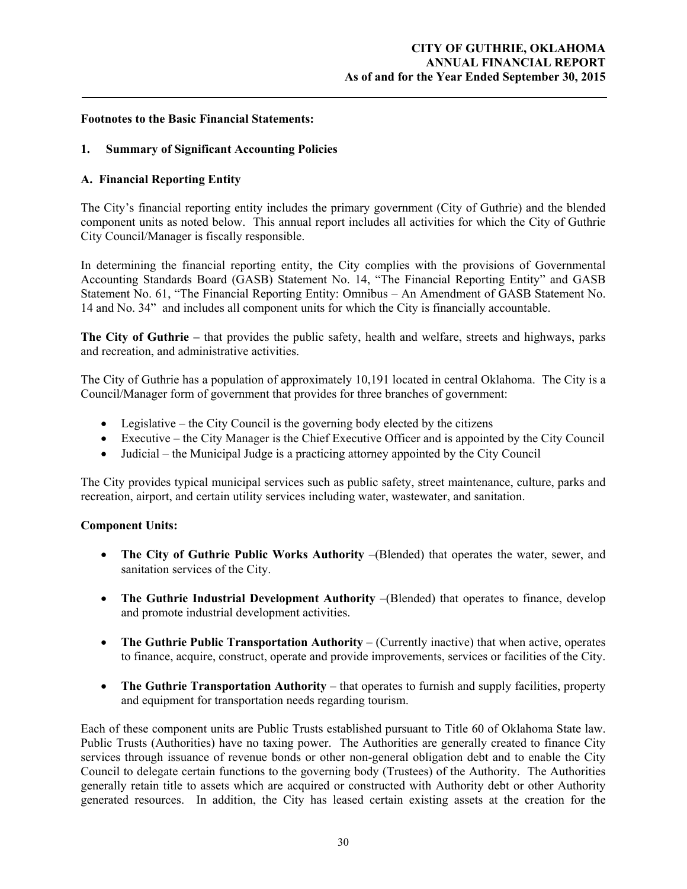**Footnotes to the Basic Financial Statements:**

## 1. Summary of Significant Accounting Policies

### A. Financial Reporting Entity

The City's financial reporting entity includes the primary government (City of Guthrie) and the blended component units as noted below. This annual report includes all activities for which the City of Guthrie City Council/Manager is fiscally responsible.

In determining the financial reporting entity, the City complies with the provisions of Governmental Accounting Standards Board (GASB) Statement No. 14, "The Financial Reporting Entity" and GASB Statement No. 61, "The Financial Reporting Entity: Omnibus – An Amendment of GASB Statement No. 14 and No. 34" and includes all component units for which the City is financially accountable.

**The City of Guthrie –** that provides the public safety, health and welfare, streets and highways, parks and recreation, and administrative activities.

The City of Guthrie has a population of approximately 10,191 located in central Oklahoma. The City is a Council/Manager form of government that provides for three branches of government:

- Legislative – the City Council is the governing body elected by the citizens
- Executive – the City Manager is the Chief Executive Officer and is appointed by the City Council
- Judicial – the Municipal Judge is a practicing attorney appointed by the City Council

The City provides typical municipal services such as public safety, street maintenance, culture, parks and recreation, airport, and certain utility services including water, wastewater, and sanitation.

**Component Units:**

- **The City of Guthrie Public Works Authority** –(Blended) that operates the water, sewer, and sanitation services of the City.
- **The Guthrie Industrial Development Authority** –(Blended) that operates to finance, develop and promote industrial development activities.
- **The Guthrie Public Transportation Authority** – (Currently inactive) that when active, operates to finance, acquire, construct, operate and provide improvements, services or facilities of the City.
- **The Guthrie Transportation Authority** – that operates to furnish and supply facilities, property and equipment for transportation needs regarding tourism.

Each of these component units are Public Trusts established pursuant to Title 60 of Oklahoma State law. Public Trusts (Authorities) have no taxing power. The Authorities are generally created to finance City services through issuance of revenue bonds or other non-general obligation debt and to enable the City Council to delegate certain functions to the governing body (Trustees) of the Authority. The Authorities generally retain title to assets which are acquired or constructed with Authority debt or other Authority generated resources. In addition, the City has leased certain existing assets at the creation for the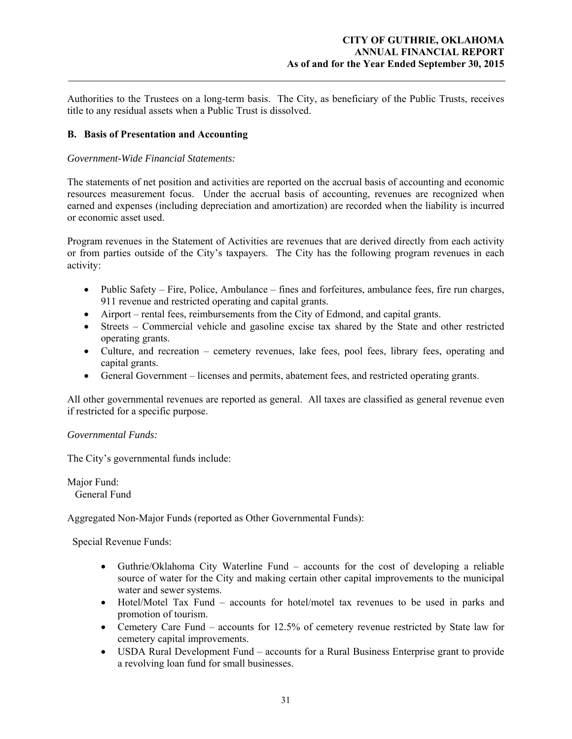Authorities to the Trustees on a long-term basis. The City, as beneficiary of the Public Trusts, receives title to any residual assets when a Public Trust is dissolved.

### B. Basis of Presentation and Accounting

*Government-Wide Financial Statements:*

The statements of net position and activities are reported on the accrual basis of accounting and economic resources measurement focus. Under the accrual basis of accounting, revenues are recognized when earned and expenses (including depreciation and amortization) are recorded when the liability is incurred or economic asset used.

Program revenues in the Statement of Activities are revenues that are derived directly from each activity or from parties outside of the City's taxpayers. The City has the following program revenues in each activity:

- Public Safety – Fire, Police, Ambulance – fines and forfeitures, ambulance fees, fire run charges, 911 revenue and restricted operating and capital grants.
- Airport – rental fees, reimbursements from the City of Edmond, and capital grants.
- Streets – Commercial vehicle and gasoline excise tax shared by the State and other restricted operating grants.
- Culture, and recreation – cemetery revenues, lake fees, pool fees, library fees, operating and capital grants.
- General Government – licenses and permits, abatement fees, and restricted operating grants.

All other governmental revenues are reported as general. All taxes are classified as general revenue even if restricted for a specific purpose.

*Governmental Funds:*

The City's governmental funds include:

Major Fund:
General Fund

Aggregated Non-Major Funds (reported as Other Governmental Funds):

Special Revenue Funds:

- Guthrie/Oklahoma City Waterline Fund – accounts for the cost of developing a reliable source of water for the City and making certain other capital improvements to the municipal water and sewer systems.
- Hotel/Motel Tax Fund – accounts for hotel/motel tax revenues to be used in parks and promotion of tourism.
- Cemetery Care Fund – accounts for 12.5% of cemetery revenue restricted by State law for cemetery capital improvements.
- USDA Rural Development Fund – accounts for a Rural Business Enterprise grant to provide a revolving loan fund for small businesses.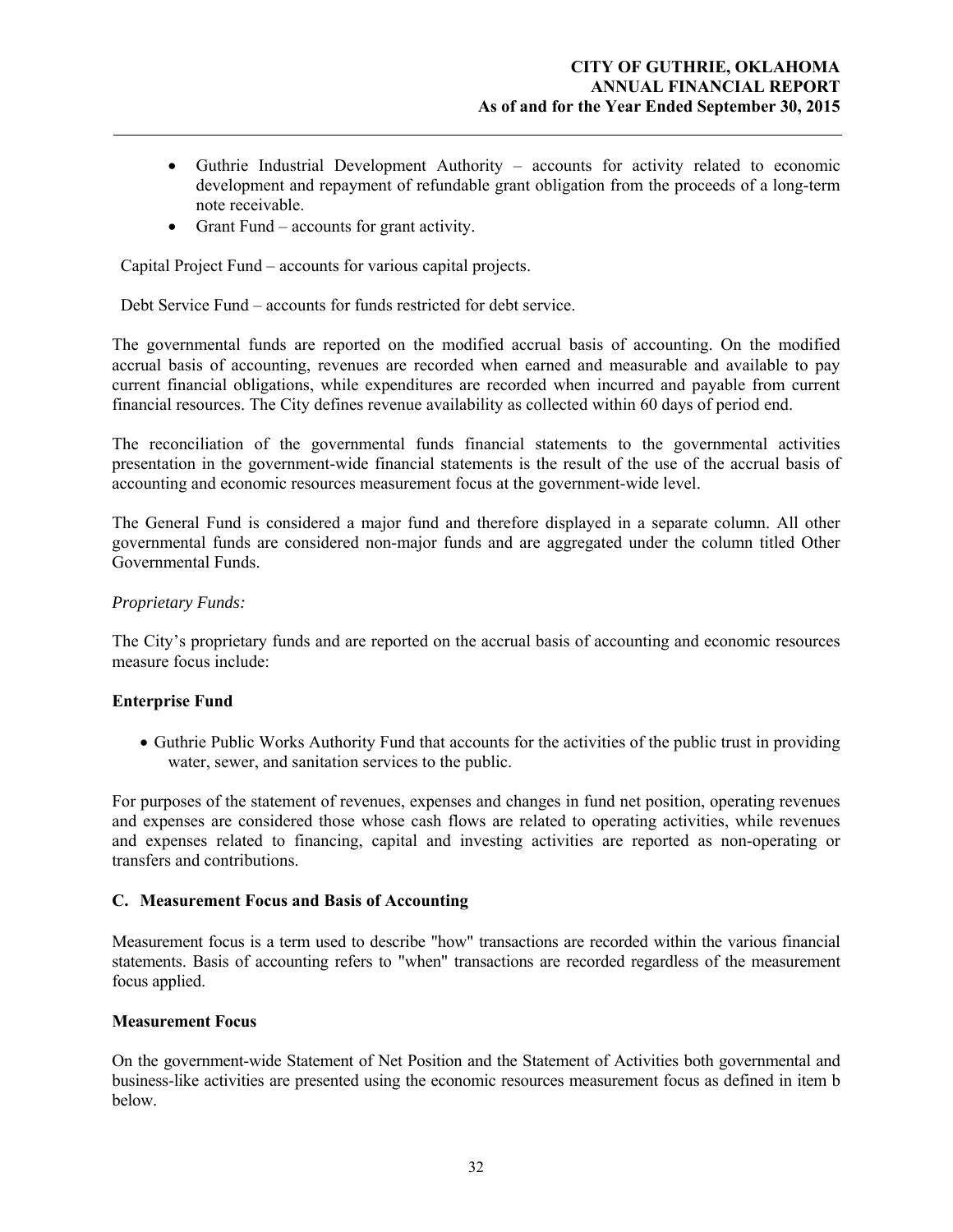- Guthrie Industrial Development Authority – accounts for activity related to economic development and repayment of refundable grant obligation from the proceeds of a long-term note receivable.
- Grant Fund – accounts for grant activity.

Capital Project Fund – accounts for various capital projects.

Debt Service Fund – accounts for funds restricted for debt service.

The governmental funds are reported on the modified accrual basis of accounting. On the modified accrual basis of accounting, revenues are recorded when earned and measurable and available to pay current financial obligations, while expenditures are recorded when incurred and payable from current financial resources. The City defines revenue availability as collected within 60 days of period end.

The reconciliation of the governmental funds financial statements to the governmental activities presentation in the government-wide financial statements is the result of the use of the accrual basis of accounting and economic resources measurement focus at the government-wide level.

The General Fund is considered a major fund and therefore displayed in a separate column. All other governmental funds are considered non-major funds and are aggregated under the column titled Other Governmental Funds.

*Proprietary Funds:*

The City's proprietary funds and are reported on the accrual basis of accounting and economic resources measure focus include:

**Enterprise Fund**

- Guthrie Public Works Authority Fund that accounts for the activities of the public trust in providing water, sewer, and sanitation services to the public.

For purposes of the statement of revenues, expenses and changes in fund net position, operating revenues and expenses are considered those whose cash flows are related to operating activities, while revenues and expenses related to financing, capital and investing activities are reported as non-operating or transfers and contributions.

## C. Measurement Focus and Basis of Accounting

Measurement focus is a term used to describe "how" transactions are recorded within the various financial statements. Basis of accounting refers to "when" transactions are recorded regardless of the measurement focus applied.

**Measurement Focus**

On the government-wide Statement of Net Position and the Statement of Activities both governmental and business-like activities are presented using the economic resources measurement focus as defined in item b below.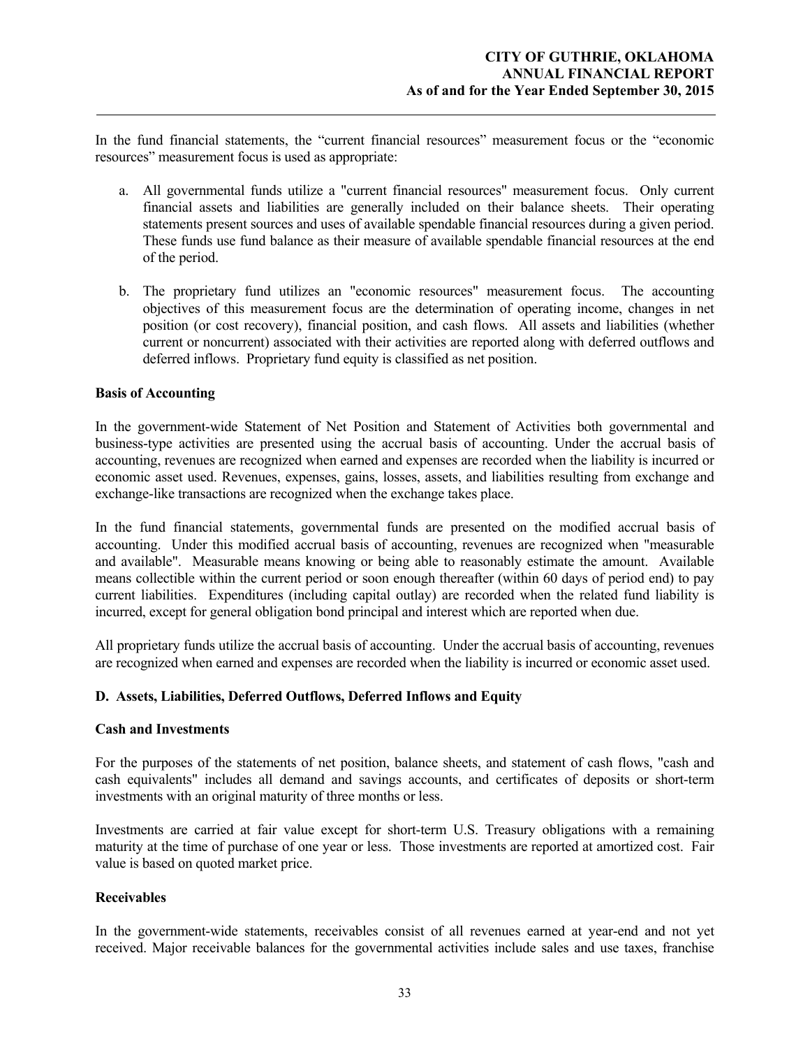In the fund financial statements, the "current financial resources" measurement focus or the "economic resources" measurement focus is used as appropriate:

a. All governmental funds utilize a "current financial resources" measurement focus. Only current financial assets and liabilities are generally included on their balance sheets. Their operating statements present sources and uses of available spendable financial resources during a given period. These funds use fund balance as their measure of available spendable financial resources at the end of the period.

b. The proprietary fund utilizes an "economic resources" measurement focus. The accounting objectives of this measurement focus are the determination of operating income, changes in net position (or cost recovery), financial position, and cash flows. All assets and liabilities (whether current or noncurrent) associated with their activities are reported along with deferred outflows and deferred inflows. Proprietary fund equity is classified as net position.

**Basis of Accounting**

In the government-wide Statement of Net Position and Statement of Activities both governmental and business-type activities are presented using the accrual basis of accounting. Under the accrual basis of accounting, revenues are recognized when earned and expenses are recorded when the liability is incurred or economic asset used. Revenues, expenses, gains, losses, assets, and liabilities resulting from exchange and exchange-like transactions are recognized when the exchange takes place.

In the fund financial statements, governmental funds are presented on the modified accrual basis of accounting. Under this modified accrual basis of accounting, revenues are recognized when "measurable and available". Measurable means knowing or being able to reasonably estimate the amount. Available means collectible within the current period or soon enough thereafter (within 60 days of period end) to pay current liabilities. Expenditures (including capital outlay) are recorded when the related fund liability is incurred, except for general obligation bond principal and interest which are reported when due.

All proprietary funds utilize the accrual basis of accounting. Under the accrual basis of accounting, revenues are recognized when earned and expenses are recorded when the liability is incurred or economic asset used.

### D. Assets, Liabilities, Deferred Outflows, Deferred Inflows and Equity

**Cash and Investments**

For the purposes of the statements of net position, balance sheets, and statement of cash flows, "cash and cash equivalents" includes all demand and savings accounts, and certificates of deposits or short-term investments with an original maturity of three months or less.

Investments are carried at fair value except for short-term U.S. Treasury obligations with a remaining maturity at the time of purchase of one year or less. Those investments are reported at amortized cost. Fair value is based on quoted market price.

**Receivables**

In the government-wide statements, receivables consist of all revenues earned at year-end and not yet received. Major receivable balances for the governmental activities include sales and use taxes, franchise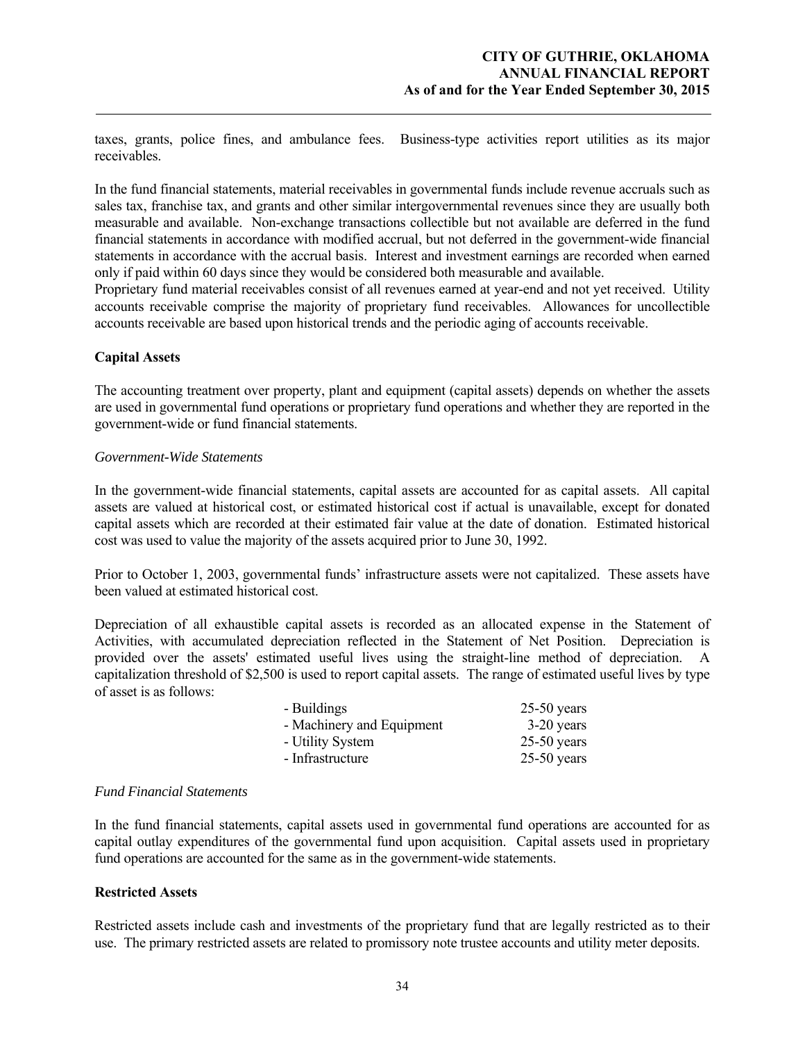taxes, grants, police fines, and ambulance fees. Business-type activities report utilities as its major receivables.

In the fund financial statements, material receivables in governmental funds include revenue accruals such as sales tax, franchise tax, and grants and other similar intergovernmental revenues since they are usually both measurable and available. Non-exchange transactions collectible but not available are deferred in the fund financial statements in accordance with modified accrual, but not deferred in the government-wide financial statements in accordance with the accrual basis. Interest and investment earnings are recorded when earned only if paid within 60 days since they would be considered both measurable and available.
Proprietary fund material receivables consist of all revenues earned at year-end and not yet received. Utility accounts receivable comprise the majority of proprietary fund receivables. Allowances for uncollectible accounts receivable are based upon historical trends and the periodic aging of accounts receivable.

**Capital Assets**

The accounting treatment over property, plant and equipment (capital assets) depends on whether the assets are used in governmental fund operations or proprietary fund operations and whether they are reported in the government-wide or fund financial statements.

*Government-Wide Statements*

In the government-wide financial statements, capital assets are accounted for as capital assets. All capital assets are valued at historical cost, or estimated historical cost if actual is unavailable, except for donated capital assets which are recorded at their estimated fair value at the date of donation. Estimated historical cost was used to value the majority of the assets acquired prior to June 30, 1992.

Prior to October 1, 2003, governmental funds' infrastructure assets were not capitalized. These assets have been valued at estimated historical cost.

Depreciation of all exhaustible capital assets is recorded as an allocated expense in the Statement of Activities, with accumulated depreciation reflected in the Statement of Net Position. Depreciation is provided over the assets' estimated useful lives using the straight-line method of depreciation. A capitalization threshold of $2,500 is used to report capital assets. The range of estimated useful lives by type of asset is as follows:

| | |
|---|---|
| - Buildings | 25-50 years |
| - Machinery and Equipment | 3-20 years |
| - Utility System | 25-50 years |
| - Infrastructure | 25-50 years |

*Fund Financial Statements*

In the fund financial statements, capital assets used in governmental fund operations are accounted for as capital outlay expenditures of the governmental fund upon acquisition. Capital assets used in proprietary fund operations are accounted for the same as in the government-wide statements.

**Restricted Assets**

Restricted assets include cash and investments of the proprietary fund that are legally restricted as to their use. The primary restricted assets are related to promissory note trustee accounts and utility meter deposits.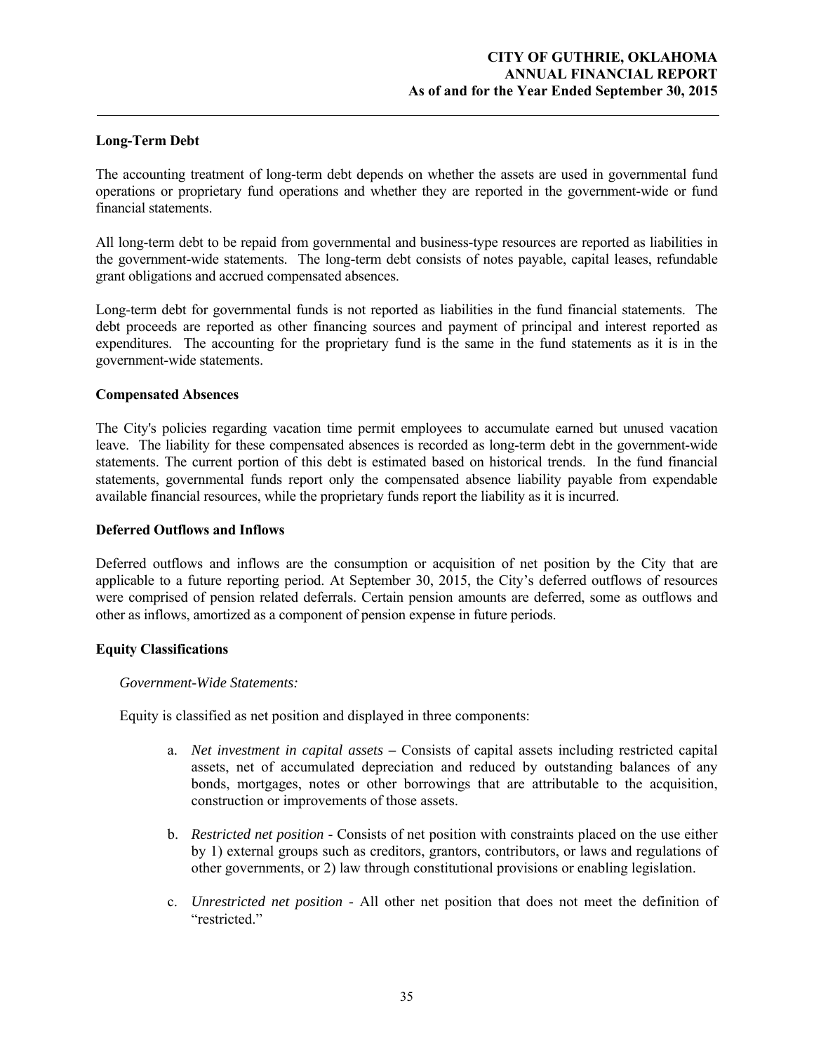### Long-Term Debt

The accounting treatment of long-term debt depends on whether the assets are used in governmental fund operations or proprietary fund operations and whether they are reported in the government-wide or fund financial statements.

All long-term debt to be repaid from governmental and business-type resources are reported as liabilities in the government-wide statements. The long-term debt consists of notes payable, capital leases, refundable grant obligations and accrued compensated absences.

Long-term debt for governmental funds is not reported as liabilities in the fund financial statements. The debt proceeds are reported as other financing sources and payment of principal and interest reported as expenditures. The accounting for the proprietary fund is the same in the fund statements as it is in the government-wide statements.

### Compensated Absences

The City's policies regarding vacation time permit employees to accumulate earned but unused vacation leave. The liability for these compensated absences is recorded as long-term debt in the government-wide statements. The current portion of this debt is estimated based on historical trends. In the fund financial statements, governmental funds report only the compensated absence liability payable from expendable available financial resources, while the proprietary funds report the liability as it is incurred.

### Deferred Outflows and Inflows

Deferred outflows and inflows are the consumption or acquisition of net position by the City that are applicable to a future reporting period. At September 30, 2015, the City's deferred outflows of resources were comprised of pension related deferrals. Certain pension amounts are deferred, some as outflows and other as inflows, amortized as a component of pension expense in future periods.

### Equity Classifications

*Government-Wide Statements:*

Equity is classified as net position and displayed in three components:

a. *Net investment in capital assets* – Consists of capital assets including restricted capital assets, net of accumulated depreciation and reduced by outstanding balances of any bonds, mortgages, notes or other borrowings that are attributable to the acquisition, construction or improvements of those assets.

b. *Restricted net position* - Consists of net position with constraints placed on the use either by 1) external groups such as creditors, grantors, contributors, or laws and regulations of other governments, or 2) law through constitutional provisions or enabling legislation.

c. *Unrestricted net position* - All other net position that does not meet the definition of "restricted."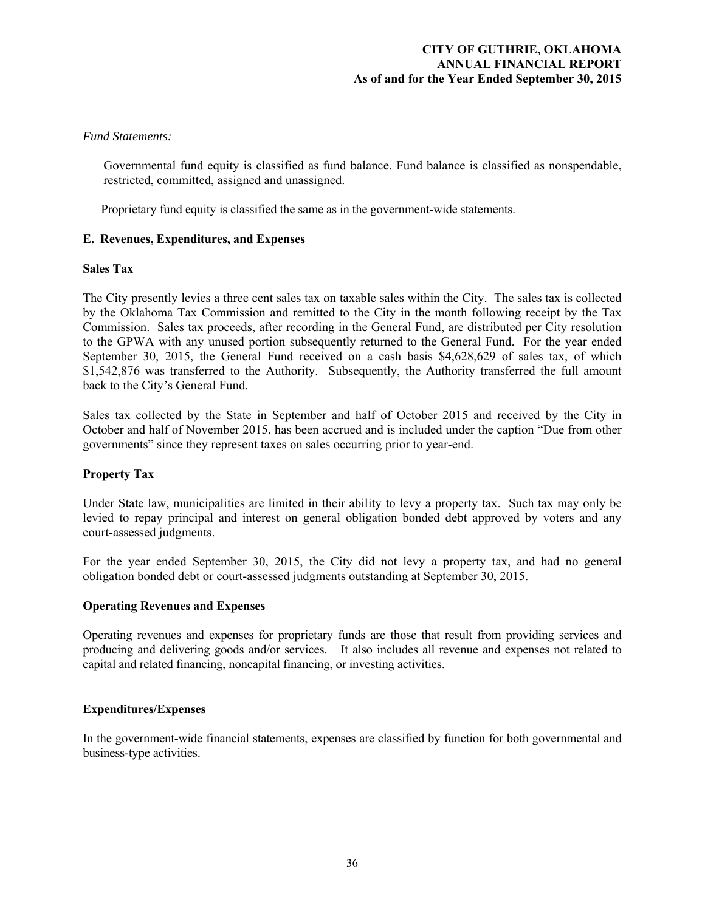*Fund Statements:*

Governmental fund equity is classified as fund balance. Fund balance is classified as nonspendable, restricted, committed, assigned and unassigned.

Proprietary fund equity is classified the same as in the government-wide statements.

### E. Revenues, Expenditures, and Expenses

**Sales Tax**

The City presently levies a three cent sales tax on taxable sales within the City. The sales tax is collected by the Oklahoma Tax Commission and remitted to the City in the month following receipt by the Tax Commission. Sales tax proceeds, after recording in the General Fund, are distributed per City resolution to the GPWA with any unused portion subsequently returned to the General Fund. For the year ended September 30, 2015, the General Fund received on a cash basis $4,628,629 of sales tax, of which $1,542,876 was transferred to the Authority. Subsequently, the Authority transferred the full amount back to the City's General Fund.

Sales tax collected by the State in September and half of October 2015 and received by the City in October and half of November 2015, has been accrued and is included under the caption "Due from other governments" since they represent taxes on sales occurring prior to year-end.

**Property Tax**

Under State law, municipalities are limited in their ability to levy a property tax. Such tax may only be levied to repay principal and interest on general obligation bonded debt approved by voters and any court-assessed judgments.

For the year ended September 30, 2015, the City did not levy a property tax, and had no general obligation bonded debt or court-assessed judgments outstanding at September 30, 2015.

**Operating Revenues and Expenses**

Operating revenues and expenses for proprietary funds are those that result from providing services and producing and delivering goods and/or services. It also includes all revenue and expenses not related to capital and related financing, noncapital financing, or investing activities.

**Expenditures/Expenses**

In the government-wide financial statements, expenses are classified by function for both governmental and business-type activities.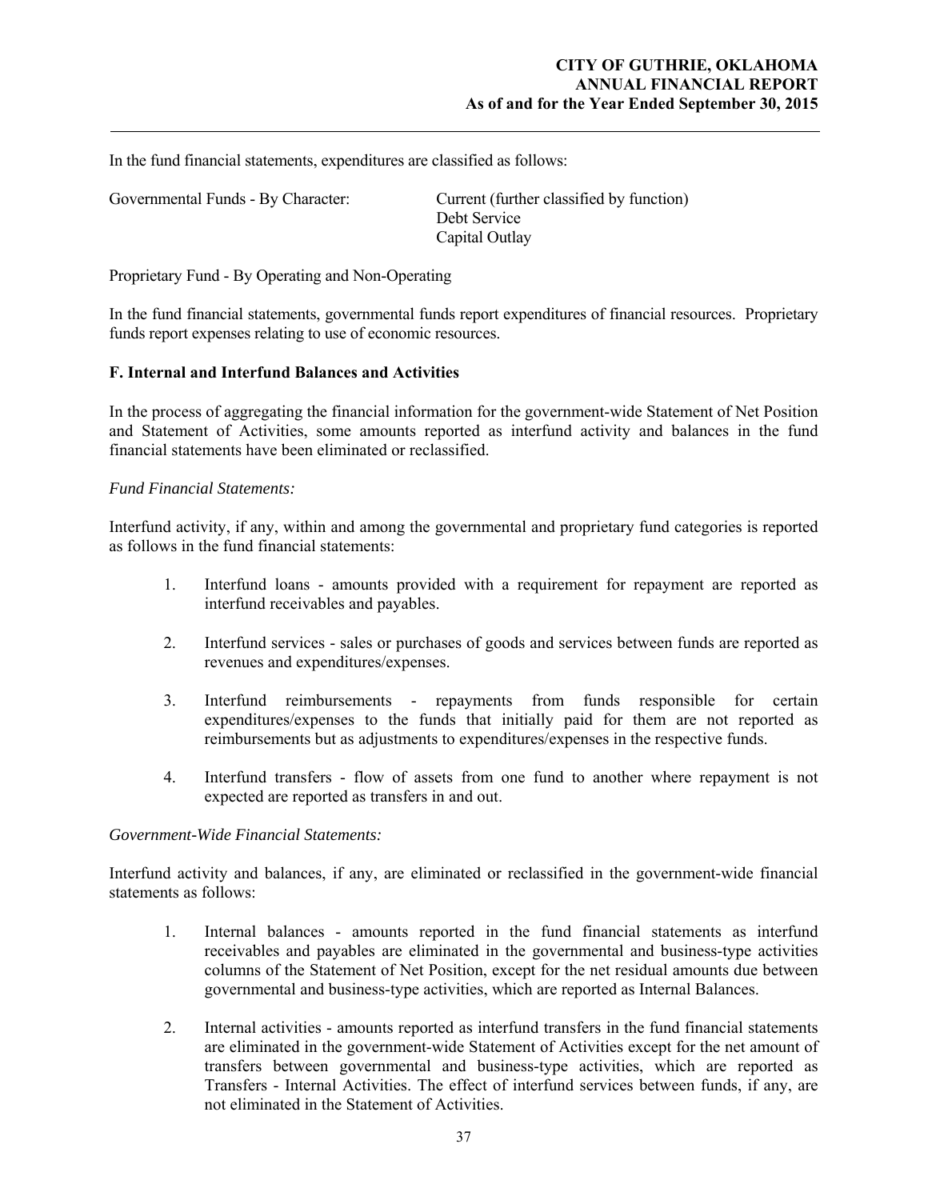In the fund financial statements, expenditures are classified as follows:

Governmental Funds - By Character: Current (further classified by function)
Debt Service
Capital Outlay

Proprietary Fund - By Operating and Non-Operating

In the fund financial statements, governmental funds report expenditures of financial resources. Proprietary funds report expenses relating to use of economic resources.

**F. Internal and Interfund Balances and Activities**

In the process of aggregating the financial information for the government-wide Statement of Net Position and Statement of Activities, some amounts reported as interfund activity and balances in the fund financial statements have been eliminated or reclassified.

*Fund Financial Statements:*

Interfund activity, if any, within and among the governmental and proprietary fund categories is reported as follows in the fund financial statements:

1. Interfund loans - amounts provided with a requirement for repayment are reported as interfund receivables and payables.

2. Interfund services - sales or purchases of goods and services between funds are reported as revenues and expenditures/expenses.

3. Interfund reimbursements - repayments from funds responsible for certain expenditures/expenses to the funds that initially paid for them are not reported as reimbursements but as adjustments to expenditures/expenses in the respective funds.

4. Interfund transfers - flow of assets from one fund to another where repayment is not expected are reported as transfers in and out.

*Government-Wide Financial Statements:*

Interfund activity and balances, if any, are eliminated or reclassified in the government-wide financial statements as follows:

1. Internal balances - amounts reported in the fund financial statements as interfund receivables and payables are eliminated in the governmental and business-type activities columns of the Statement of Net Position, except for the net residual amounts due between governmental and business-type activities, which are reported as Internal Balances.

2. Internal activities - amounts reported as interfund transfers in the fund financial statements are eliminated in the government-wide Statement of Activities except for the net amount of transfers between governmental and business-type activities, which are reported as Transfers - Internal Activities. The effect of interfund services between funds, if any, are not eliminated in the Statement of Activities.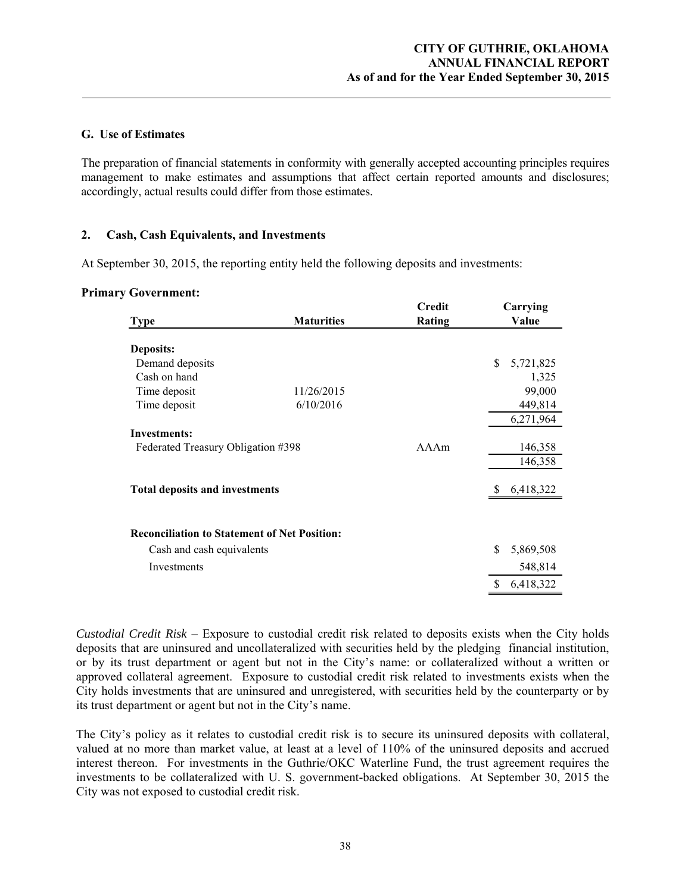### G. Use of Estimates

The preparation of financial statements in conformity with generally accepted accounting principles requires management to make estimates and assumptions that affect certain reported amounts and disclosures; accordingly, actual results could differ from those estimates.

## 2. Cash, Cash Equivalents, and Investments

At September 30, 2015, the reporting entity held the following deposits and investments:

**Primary Government:**

| Type | Maturities | Credit Rating | Carrying Value |
|---|---|---|---|
| **Deposits:** | | | |
| Demand deposits | | | $ 5,721,825 |
| Cash on hand | | | 1,325 |
| Time deposit | 11/26/2015 | | 99,000 |
| Time deposit | 6/10/2016 | | 449,814 |
| | | | 6,271,964 |
| **Investments:** | | | |
| Federated Treasury Obligation #398 | | AAAm | 146,358 |
| | | | 146,358 |
| **Total deposits and investments** | | | $ 6,418,322 |
| | | | |
| **Reconciliation to Statement of Net Position:** | | | |
| Cash and cash equivalents | | | $ 5,869,508 |
| Investments | | | 548,814 |
| | | | $ 6,418,322 |

*Custodial Credit Risk* – Exposure to custodial credit risk related to deposits exists when the City holds deposits that are uninsured and uncollateralized with securities held by the pledging financial institution, or by its trust department or agent but not in the City's name: or collateralized without a written or approved collateral agreement. Exposure to custodial credit risk related to investments exists when the City holds investments that are uninsured and unregistered, with securities held by the counterparty or by its trust department or agent but not in the City's name.

The City's policy as it relates to custodial credit risk is to secure its uninsured deposits with collateral, valued at no more than market value, at least at a level of 110% of the uninsured deposits and accrued interest thereon. For investments in the Guthrie/OKC Waterline Fund, the trust agreement requires the investments to be collateralized with U. S. government-backed obligations. At September 30, 2015 the City was not exposed to custodial credit risk.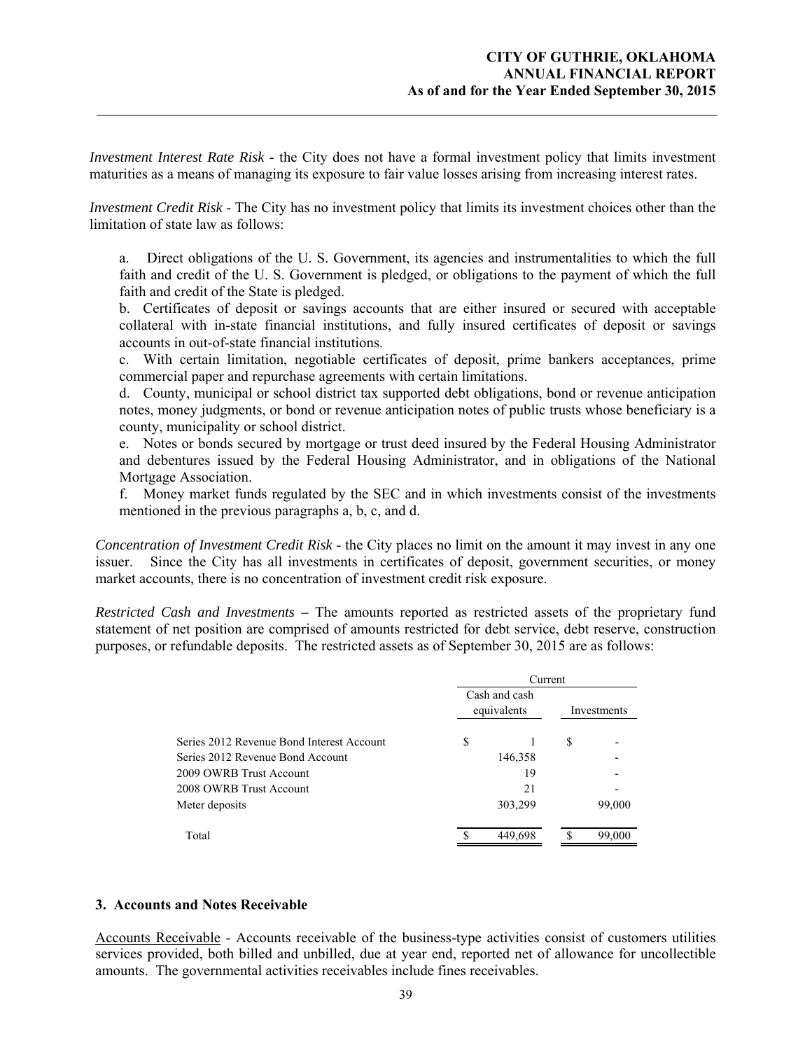*Investment Interest Rate Risk* - the City does not have a formal investment policy that limits investment maturities as a means of managing its exposure to fair value losses arising from increasing interest rates.

*Investment Credit Risk* - The City has no investment policy that limits its investment choices other than the limitation of state law as follows:

a. Direct obligations of the U. S. Government, its agencies and instrumentalities to which the full faith and credit of the U. S. Government is pledged, or obligations to the payment of which the full faith and credit of the State is pledged.
b. Certificates of deposit or savings accounts that are either insured or secured with acceptable collateral with in-state financial institutions, and fully insured certificates of deposit or savings accounts in out-of-state financial institutions.
c. With certain limitation, negotiable certificates of deposit, prime bankers acceptances, prime commercial paper and repurchase agreements with certain limitations.
d. County, municipal or school district tax supported debt obligations, bond or revenue anticipation notes, money judgments, or bond or revenue anticipation notes of public trusts whose beneficiary is a county, municipality or school district.
e. Notes or bonds secured by mortgage or trust deed insured by the Federal Housing Administrator and debentures issued by the Federal Housing Administrator, and in obligations of the National Mortgage Association.
f. Money market funds regulated by the SEC and in which investments consist of the investments mentioned in the previous paragraphs a, b, c, and d.

*Concentration of Investment Credit Risk* - the City places no limit on the amount it may invest in any one issuer. Since the City has all investments in certificates of deposit, government securities, or money market accounts, there is no concentration of investment credit risk exposure.

*Restricted Cash and Investments* – The amounts reported as restricted assets of the proprietary fund statement of net position are comprised of amounts restricted for debt service, debt reserve, construction purposes, or refundable deposits. The restricted assets as of September 30, 2015 are as follows:

| | Current | |
|---|---|---|
| | Cash and cash equivalents | Investments |
| Series 2012 Revenue Bond Interest Account | $ 1 | $ - |
| Series 2012 Revenue Bond Account | 146,358 | - |
| 2009 OWRB Trust Account | 19 | - |
| 2008 OWRB Trust Account | 21 | - |
| Meter deposits | 303,299 | 99,000 |
| Total | $ 449,698 | $ 99,000 |

## 3. Accounts and Notes Receivable

Accounts Receivable - Accounts receivable of the business-type activities consist of customers utilities services provided, both billed and unbilled, due at year end, reported net of allowance for uncollectible amounts. The governmental activities receivables include fines receivables.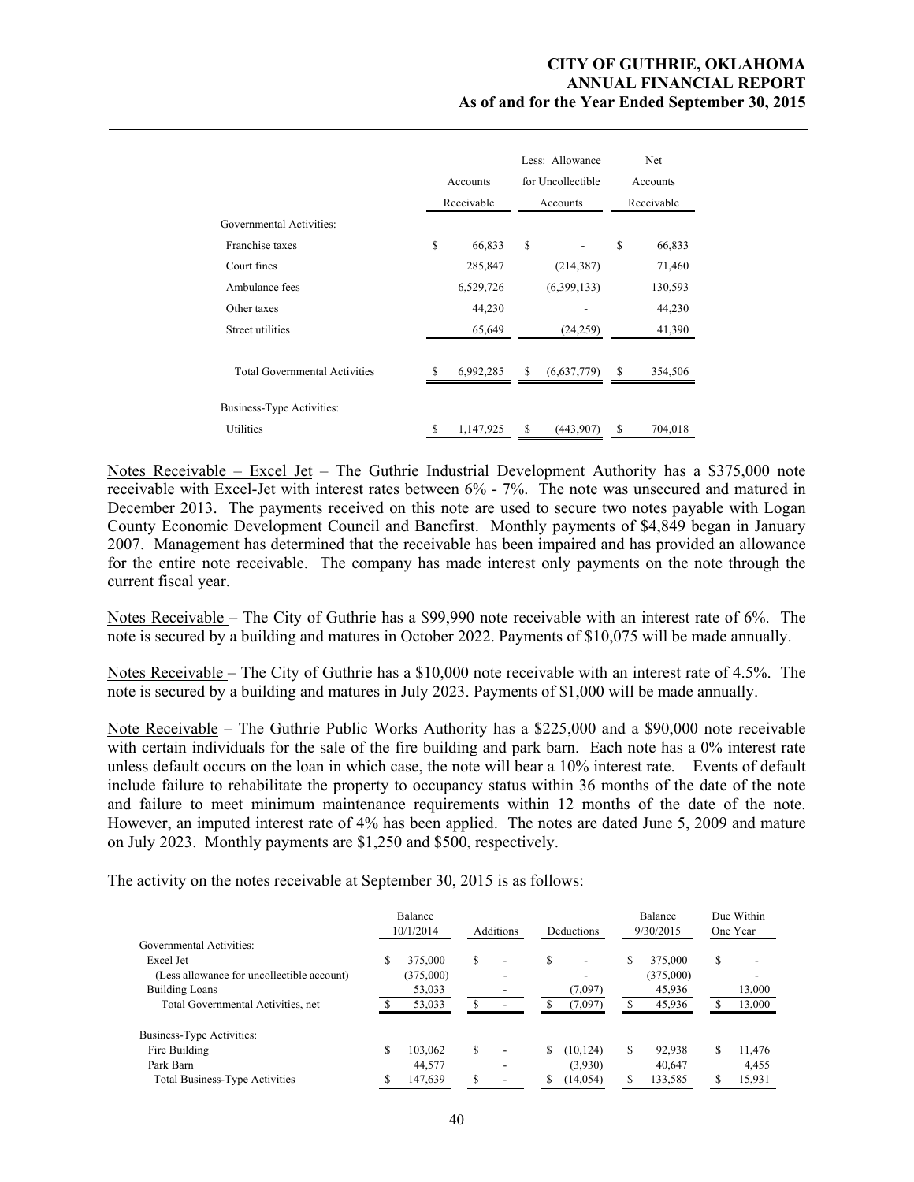| | Accounts Receivable | Less: Allowance for Uncollectible Accounts | Net Accounts Receivable |
|---|---|---|---|
| Governmental Activities: | | | |
| Franchise taxes | $ 66,833 | $ - | $ 66,833 |
| Court fines | 285,847 | (214,387) | 71,460 |
| Ambulance fees | 6,529,726 | (6,399,133) | 130,593 |
| Other taxes | 44,230 | - | 44,230 |
| Street utilities | 65,649 | (24,259) | 41,390 |
| Total Governmental Activities | $ 6,992,285 | $ (6,637,779) | $ 354,506 |
| Business-Type Activities: | | | |
| Utilities | $ 1,147,925 | $ (443,907) | $ 704,018 |

Notes Receivable – Excel Jet – The Guthrie Industrial Development Authority has a $375,000 note receivable with Excel-Jet with interest rates between 6% - 7%. The note was unsecured and matured in December 2013. The payments received on this note are used to secure two notes payable with Logan County Economic Development Council and Bancfirst. Monthly payments of $4,849 began in January 2007. Management has determined that the receivable has been impaired and has provided an allowance for the entire note receivable. The company has made interest only payments on the note through the current fiscal year.

Notes Receivable – The City of Guthrie has a $99,990 note receivable with an interest rate of 6%. The note is secured by a building and matures in October 2022. Payments of $10,075 will be made annually.

Notes Receivable – The City of Guthrie has a $10,000 note receivable with an interest rate of 4.5%. The note is secured by a building and matures in July 2023. Payments of $1,000 will be made annually.

Note Receivable – The Guthrie Public Works Authority has a $225,000 and a $90,000 note receivable with certain individuals for the sale of the fire building and park barn. Each note has a 0% interest rate unless default occurs on the loan in which case, the note will bear a 10% interest rate. Events of default include failure to rehabilitate the property to occupancy status within 36 months of the date of the note and failure to meet minimum maintenance requirements within 12 months of the date of the note. However, an imputed interest rate of 4% has been applied. The notes are dated June 5, 2009 and mature on July 2023. Monthly payments are $1,250 and $500, respectively.

The activity on the notes receivable at September 30, 2015 is as follows:

| | Balance 10/1/2014 | Additions | Deductions | Balance 9/30/2015 | Due Within One Year |
|---|---|---|---|---|---|
| Governmental Activities: | | | | | |
| Excel Jet | $ 375,000 | $ - | $ - | $ 375,000 | $ - |
| (Less allowance for uncollectible account) | (375,000) | - | - | (375,000) | - |
| Building Loans | 53,033 | - | (7,097) | 45,936 | 13,000 |
| Total Governmental Activities, net | $ 53,033 | $ - | $ (7,097) | $ 45,936 | $ 13,000 |
| Business-Type Activities: | | | | | |
| Fire Building | $ 103,062 | $ - | $ (10,124) | $ 92,938 | $ 11,476 |
| Park Barn | 44,577 | - | (3,930) | 40,647 | 4,455 |
| Total Business-Type Activities | $ 147,639 | $ - | $ (14,054) | $ 133,585 | $ 15,931 |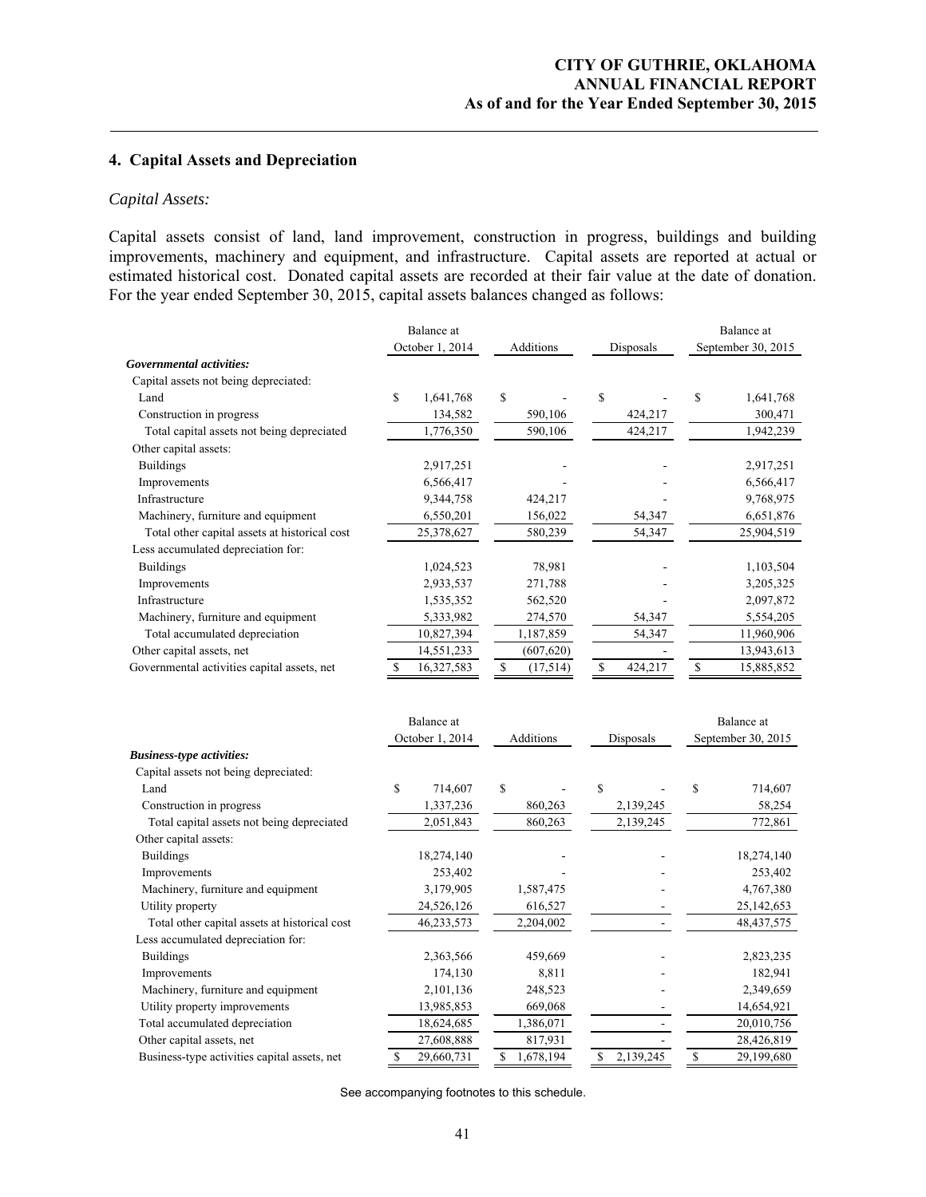## 4. Capital Assets and Depreciation

### *Capital Assets:*

Capital assets consist of land, land improvement, construction in progress, buildings and building improvements, machinery and equipment, and infrastructure. Capital assets are reported at actual or estimated historical cost. Donated capital assets are recorded at their fair value at the date of donation. For the year ended September 30, 2015, capital assets balances changed as follows:

| | Balance at October 1, 2014 | Additions | Disposals | Balance at September 30, 2015 |
|---|---|---|---|---|
| ***Governmental activities:*** | | | | |
| Capital assets not being depreciated: | | | | |
| Land | $ 1,641,768 | $ - | $ - | $ 1,641,768 |
| Construction in progress | 134,582 | 590,106 | 424,217 | 300,471 |
| Total capital assets not being depreciated | 1,776,350 | 590,106 | 424,217 | 1,942,239 |
| Other capital assets: | | | | |
| Buildings | 2,917,251 | - | - | 2,917,251 |
| Improvements | 6,566,417 | - | - | 6,566,417 |
| Infrastructure | 9,344,758 | 424,217 | - | 9,768,975 |
| Machinery, furniture and equipment | 6,550,201 | 156,022 | 54,347 | 6,651,876 |
| Total other capital assets at historical cost | 25,378,627 | 580,239 | 54,347 | 25,904,519 |
| Less accumulated depreciation for: | | | | |
| Buildings | 1,024,523 | 78,981 | - | 1,103,504 |
| Improvements | 2,933,537 | 271,788 | - | 3,205,325 |
| Infrastructure | 1,535,352 | 562,520 | - | 2,097,872 |
| Machinery, furniture and equipment | 5,333,982 | 274,570 | 54,347 | 5,554,205 |
| Total accumulated depreciation | 10,827,394 | 1,187,859 | 54,347 | 11,960,906 |
| Other capital assets, net | 14,551,233 | (607,620) | - | 13,943,613 |
| Governmental activities capital assets, net | $ 16,327,583 | $ (17,514) | $ 424,217 | $ 15,885,852 |

| | Balance at October 1, 2014 | Additions | Disposals | Balance at September 30, 2015 |
|---|---|---|---|---|
| ***Business-type activities:*** | | | | |
| Capital assets not being depreciated: | | | | |
| Land | $ 714,607 | $ - | $ - | $ 714,607 |
| Construction in progress | 1,337,236 | 860,263 | 2,139,245 | 58,254 |
| Total capital assets not being depreciated | 2,051,843 | 860,263 | 2,139,245 | 772,861 |
| Other capital assets: | | | | |
| Buildings | 18,274,140 | - | - | 18,274,140 |
| Improvements | 253,402 | - | - | 253,402 |
| Machinery, furniture and equipment | 3,179,905 | 1,587,475 | - | 4,767,380 |
| Utility property | 24,526,126 | 616,527 | - | 25,142,653 |
| Total other capital assets at historical cost | 46,233,573 | 2,204,002 | - | 48,437,575 |
| Less accumulated depreciation for: | | | | |
| Buildings | 2,363,566 | 459,669 | - | 2,823,235 |
| Improvements | 174,130 | 8,811 | - | 182,941 |
| Machinery, furniture and equipment | 2,101,136 | 248,523 | - | 2,349,659 |
| Utility property improvements | 13,985,853 | 669,068 | - | 14,654,921 |
| Total accumulated depreciation | 18,624,685 | 1,386,071 | - | 20,010,756 |
| Other capital assets, net | 27,608,888 | 817,931 | - | 28,426,819 |
| Business-type activities capital assets, net | $ 29,660,731 | $ 1,678,194 | $ 2,139,245 | $ 29,199,680 |

See accompanying footnotes to this schedule.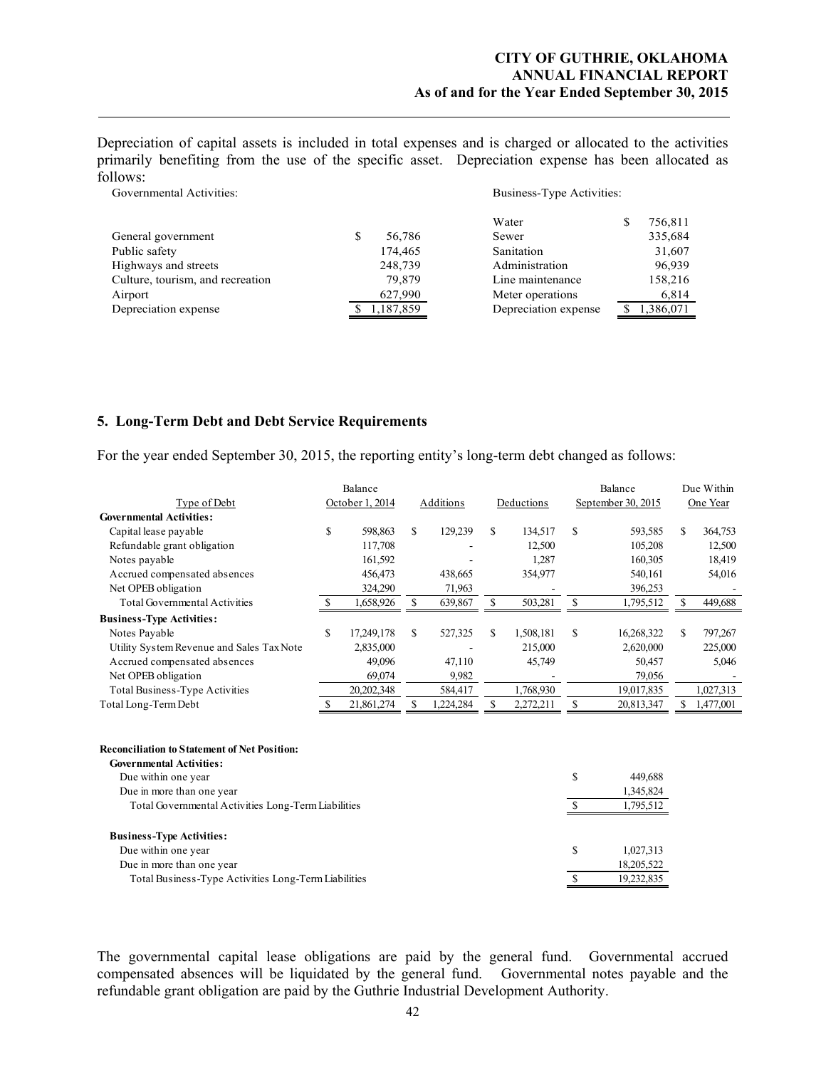Depreciation of capital assets is included in total expenses and is charged or allocated to the activities primarily benefiting from the use of the specific asset. Depreciation expense has been allocated as follows:

| Governmental Activities: | | Business-Type Activities: | |
|---|---|---|---|
| | | Water | $ 756,811 |
| General government | $ 56,786 | Sewer | 335,684 |
| Public safety | 174,465 | Sanitation | 31,607 |
| Highways and streets | 248,739 | Administration | 96,939 |
| Culture, tourism, and recreation | 79,879 | Line maintenance | 158,216 |
| Airport | 627,990 | Meter operations | 6,814 |
| Depreciation expense | $ 1,187,859 | Depreciation expense | $ 1,386,071 |

## 5. Long-Term Debt and Debt Service Requirements

For the year ended September 30, 2015, the reporting entity's long-term debt changed as follows:

| Type of Debt | Balance October 1, 2014 | Additions | Deductions | Balance September 30, 2015 | Due Within One Year |
|---|---|---|---|---|---|
| **Governmental Activities:** | | | | | |
| Capital lease payable | $ 598,863 | $ 129,239 | $ 134,517 | $ 593,585 | $ 364,753 |
| Refundable grant obligation | 117,708 | - | 12,500 | 105,208 | 12,500 |
| Notes payable | 161,592 | - | 1,287 | 160,305 | 18,419 |
| Accrued compensated absences | 456,473 | 438,665 | 354,977 | 540,161 | 54,016 |
| Net OPEB obligation | 324,290 | 71,963 | - | 396,253 | - |
| Total Governmental Activities | $ 1,658,926 | $ 639,867 | $ 503,281 | $ 1,795,512 | $ 449,688 |
| **Business-Type Activities:** | | | | | |
| Notes Payable | $ 17,249,178 | $ 527,325 | $ 1,508,181 | $ 16,268,322 | $ 797,267 |
| Utility System Revenue and Sales Tax Note | 2,835,000 | - | 215,000 | 2,620,000 | 225,000 |
| Accrued compensated absences | 49,096 | 47,110 | 45,749 | 50,457 | 5,046 |
| Net OPEB obligation | 69,074 | 9,982 | - | 79,056 | - |
| Total Business-Type Activities | 20,202,348 | 584,417 | 1,768,930 | 19,017,835 | 1,027,313 |
| Total Long-Term Debt | $ 21,861,274 | $ 1,224,284 | $ 2,272,211 | $ 20,813,347 | $ 1,477,001 |

| **Reconciliation to Statement of Net Position:** | |
|---|---|
| **Governmental Activities:** | |
| Due within one year | $ 449,688 |
| Due in more than one year | 1,345,824 |
| Total Governmental Activities Long-Term Liabilities | $ 1,795,512 |
| **Business-Type Activities:** | |
| Due within one year | $ 1,027,313 |
| Due in more than one year | 18,205,522 |
| Total Business-Type Activities Long-Term Liabilities | $ 19,232,835 |

The governmental capital lease obligations are paid by the general fund. Governmental accrued compensated absences will be liquidated by the general fund. Governmental notes payable and the refundable grant obligation are paid by the Guthrie Industrial Development Authority.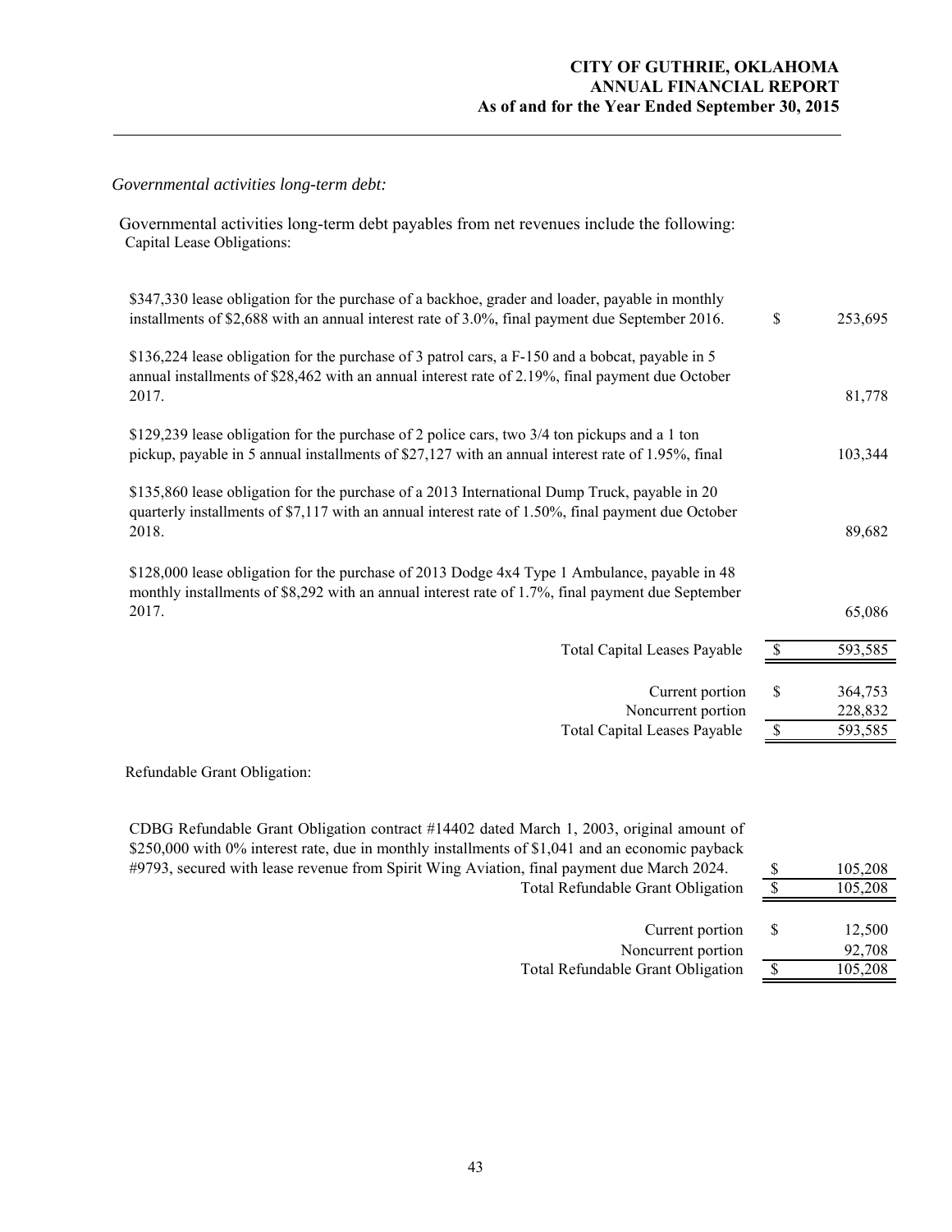*Governmental activities long-term debt:*

Governmental activities long-term debt payables from net revenues include the following:
Capital Lease Obligations:

| | | |
|---|---|---|
| $347,330 lease obligation for the purchase of a backhoe, grader and loader, payable in monthly installments of $2,688 with an annual interest rate of 3.0%, final payment due September 2016. | $ | 253,695 |
| $136,224 lease obligation for the purchase of 3 patrol cars, a F-150 and a bobcat, payable in 5 annual installments of $28,462 with an annual interest rate of 2.19%, final payment due October 2017. | | 81,778 |
| $129,239 lease obligation for the purchase of 2 police cars, two 3/4 ton pickups and a 1 ton pickup, payable in 5 annual installments of $27,127 with an annual interest rate of 1.95%, final | | 103,344 |
| $135,860 lease obligation for the purchase of a 2013 International Dump Truck, payable in 20 quarterly installments of $7,117 with an annual interest rate of 1.50%, final payment due October 2018. | | 89,682 |
| $128,000 lease obligation for the purchase of 2013 Dodge 4x4 Type 1 Ambulance, payable in 48 monthly installments of $8,292 with an annual interest rate of 1.7%, final payment due September 2017. | | 65,086 |
| Total Capital Leases Payable | $ | 593,585 |
| | | |
| Current portion | $ | 364,753 |
| Noncurrent portion | | 228,832 |
| Total Capital Leases Payable | $ | 593,585 |

Refundable Grant Obligation:

| | | |
|---|---|---|
| CDBG Refundable Grant Obligation contract #14402 dated March 1, 2003, original amount of $250,000 with 0% interest rate, due in monthly installments of $1,041 and an economic payback #9793, secured with lease revenue from Spirit Wing Aviation, final payment due March 2024. | $ | 105,208 |
| Total Refundable Grant Obligation | $ | 105,208 |
| | | |
| Current portion | $ | 12,500 |
| Noncurrent portion | | 92,708 |
| Total Refundable Grant Obligation | $ | 105,208 |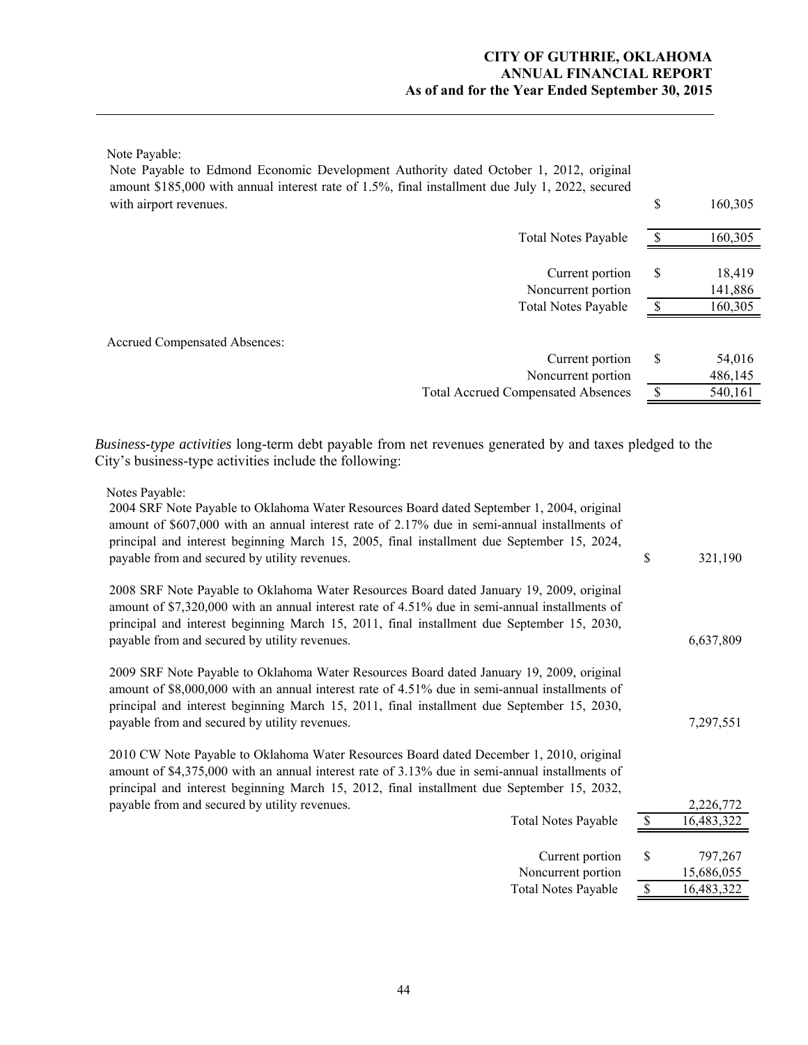Note Payable:

| | | |
|---|---|---|
| Note Payable to Edmond Economic Development Authority dated October 1, 2012, original amount $185,000 with annual interest rate of 1.5%, final installment due July 1, 2022, secured with airport revenues. | $ | 160,305 |
| Total Notes Payable | $ | 160,305 |
| Current portion | $ | 18,419 |
| Noncurrent portion | | 141,886 |
| Total Notes Payable | $ | 160,305 |

Accrued Compensated Absences:

| | | |
|---|---|---|
| Current portion | $ | 54,016 |
| Noncurrent portion | | 486,145 |
| Total Accrued Compensated Absences | $ | 540,161 |

*Business-type activities* long-term debt payable from net revenues generated by and taxes pledged to the City's business-type activities include the following:

Notes Payable:

| | | |
|---|---|---|
| 2004 SRF Note Payable to Oklahoma Water Resources Board dated September 1, 2004, original amount of $607,000 with an annual interest rate of 2.17% due in semi-annual installments of principal and interest beginning March 15, 2005, final installment due September 15, 2024, payable from and secured by utility revenues. | $ | 321,190 |
| 2008 SRF Note Payable to Oklahoma Water Resources Board dated January 19, 2009, original amount of $7,320,000 with an annual interest rate of 4.51% due in semi-annual installments of principal and interest beginning March 15, 2011, final installment due September 15, 2030, payable from and secured by utility revenues. | | 6,637,809 |
| 2009 SRF Note Payable to Oklahoma Water Resources Board dated January 19, 2009, original amount of $8,000,000 with an annual interest rate of 4.51% due in semi-annual installments of principal and interest beginning March 15, 2011, final installment due September 15, 2030, payable from and secured by utility revenues. | | 7,297,551 |
| 2010 CW Note Payable to Oklahoma Water Resources Board dated December 1, 2010, original amount of $4,375,000 with an annual interest rate of 3.13% due in semi-annual installments of principal and interest beginning March 15, 2012, final installment due September 15, 2032, payable from and secured by utility revenues. | | 2,226,772 |
| Total Notes Payable | $ | 16,483,322 |
| Current portion | $ | 797,267 |
| Noncurrent portion | | 15,686,055 |
| Total Notes Payable | $ | 16,483,322 |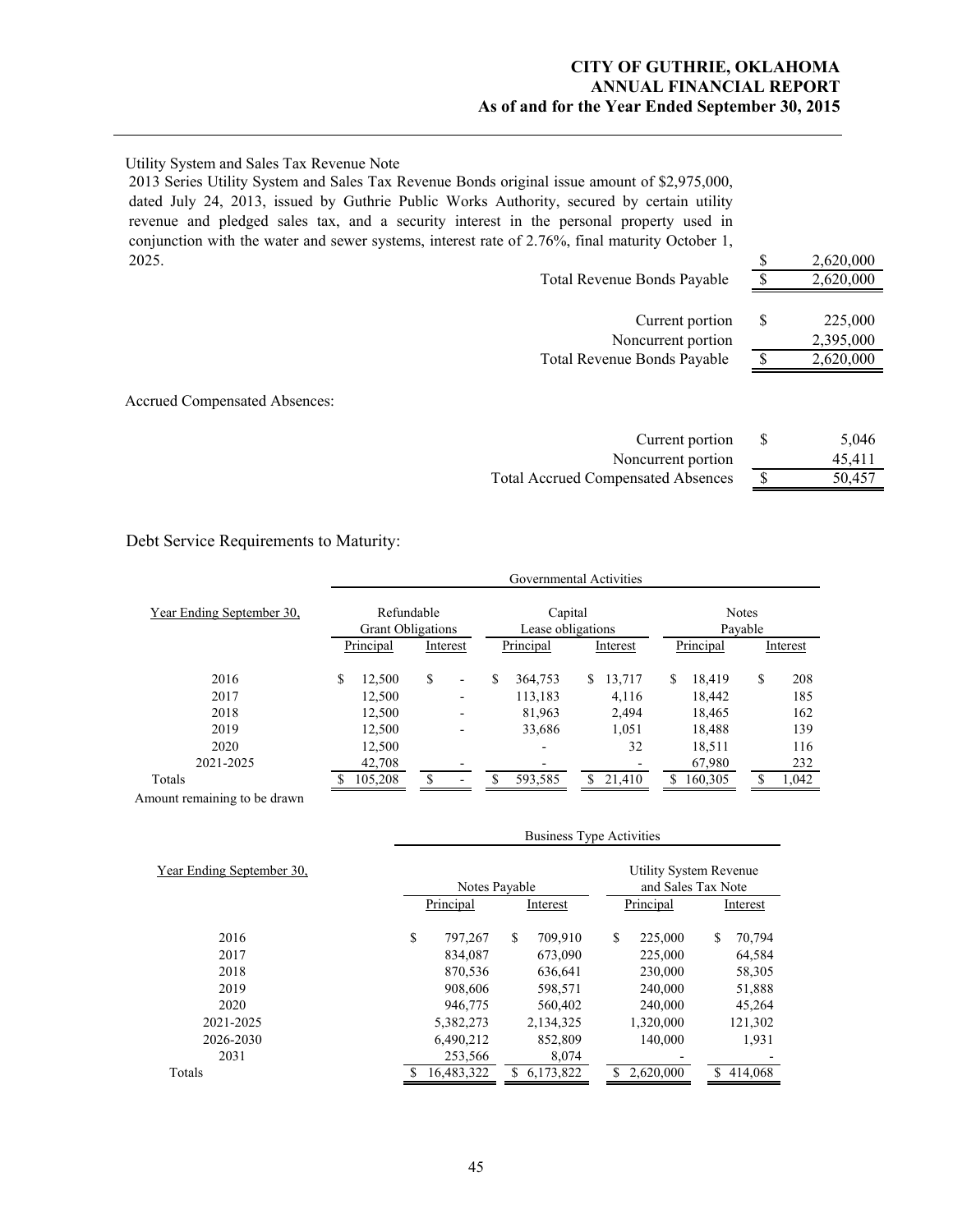Utility System and Sales Tax Revenue Note

2013 Series Utility System and Sales Tax Revenue Bonds original issue amount of $2,975,000, dated July 24, 2013, issued by Guthrie Public Works Authority, secured by certain utility revenue and pledged sales tax, and a security interest in the personal property used in conjunction with the water and sewer systems, interest rate of 2.76%, final maturity October 1, 2025. $ 2,620,000

| | |
|---|---|
| Total Revenue Bonds Payable | $ 2,620,000 |
| | |
| Current portion | $ 225,000 |
| Noncurrent portion | 2,395,000 |
| Total Revenue Bonds Payable | $ 2,620,000 |

Accrued Compensated Absences:

| | |
|---|---|
| Current portion | $ 5,046 |
| Noncurrent portion | 45,411 |
| Total Accrued Compensated Absences | $ 50,457 |

Debt Service Requirements to Maturity:

| | Governmental Activities | | | | | |
|---|---|---|---|---|---|---|
| Year Ending September 30, | Refundable Grant Obligations | | Capital Lease obligations | | Notes Payable | |
| | Principal | Interest | Principal | Interest | Principal | Interest |
| 2016 | $ 12,500 | $ - | $ 364,753 | $ 13,717 | $ 18,419 | $ 208 |
| 2017 | 12,500 | - | 113,183 | 4,116 | 18,442 | 185 |
| 2018 | 12,500 | - | 81,963 | 2,494 | 18,465 | 162 |
| 2019 | 12,500 | - | 33,686 | 1,051 | 18,488 | 139 |
| 2020 | 12,500 | | - | 32 | 18,511 | 116 |
| 2021-2025 | 42,708 | - | - | - | 67,980 | 232 |
| Totals | $ 105,208 | $ - | $ 593,585 | $ 21,410 | $ 160,305 | $ 1,042 |
| Amount remaining to be drawn | | | | | | |

| | Business Type Activities | | | |
|---|---|---|---|---|
| Year Ending September 30, | Notes Payable | | Utility System Revenue and Sales Tax Note | |
| | Principal | Interest | Principal | Interest |
| 2016 | $ 797,267 | $ 709,910 | $ 225,000 | $ 70,794 |
| 2017 | 834,087 | 673,090 | 225,000 | 64,584 |
| 2018 | 870,536 | 636,641 | 230,000 | 58,305 |
| 2019 | 908,606 | 598,571 | 240,000 | 51,888 |
| 2020 | 946,775 | 560,402 | 240,000 | 45,264 |
| 2021-2025 | 5,382,273 | 2,134,325 | 1,320,000 | 121,302 |
| 2026-2030 | 6,490,212 | 852,809 | 140,000 | 1,931 |
| 2031 | 253,566 | 8,074 | - | - |
| Totals | $ 16,483,322 | $ 6,173,822 | $ 2,620,000 | $ 414,068 |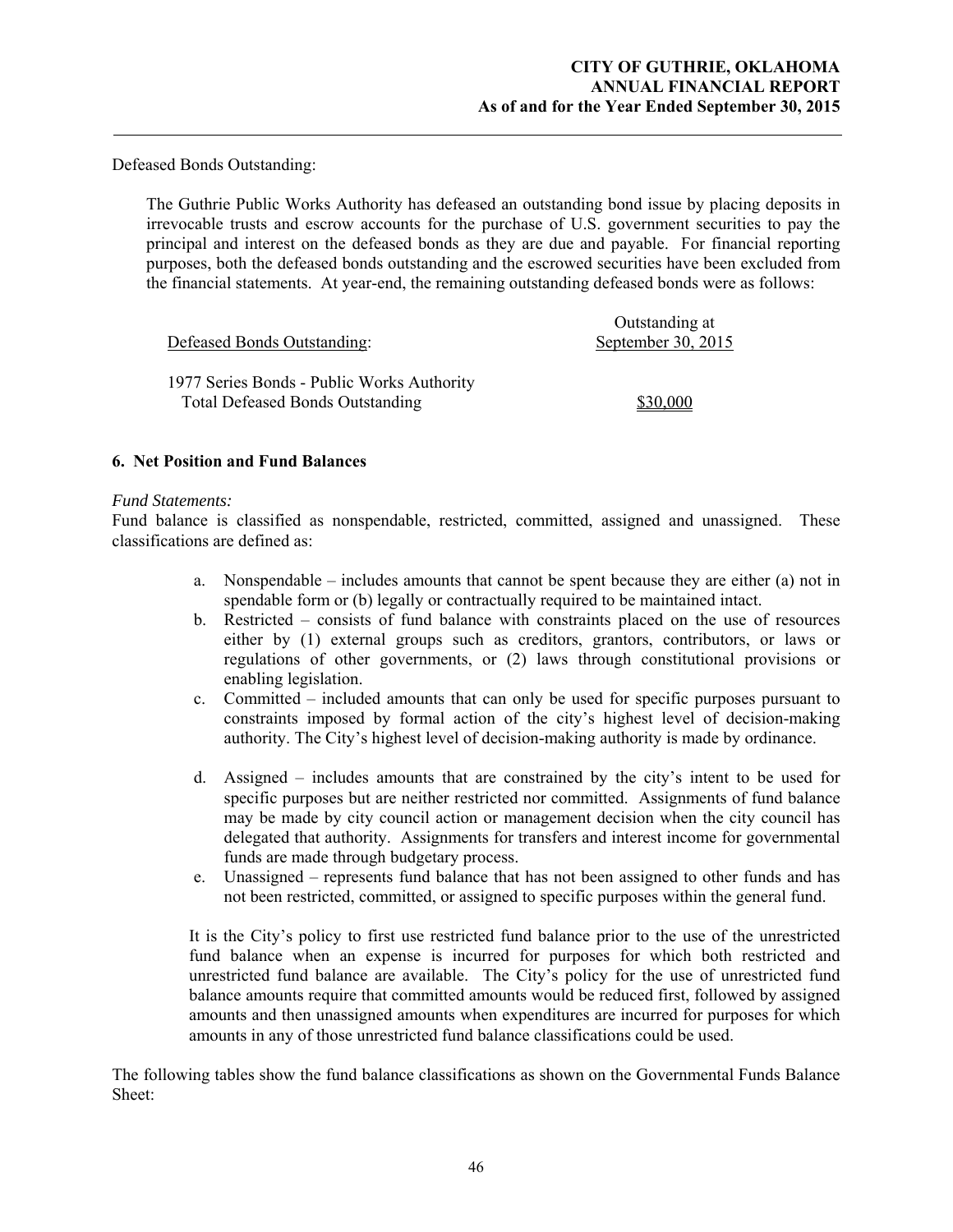Defeased Bonds Outstanding:

The Guthrie Public Works Authority has defeased an outstanding bond issue by placing deposits in irrevocable trusts and escrow accounts for the purchase of U.S. government securities to pay the principal and interest on the defeased bonds as they are due and payable. For financial reporting purposes, both the defeased bonds outstanding and the escrowed securities have been excluded from the financial statements. At year-end, the remaining outstanding defeased bonds were as follows:

| Defeased Bonds Outstanding: | Outstanding at September 30, 2015 |
|---|---|
| 1977 Series Bonds - Public Works Authority | |
| Total Defeased Bonds Outstanding | $30,000 |

## 6. Net Position and Fund Balances

*Fund Statements:*

Fund balance is classified as nonspendable, restricted, committed, assigned and unassigned. These classifications are defined as:

a. Nonspendable – includes amounts that cannot be spent because they are either (a) not in spendable form or (b) legally or contractually required to be maintained intact.
b. Restricted – consists of fund balance with constraints placed on the use of resources either by (1) external groups such as creditors, grantors, contributors, or laws or regulations of other governments, or (2) laws through constitutional provisions or enabling legislation.
c. Committed – included amounts that can only be used for specific purposes pursuant to constraints imposed by formal action of the city's highest level of decision-making authority. The City's highest level of decision-making authority is made by ordinance.
d. Assigned – includes amounts that are constrained by the city's intent to be used for specific purposes but are neither restricted nor committed. Assignments of fund balance may be made by city council action or management decision when the city council has delegated that authority. Assignments for transfers and interest income for governmental funds are made through budgetary process.
e. Unassigned – represents fund balance that has not been assigned to other funds and has not been restricted, committed, or assigned to specific purposes within the general fund.

It is the City's policy to first use restricted fund balance prior to the use of the unrestricted fund balance when an expense is incurred for purposes for which both restricted and unrestricted fund balance are available. The City's policy for the use of unrestricted fund balance amounts require that committed amounts would be reduced first, followed by assigned amounts and then unassigned amounts when expenditures are incurred for purposes for which amounts in any of those unrestricted fund balance classifications could be used.

The following tables show the fund balance classifications as shown on the Governmental Funds Balance Sheet: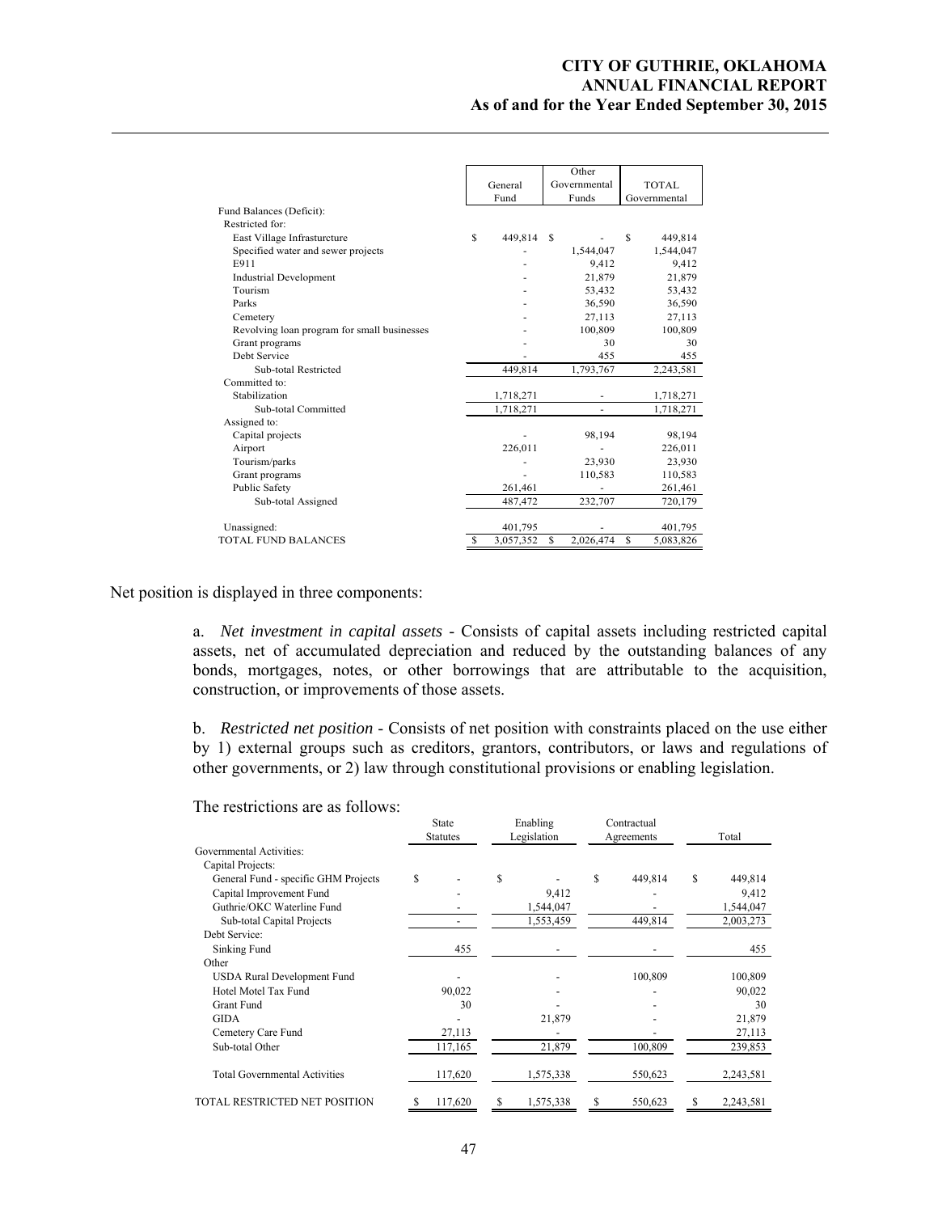| | General Fund | Other Governmental Funds | TOTAL Governmental |
|---|---|---|---|
| Fund Balances (Deficit): | | | |
| Restricted for: | | | |
| East Village Infrasturcture | $ 449,814 | $ - | $ 449,814 |
| Specified water and sewer projects | - | 1,544,047 | 1,544,047 |
| E911 | - | 9,412 | 9,412 |
| Industrial Development | - | 21,879 | 21,879 |
| Tourism | - | 53,432 | 53,432 |
| Parks | - | 36,590 | 36,590 |
| Cemetery | - | 27,113 | 27,113 |
| Revolving loan program for small businesses | - | 100,809 | 100,809 |
| Grant programs | - | 30 | 30 |
| Debt Service | - | 455 | 455 |
| Sub-total Restricted | 449,814 | 1,793,767 | 2,243,581 |
| Committed to: | | | |
| Stabilization | 1,718,271 | - | 1,718,271 |
| Sub-total Committed | 1,718,271 | - | 1,718,271 |
| Assigned to: | | | |
| Capital projects | - | 98,194 | 98,194 |
| Airport | 226,011 | - | 226,011 |
| Tourism/parks | - | 23,930 | 23,930 |
| Grant programs | - | 110,583 | 110,583 |
| Public Safety | 261,461 | - | 261,461 |
| Sub-total Assigned | 487,472 | 232,707 | 720,179 |
| Unassigned: | 401,795 | - | 401,795 |
| TOTAL FUND BALANCES | $ 3,057,352 | $ 2,026,474 | $ 5,083,826 |

Net position is displayed in three components:

a. *Net investment in capital assets* - Consists of capital assets including restricted capital assets, net of accumulated depreciation and reduced by the outstanding balances of any bonds, mortgages, notes, or other borrowings that are attributable to the acquisition, construction, or improvements of those assets.

b. *Restricted net position* - Consists of net position with constraints placed on the use either by 1) external groups such as creditors, grantors, contributors, or laws and regulations of other governments, or 2) law through constitutional provisions or enabling legislation.

The restrictions are as follows:

| | State Statutes | Enabling Legislation | Contractual Agreements | Total |
|---|---|---|---|---|
| Governmental Activities: | | | | |
| Capital Projects: | | | | |
| General Fund - specific GHM Projects | $ - | $ - | $ 449,814 | $ 449,814 |
| Capital Improvement Fund | - | 9,412 | - | 9,412 |
| Guthrie/OKC Waterline Fund | - | 1,544,047 | - | 1,544,047 |
| Sub-total Capital Projects | - | 1,553,459 | 449,814 | 2,003,273 |
| Debt Service: | | | | |
| Sinking Fund | 455 | - | - | 455 |
| Other | | | | |
| USDA Rural Development Fund | - | - | 100,809 | 100,809 |
| Hotel Motel Tax Fund | 90,022 | - | - | 90,022 |
| Grant Fund | 30 | - | - | 30 |
| GIDA | - | 21,879 | - | 21,879 |
| Cemetery Care Fund | 27,113 | - | - | 27,113 |
| Sub-total Other | 117,165 | 21,879 | 100,809 | 239,853 |
| Total Governmental Activities | 117,620 | 1,575,338 | 550,623 | 2,243,581 |
| TOTAL RESTRICTED NET POSITION | $ 117,620 | $ 1,575,338 | $ 550,623 | $ 2,243,581 |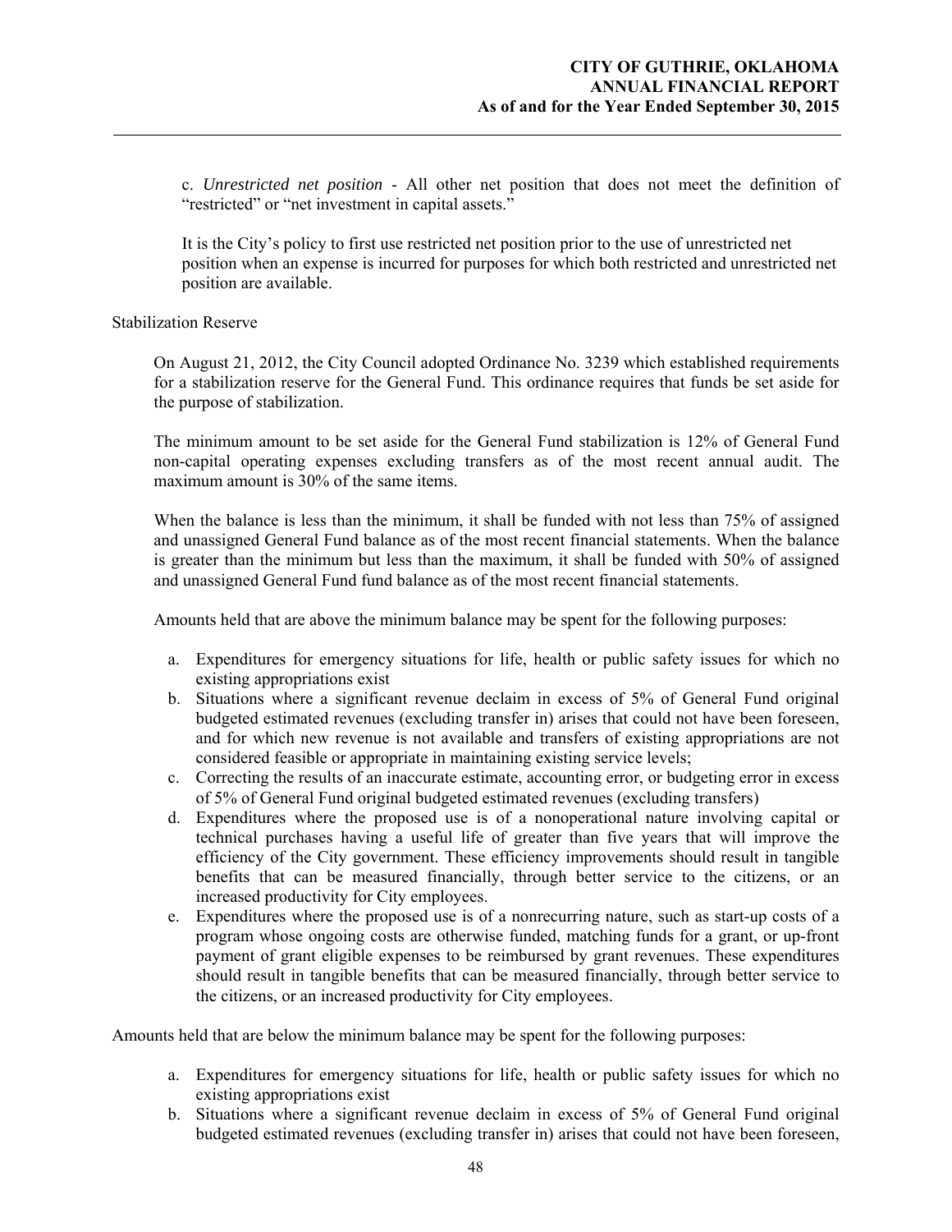c. *Unrestricted net position* - All other net position that does not meet the definition of "restricted" or "net investment in capital assets."

It is the City's policy to first use restricted net position prior to the use of unrestricted net position when an expense is incurred for purposes for which both restricted and unrestricted net position are available.

Stabilization Reserve

On August 21, 2012, the City Council adopted Ordinance No. 3239 which established requirements for a stabilization reserve for the General Fund. This ordinance requires that funds be set aside for the purpose of stabilization.

The minimum amount to be set aside for the General Fund stabilization is 12% of General Fund non-capital operating expenses excluding transfers as of the most recent annual audit. The maximum amount is 30% of the same items.

When the balance is less than the minimum, it shall be funded with not less than 75% of assigned and unassigned General Fund balance as of the most recent financial statements. When the balance is greater than the minimum but less than the maximum, it shall be funded with 50% of assigned and unassigned General Fund fund balance as of the most recent financial statements.

Amounts held that are above the minimum balance may be spent for the following purposes:

a. Expenditures for emergency situations for life, health or public safety issues for which no existing appropriations exist
b. Situations where a significant revenue declaim in excess of 5% of General Fund original budgeted estimated revenues (excluding transfer in) arises that could not have been foreseen, and for which new revenue is not available and transfers of existing appropriations are not considered feasible or appropriate in maintaining existing service levels;
c. Correcting the results of an inaccurate estimate, accounting error, or budgeting error in excess of 5% of General Fund original budgeted estimated revenues (excluding transfers)
d. Expenditures where the proposed use is of a nonoperational nature involving capital or technical purchases having a useful life of greater than five years that will improve the efficiency of the City government. These efficiency improvements should result in tangible benefits that can be measured financially, through better service to the citizens, or an increased productivity for City employees.
e. Expenditures where the proposed use is of a nonrecurring nature, such as start-up costs of a program whose ongoing costs are otherwise funded, matching funds for a grant, or up-front payment of grant eligible expenses to be reimbursed by grant revenues. These expenditures should result in tangible benefits that can be measured financially, through better service to the citizens, or an increased productivity for City employees.

Amounts held that are below the minimum balance may be spent for the following purposes:

a. Expenditures for emergency situations for life, health or public safety issues for which no existing appropriations exist
b. Situations where a significant revenue declaim in excess of 5% of General Fund original budgeted estimated revenues (excluding transfer in) arises that could not have been foreseen,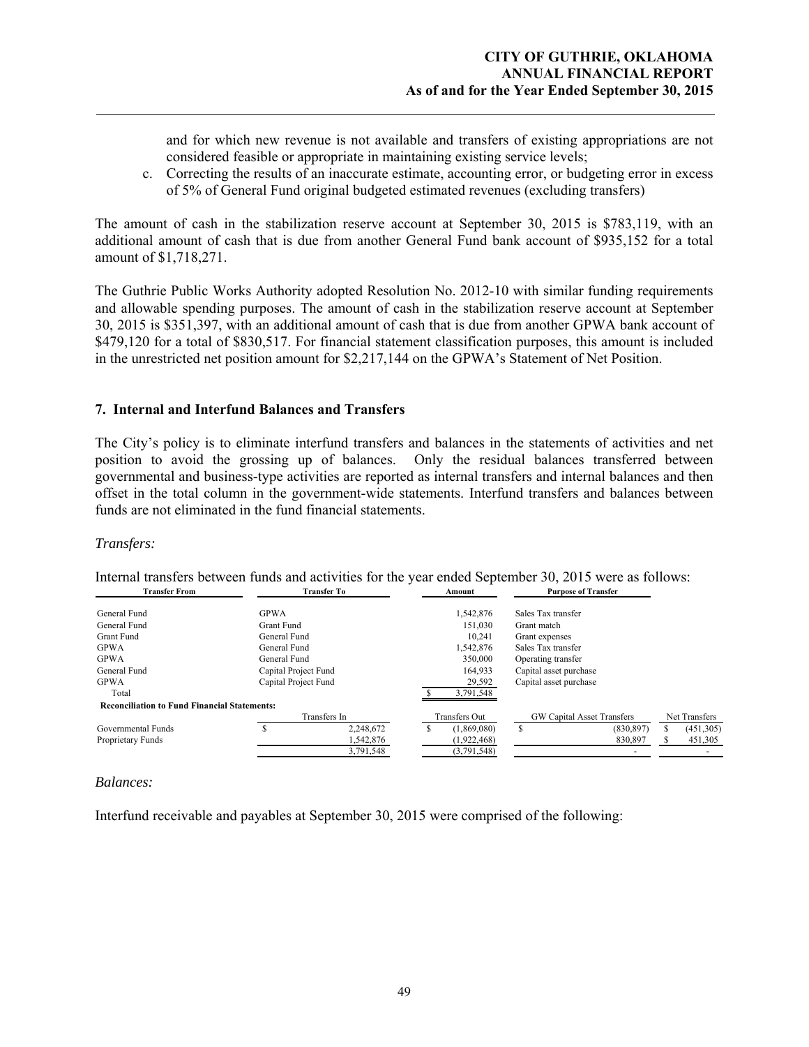and for which new revenue is not available and transfers of existing appropriations are not considered feasible or appropriate in maintaining existing service levels;

c. Correcting the results of an inaccurate estimate, accounting error, or budgeting error in excess of 5% of General Fund original budgeted estimated revenues (excluding transfers)

The amount of cash in the stabilization reserve account at September 30, 2015 is $783,119, with an additional amount of cash that is due from another General Fund bank account of $935,152 for a total amount of $1,718,271.

The Guthrie Public Works Authority adopted Resolution No. 2012-10 with similar funding requirements and allowable spending purposes. The amount of cash in the stabilization reserve account at September 30, 2015 is $351,397, with an additional amount of cash that is due from another GPWA bank account of $479,120 for a total of $830,517. For financial statement classification purposes, this amount is included in the unrestricted net position amount for $2,217,144 on the GPWA's Statement of Net Position.

## 7. Internal and Interfund Balances and Transfers

The City's policy is to eliminate interfund transfers and balances in the statements of activities and net position to avoid the grossing up of balances. Only the residual balances transferred between governmental and business-type activities are reported as internal transfers and internal balances and then offset in the total column in the government-wide statements. Interfund transfers and balances between funds are not eliminated in the fund financial statements.

*Transfers:*

Internal transfers between funds and activities for the year ended September 30, 2015 were as follows:

| Transfer From | Transfer To | Amount | Purpose of Transfer |
|---|---|---|---|
| General Fund | GPWA | 1,542,876 | Sales Tax transfer |
| General Fund | Grant Fund | 151,030 | Grant match |
| Grant Fund | General Fund | 10,241 | Grant expenses |
| GPWA | General Fund | 1,542,876 | Sales Tax transfer |
| GPWA | General Fund | 350,000 | Operating transfer |
| General Fund | Capital Project Fund | 164,933 | Capital asset purchase |
| GPWA | Capital Project Fund | 29,592 | Capital asset purchase |
| Total | | $ 3,791,548 | |

**Reconciliation to Fund Financial Statements:**

| | Transfers In | Transfers Out | GW Capital Asset Transfers | Net Transfers |
|---|---|---|---|---|
| Governmental Funds | $ 2,248,672 | $ (1,869,080) | $ (830,897) | $ (451,305) |
| Proprietary Funds | 1,542,876 | (1,922,468) | 830,897 | $ 451,305 |
| | 3,791,548 | (3,791,548) | - | - |

*Balances:*

Interfund receivable and payables at September 30, 2015 were comprised of the following: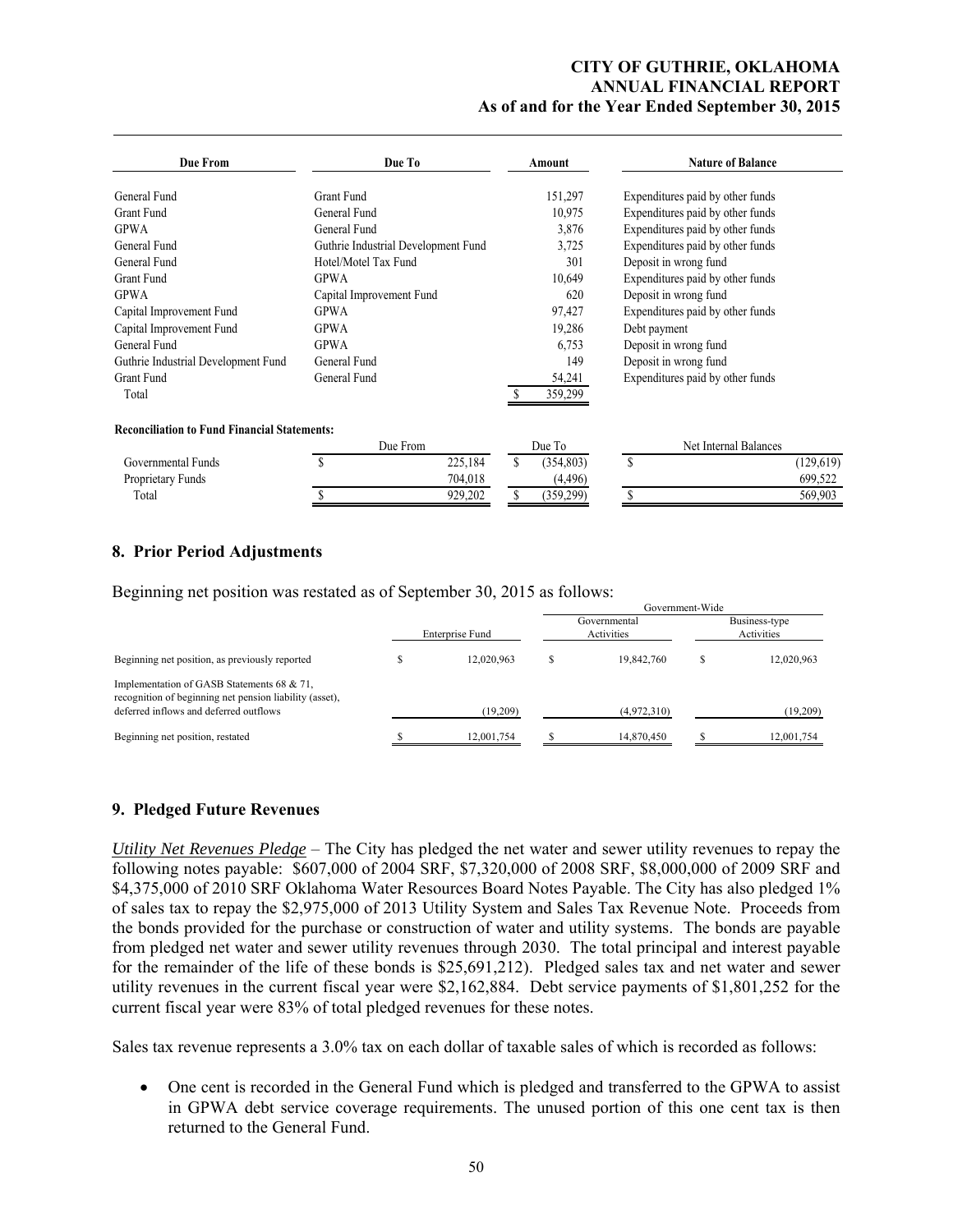| Due From | Due To | Amount | Nature of Balance |
|---|---|---|---|
| General Fund | Grant Fund | 151,297 | Expenditures paid by other funds |
| Grant Fund | General Fund | 10,975 | Expenditures paid by other funds |
| GPWA | General Fund | 3,876 | Expenditures paid by other funds |
| General Fund | Guthrie Industrial Development Fund | 3,725 | Expenditures paid by other funds |
| General Fund | Hotel/Motel Tax Fund | 301 | Deposit in wrong fund |
| Grant Fund | GPWA | 10,649 | Expenditures paid by other funds |
| GPWA | Capital Improvement Fund | 620 | Deposit in wrong fund |
| Capital Improvement Fund | GPWA | 97,427 | Expenditures paid by other funds |
| Capital Improvement Fund | GPWA | 19,286 | Debt payment |
| General Fund | GPWA | 6,753 | Deposit in wrong fund |
| Guthrie Industrial Development Fund | General Fund | 149 | Deposit in wrong fund |
| Grant Fund | General Fund | 54,241 | Expenditures paid by other funds |
| Total | | $ 359,299 | |

**Reconciliation to Fund Financial Statements:**

| | Due From | Due To | Net Internal Balances |
|---|---|---|---|
| Governmental Funds | $ 225,184 | $ (354,803) | $ (129,619) |
| Proprietary Funds | 704,018 | (4,496) | 699,522 |
| Total | $ 929,202 | $ (359,299) | $ 569,903 |

## 8. Prior Period Adjustments

Beginning net position was restated as of September 30, 2015 as follows:

| | | Government-Wide | |
|---|---|---|---|
| | Enterprise Fund | Governmental Activities | Business-type Activities |
| Beginning net position, as previously reported | $ 12,020,963 | $ 19,842,760 | $ 12,020,963 |
| Implementation of GASB Statements 68 & 71, recognition of beginning net pension liability (asset), deferred inflows and deferred outflows | (19,209) | (4,972,310) | (19,209) |
| Beginning net position, restated | $ 12,001,754 | $ 14,870,450 | $ 12,001,754 |

## 9. Pledged Future Revenues

*Utility Net Revenues Pledge* – The City has pledged the net water and sewer utility revenues to repay the following notes payable: $607,000 of 2004 SRF, $7,320,000 of 2008 SRF, $8,000,000 of 2009 SRF and $4,375,000 of 2010 SRF Oklahoma Water Resources Board Notes Payable. The City has also pledged 1% of sales tax to repay the $2,975,000 of 2013 Utility System and Sales Tax Revenue Note. Proceeds from the bonds provided for the purchase or construction of water and utility systems. The bonds are payable from pledged net water and sewer utility revenues through 2030. The total principal and interest payable for the remainder of the life of these bonds is $25,691,212). Pledged sales tax and net water and sewer utility revenues in the current fiscal year were $2,162,884. Debt service payments of $1,801,252 for the current fiscal year were 83% of total pledged revenues for these notes.

Sales tax revenue represents a 3.0% tax on each dollar of taxable sales of which is recorded as follows:

- One cent is recorded in the General Fund which is pledged and transferred to the GPWA to assist in GPWA debt service coverage requirements. The unused portion of this one cent tax is then returned to the General Fund.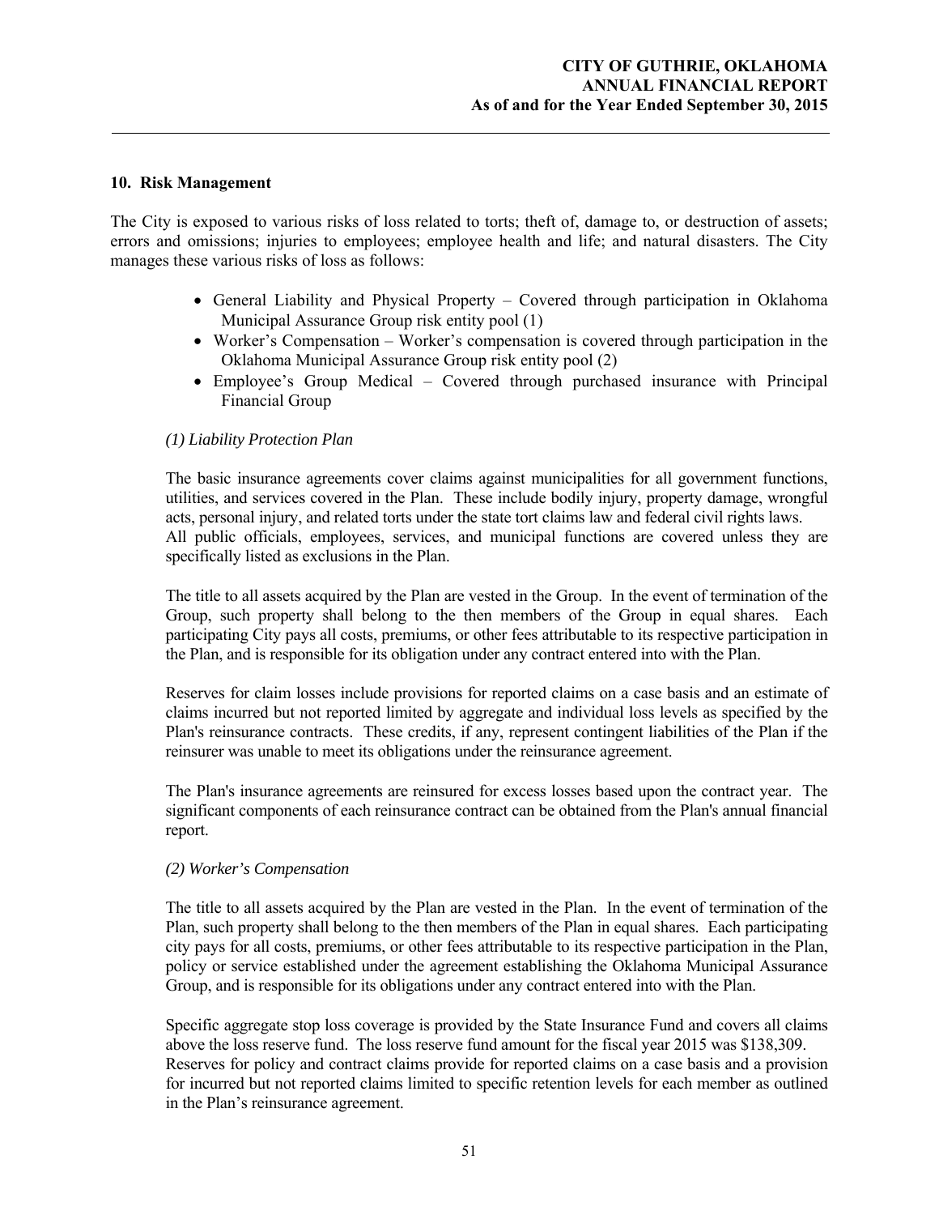## 10. Risk Management

The City is exposed to various risks of loss related to torts; theft of, damage to, or destruction of assets; errors and omissions; injuries to employees; employee health and life; and natural disasters. The City manages these various risks of loss as follows:

- General Liability and Physical Property – Covered through participation in Oklahoma Municipal Assurance Group risk entity pool (1)
- Worker's Compensation – Worker's compensation is covered through participation in the Oklahoma Municipal Assurance Group risk entity pool (2)
- Employee's Group Medical – Covered through purchased insurance with Principal Financial Group

*(1) Liability Protection Plan*

The basic insurance agreements cover claims against municipalities for all government functions, utilities, and services covered in the Plan. These include bodily injury, property damage, wrongful acts, personal injury, and related torts under the state tort claims law and federal civil rights laws. All public officials, employees, services, and municipal functions are covered unless they are specifically listed as exclusions in the Plan.

The title to all assets acquired by the Plan are vested in the Group. In the event of termination of the Group, such property shall belong to the then members of the Group in equal shares. Each participating City pays all costs, premiums, or other fees attributable to its respective participation in the Plan, and is responsible for its obligation under any contract entered into with the Plan.

Reserves for claim losses include provisions for reported claims on a case basis and an estimate of claims incurred but not reported limited by aggregate and individual loss levels as specified by the Plan's reinsurance contracts. These credits, if any, represent contingent liabilities of the Plan if the reinsurer was unable to meet its obligations under the reinsurance agreement.

The Plan's insurance agreements are reinsured for excess losses based upon the contract year. The significant components of each reinsurance contract can be obtained from the Plan's annual financial report.

*(2) Worker's Compensation*

The title to all assets acquired by the Plan are vested in the Plan. In the event of termination of the Plan, such property shall belong to the then members of the Plan in equal shares. Each participating city pays for all costs, premiums, or other fees attributable to its respective participation in the Plan, policy or service established under the agreement establishing the Oklahoma Municipal Assurance Group, and is responsible for its obligations under any contract entered into with the Plan.

Specific aggregate stop loss coverage is provided by the State Insurance Fund and covers all claims above the loss reserve fund. The loss reserve fund amount for the fiscal year 2015 was $138,309. Reserves for policy and contract claims provide for reported claims on a case basis and a provision for incurred but not reported claims limited to specific retention levels for each member as outlined in the Plan's reinsurance agreement.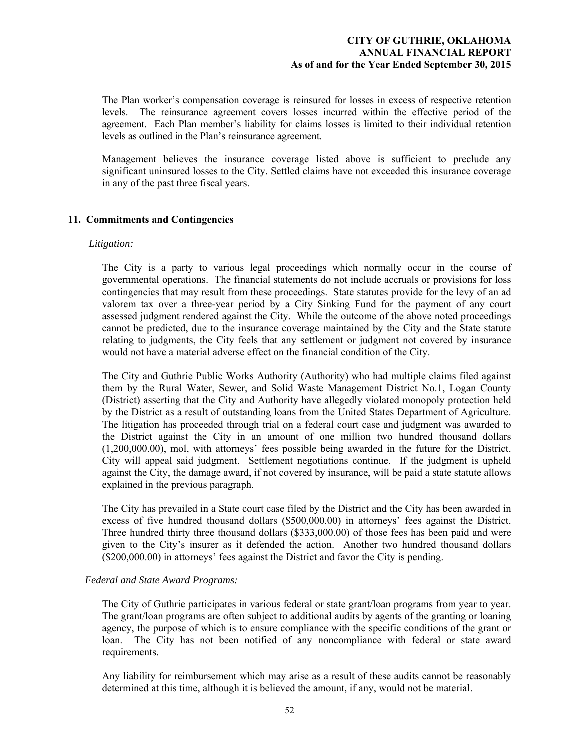The Plan worker's compensation coverage is reinsured for losses in excess of respective retention levels. The reinsurance agreement covers losses incurred within the effective period of the agreement. Each Plan member's liability for claims losses is limited to their individual retention levels as outlined in the Plan's reinsurance agreement.

Management believes the insurance coverage listed above is sufficient to preclude any significant uninsured losses to the City. Settled claims have not exceeded this insurance coverage in any of the past three fiscal years.

## 11. Commitments and Contingencies

*Litigation:*

The City is a party to various legal proceedings which normally occur in the course of governmental operations. The financial statements do not include accruals or provisions for loss contingencies that may result from these proceedings. State statutes provide for the levy of an ad valorem tax over a three-year period by a City Sinking Fund for the payment of any court assessed judgment rendered against the City. While the outcome of the above noted proceedings cannot be predicted, due to the insurance coverage maintained by the City and the State statute relating to judgments, the City feels that any settlement or judgment not covered by insurance would not have a material adverse effect on the financial condition of the City.

The City and Guthrie Public Works Authority (Authority) who had multiple claims filed against them by the Rural Water, Sewer, and Solid Waste Management District No.1, Logan County (District) asserting that the City and Authority have allegedly violated monopoly protection held by the District as a result of outstanding loans from the United States Department of Agriculture. The litigation has proceeded through trial on a federal court case and judgment was awarded to the District against the City in an amount of one million two hundred thousand dollars (1,200,000.00), mol, with attorneys' fees possible being awarded in the future for the District. City will appeal said judgment. Settlement negotiations continue. If the judgment is upheld against the City, the damage award, if not covered by insurance, will be paid a state statute allows explained in the previous paragraph.

The City has prevailed in a State court case filed by the District and the City has been awarded in excess of five hundred thousand dollars ($500,000.00) in attorneys' fees against the District. Three hundred thirty three thousand dollars ($333,000.00) of those fees has been paid and were given to the City's insurer as it defended the action. Another two hundred thousand dollars ($200,000.00) in attorneys' fees against the District and favor the City is pending.

*Federal and State Award Programs:*

The City of Guthrie participates in various federal or state grant/loan programs from year to year. The grant/loan programs are often subject to additional audits by agents of the granting or loaning agency, the purpose of which is to ensure compliance with the specific conditions of the grant or loan. The City has not been notified of any noncompliance with federal or state award requirements.

Any liability for reimbursement which may arise as a result of these audits cannot be reasonably determined at this time, although it is believed the amount, if any, would not be material.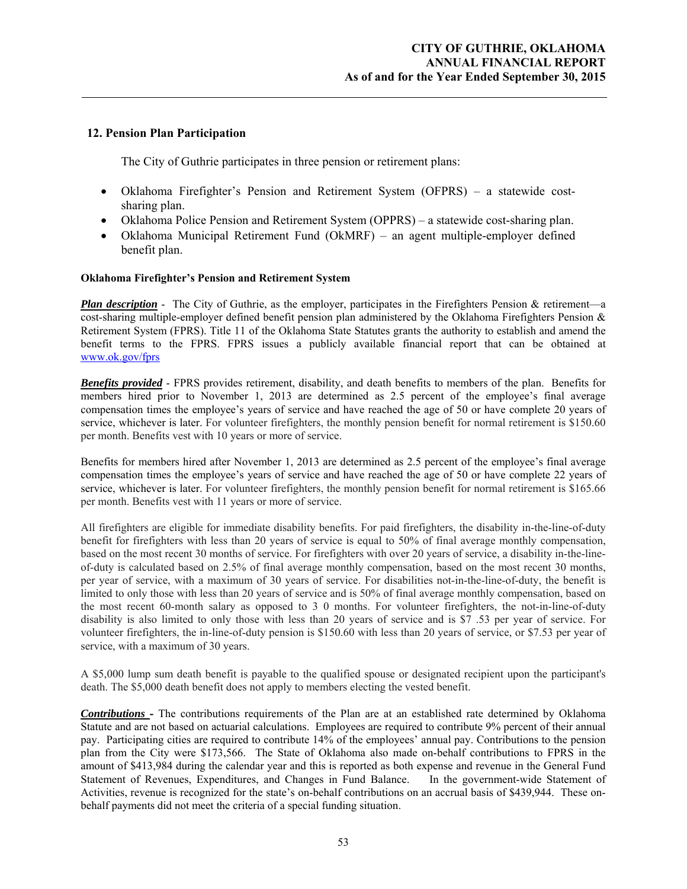## 12. Pension Plan Participation

The City of Guthrie participates in three pension or retirement plans:

- Oklahoma Firefighter's Pension and Retirement System (OFPRS) – a statewide cost-sharing plan.
- Oklahoma Police Pension and Retirement System (OPPRS) – a statewide cost-sharing plan.
- Oklahoma Municipal Retirement Fund (OkMRF) – an agent multiple-employer defined benefit plan.

### Oklahoma Firefighter's Pension and Retirement System

***Plan description*** - The City of Guthrie, as the employer, participates in the Firefighters Pension & retirement—a cost-sharing multiple-employer defined benefit pension plan administered by the Oklahoma Firefighters Pension & Retirement System (FPRS). Title 11 of the Oklahoma State Statutes grants the authority to establish and amend the benefit terms to the FPRS. FPRS issues a publicly available financial report that can be obtained at www.ok.gov/fprs

***Benefits provided*** - FPRS provides retirement, disability, and death benefits to members of the plan. Benefits for members hired prior to November 1, 2013 are determined as 2.5 percent of the employee's final average compensation times the employee's years of service and have reached the age of 50 or have complete 20 years of service, whichever is later. For volunteer firefighters, the monthly pension benefit for normal retirement is $150.60 per month. Benefits vest with 10 years or more of service.

Benefits for members hired after November 1, 2013 are determined as 2.5 percent of the employee's final average compensation times the employee's years of service and have reached the age of 50 or have complete 22 years of service, whichever is later. For volunteer firefighters, the monthly pension benefit for normal retirement is $165.66 per month. Benefits vest with 11 years or more of service.

All firefighters are eligible for immediate disability benefits. For paid firefighters, the disability in-the-line-of-duty benefit for firefighters with less than 20 years of service is equal to 50% of final average monthly compensation, based on the most recent 30 months of service. For firefighters with over 20 years of service, a disability in-the-line-of-duty is calculated based on 2.5% of final average monthly compensation, based on the most recent 30 months, per year of service, with a maximum of 30 years of service. For disabilities not-in-the-line-of-duty, the benefit is limited to only those with less than 20 years of service and is 50% of final average monthly compensation, based on the most recent 60-month salary as opposed to 3 0 months. For volunteer firefighters, the not-in-line-of-duty disability is also limited to only those with less than 20 years of service and is $7 .53 per year of service. For volunteer firefighters, the in-line-of-duty pension is $150.60 with less than 20 years of service, or $7.53 per year of service, with a maximum of 30 years.

A $5,000 lump sum death benefit is payable to the qualified spouse or designated recipient upon the participant's death. The $5,000 death benefit does not apply to members electing the vested benefit.

***Contributions*** **-** The contributions requirements of the Plan are at an established rate determined by Oklahoma Statute and are not based on actuarial calculations. Employees are required to contribute 9% percent of their annual pay. Participating cities are required to contribute 14% of the employees' annual pay. Contributions to the pension plan from the City were $173,566. The State of Oklahoma also made on-behalf contributions to FPRS in the amount of $413,984 during the calendar year and this is reported as both expense and revenue in the General Fund Statement of Revenues, Expenditures, and Changes in Fund Balance. In the government-wide Statement of Activities, revenue is recognized for the state's on-behalf contributions on an accrual basis of $439,944. These on-behalf payments did not meet the criteria of a special funding situation.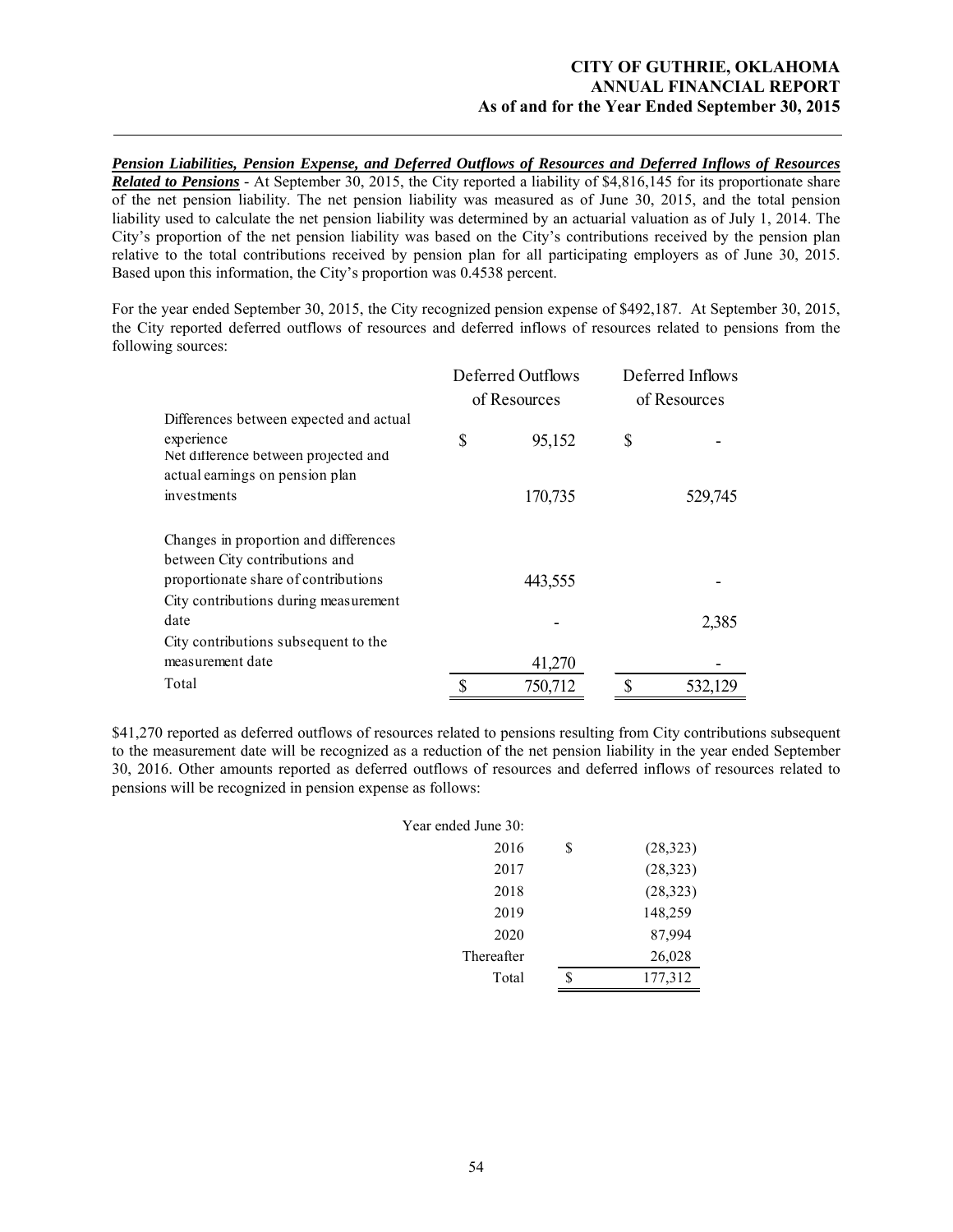***Pension Liabilities, Pension Expense, and Deferred Outflows of Resources and Deferred Inflows of Resources Related to Pensions*** - At September 30, 2015, the City reported a liability of $4,816,145 for its proportionate share of the net pension liability. The net pension liability was measured as of June 30, 2015, and the total pension liability used to calculate the net pension liability was determined by an actuarial valuation as of July 1, 2014. The City's proportion of the net pension liability was based on the City's contributions received by the pension plan relative to the total contributions received by pension plan for all participating employers as of June 30, 2015. Based upon this information, the City's proportion was 0.4538 percent.

For the year ended September 30, 2015, the City recognized pension expense of $492,187. At September 30, 2015, the City reported deferred outflows of resources and deferred inflows of resources related to pensions from the following sources:

| | Deferred Outflows of Resources | Deferred Inflows of Resources |
|---|---|---|
| Differences between expected and actual experience | $ 95,152 | $ - |
| Net difference between projected and actual earnings on pension plan investments | 170,735 | 529,745 |
| Changes in proportion and differences between City contributions and proportionate share of contributions | 443,555 | - |
| City contributions during measurement date | - | 2,385 |
| City contributions subsequent to the measurement date | 41,270 | - |
| Total | $ 750,712 | $ 532,129 |

$41,270 reported as deferred outflows of resources related to pensions resulting from City contributions subsequent to the measurement date will be recognized as a reduction of the net pension liability in the year ended September 30, 2016. Other amounts reported as deferred outflows of resources and deferred inflows of resources related to pensions will be recognized in pension expense as follows:

| Year ended June 30: | |
|---|---|
| 2016 | $ (28,323) |
| 2017 | (28,323) |
| 2018 | (28,323) |
| 2019 | 148,259 |
| 2020 | 87,994 |
| Thereafter | 26,028 |
| Total | $ 177,312 |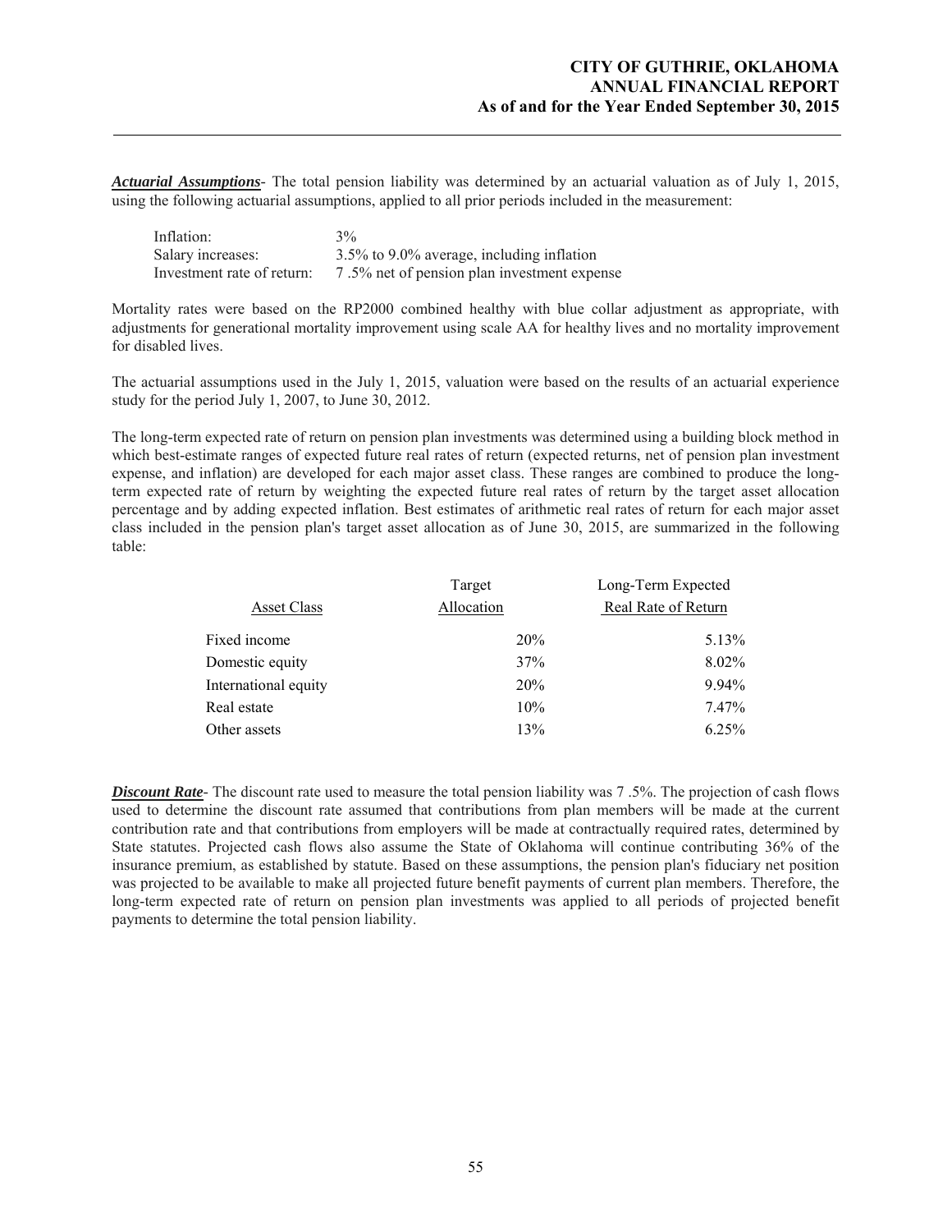***Actuarial Assumptions***- The total pension liability was determined by an actuarial valuation as of July 1, 2015, using the following actuarial assumptions, applied to all prior periods included in the measurement:

| | |
|---|---|
| Inflation: | 3% |
| Salary increases: | 3.5% to 9.0% average, including inflation |
| Investment rate of return: | 7 .5% net of pension plan investment expense |

Mortality rates were based on the RP2000 combined healthy with blue collar adjustment as appropriate, with adjustments for generational mortality improvement using scale AA for healthy lives and no mortality improvement for disabled lives.

The actuarial assumptions used in the July 1, 2015, valuation were based on the results of an actuarial experience study for the period July 1, 2007, to June 30, 2012.

The long-term expected rate of return on pension plan investments was determined using a building block method in which best-estimate ranges of expected future real rates of return (expected returns, net of pension plan investment expense, and inflation) are developed for each major asset class. These ranges are combined to produce the long-term expected rate of return by weighting the expected future real rates of return by the target asset allocation percentage and by adding expected inflation. Best estimates of arithmetic real rates of return for each major asset class included in the pension plan's target asset allocation as of June 30, 2015, are summarized in the following table:

| Asset Class | Target Allocation | Long-Term Expected Real Rate of Return |
|---|---|---|
| Fixed income | 20% | 5.13% |
| Domestic equity | 37% | 8.02% |
| International equity | 20% | 9.94% |
| Real estate | 10% | 7.47% |
| Other assets | 13% | 6.25% |

***Discount Rate***- The discount rate used to measure the total pension liability was 7 .5%. The projection of cash flows used to determine the discount rate assumed that contributions from plan members will be made at the current contribution rate and that contributions from employers will be made at contractually required rates, determined by State statutes. Projected cash flows also assume the State of Oklahoma will continue contributing 36% of the insurance premium, as established by statute. Based on these assumptions, the pension plan's fiduciary net position was projected to be available to make all projected future benefit payments of current plan members. Therefore, the long-term expected rate of return on pension plan investments was applied to all periods of projected benefit payments to determine the total pension liability.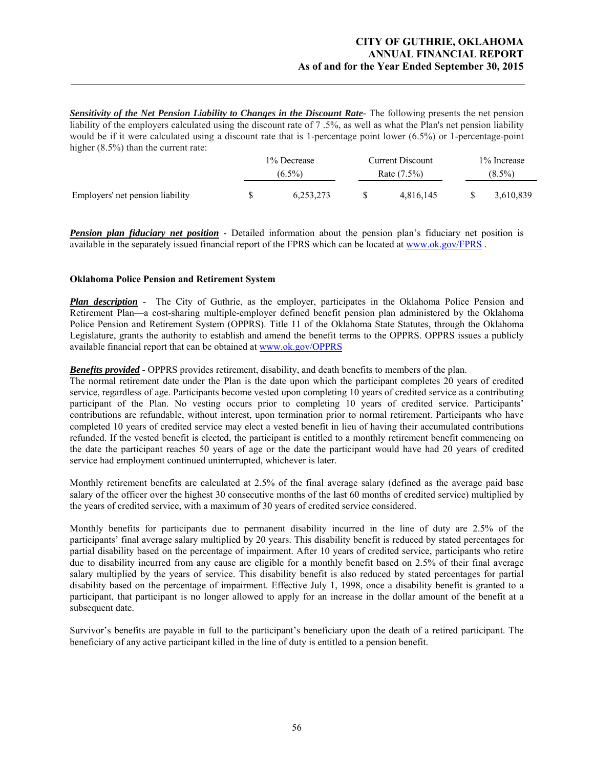***Sensitivity of the Net Pension Liability to Changes in the Discount Rate*** - The following presents the net pension liability of the employers calculated using the discount rate of 7 .5%, as well as what the Plan's net pension liability would be if it were calculated using a discount rate that is 1-percentage point lower (6.5%) or 1-percentage-point higher (8.5%) than the current rate:

| | 1% Decrease (6.5%) | Current Discount Rate (7.5%) | 1% Increase (8.5%) |
|---|---|---|---|
| Employers' net pension liability | $ 6,253,273 | $ 4,816,145 | $ 3,610,839 |

***Pension plan fiduciary net position*** - Detailed information about the pension plan's fiduciary net position is available in the separately issued financial report of the FPRS which can be located at www.ok.gov/FPRS .

**Oklahoma Police Pension and Retirement System**

***Plan description*** - The City of Guthrie, as the employer, participates in the Oklahoma Police Pension and Retirement Plan—a cost-sharing multiple-employer defined benefit pension plan administered by the Oklahoma Police Pension and Retirement System (OPPRS). Title 11 of the Oklahoma State Statutes, through the Oklahoma Legislature, grants the authority to establish and amend the benefit terms to the OPPRS. OPPRS issues a publicly available financial report that can be obtained at www.ok.gov/OPPRS

***Benefits provided*** - OPPRS provides retirement, disability, and death benefits to members of the plan.
The normal retirement date under the Plan is the date upon which the participant completes 20 years of credited service, regardless of age. Participants become vested upon completing 10 years of credited service as a contributing participant of the Plan. No vesting occurs prior to completing 10 years of credited service. Participants' contributions are refundable, without interest, upon termination prior to normal retirement. Participants who have completed 10 years of credited service may elect a vested benefit in lieu of having their accumulated contributions refunded. If the vested benefit is elected, the participant is entitled to a monthly retirement benefit commencing on the date the participant reaches 50 years of age or the date the participant would have had 20 years of credited service had employment continued uninterrupted, whichever is later.

Monthly retirement benefits are calculated at 2.5% of the final average salary (defined as the average paid base salary of the officer over the highest 30 consecutive months of the last 60 months of credited service) multiplied by the years of credited service, with a maximum of 30 years of credited service considered.

Monthly benefits for participants due to permanent disability incurred in the line of duty are 2.5% of the participants' final average salary multiplied by 20 years. This disability benefit is reduced by stated percentages for partial disability based on the percentage of impairment. After 10 years of credited service, participants who retire due to disability incurred from any cause are eligible for a monthly benefit based on 2.5% of their final average salary multiplied by the years of service. This disability benefit is also reduced by stated percentages for partial disability based on the percentage of impairment. Effective July 1, 1998, once a disability benefit is granted to a participant, that participant is no longer allowed to apply for an increase in the dollar amount of the benefit at a subsequent date.

Survivor's benefits are payable in full to the participant's beneficiary upon the death of a retired participant. The beneficiary of any active participant killed in the line of duty is entitled to a pension benefit.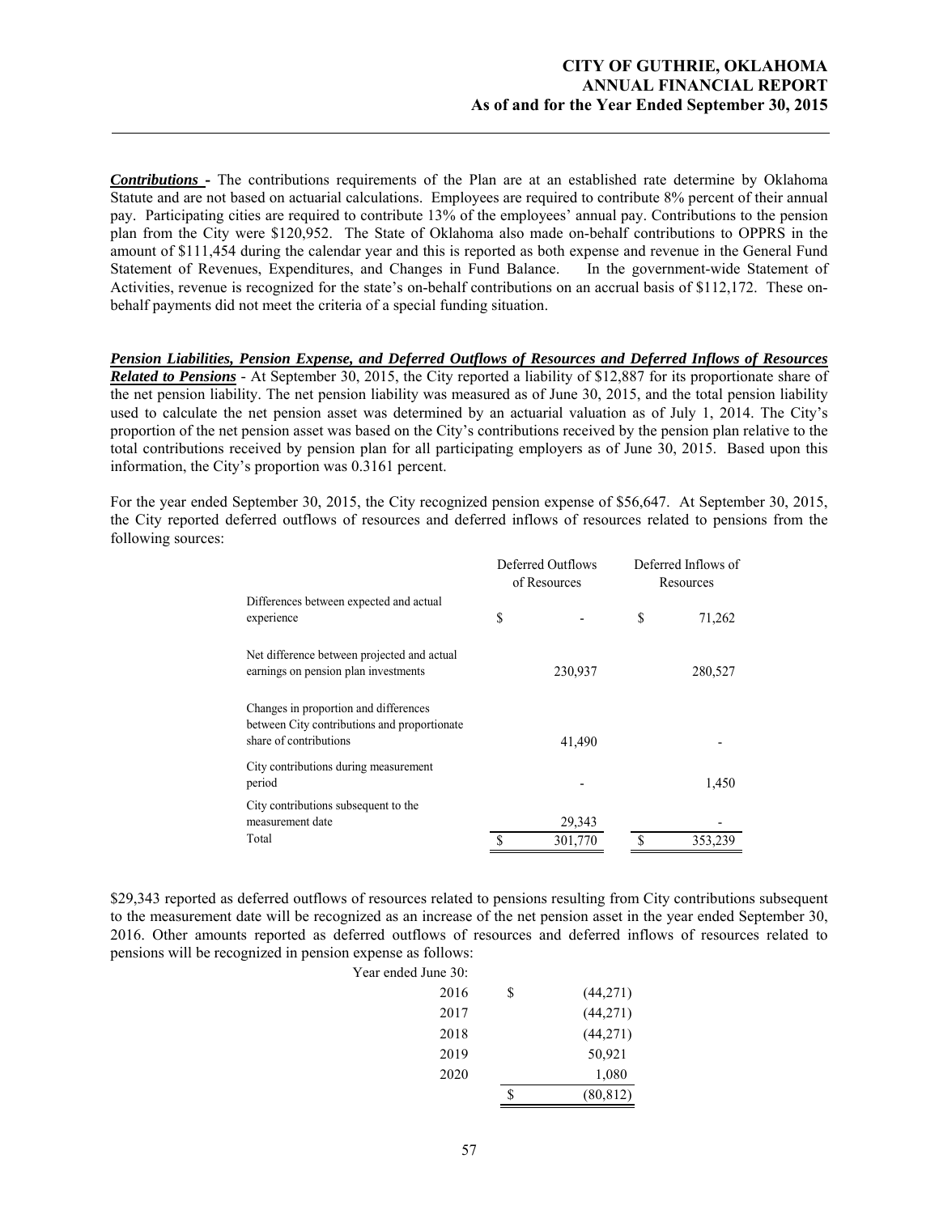***Contributions*** **-** The contributions requirements of the Plan are at an established rate determine by Oklahoma Statute and are not based on actuarial calculations. Employees are required to contribute 8% percent of their annual pay. Participating cities are required to contribute 13% of the employees' annual pay. Contributions to the pension plan from the City were $120,952. The State of Oklahoma also made on-behalf contributions to OPPRS in the amount of $111,454 during the calendar year and this is reported as both expense and revenue in the General Fund Statement of Revenues, Expenditures, and Changes in Fund Balance. In the government-wide Statement of Activities, revenue is recognized for the state's on-behalf contributions on an accrual basis of $112,172. These on-behalf payments did not meet the criteria of a special funding situation.

***Pension Liabilities, Pension Expense, and Deferred Outflows of Resources and Deferred Inflows of Resources Related to Pensions*** - At September 30, 2015, the City reported a liability of $12,887 for its proportionate share of the net pension liability. The net pension liability was measured as of June 30, 2015, and the total pension liability used to calculate the net pension asset was determined by an actuarial valuation as of July 1, 2014. The City's proportion of the net pension asset was based on the City's contributions received by the pension plan relative to the total contributions received by pension plan for all participating employers as of June 30, 2015. Based upon this information, the City's proportion was 0.3161 percent.

For the year ended September 30, 2015, the City recognized pension expense of $56,647. At September 30, 2015, the City reported deferred outflows of resources and deferred inflows of resources related to pensions from the following sources:

| | Deferred Outflows of Resources | Deferred Inflows of Resources |
|---|---|---|
| Differences between expected and actual experience | $ - | $ 71,262 |
| Net difference between projected and actual earnings on pension plan investments | 230,937 | 280,527 |
| Changes in proportion and differences between City contributions and proportionate share of contributions | 41,490 | - |
| City contributions during measurement period | - | 1,450 |
| City contributions subsequent to the measurement date | 29,343 | - |
| Total | $ 301,770 | $ 353,239 |

$29,343 reported as deferred outflows of resources related to pensions resulting from City contributions subsequent to the measurement date will be recognized as an increase of the net pension asset in the year ended September 30, 2016. Other amounts reported as deferred outflows of resources and deferred inflows of resources related to pensions will be recognized in pension expense as follows:

| Year ended June 30: | |
|---|---|
| 2016 | $ (44,271) |
| 2017 | (44,271) |
| 2018 | (44,271) |
| 2019 | 50,921 |
| 2020 | 1,080 |
| | $ (80,812) |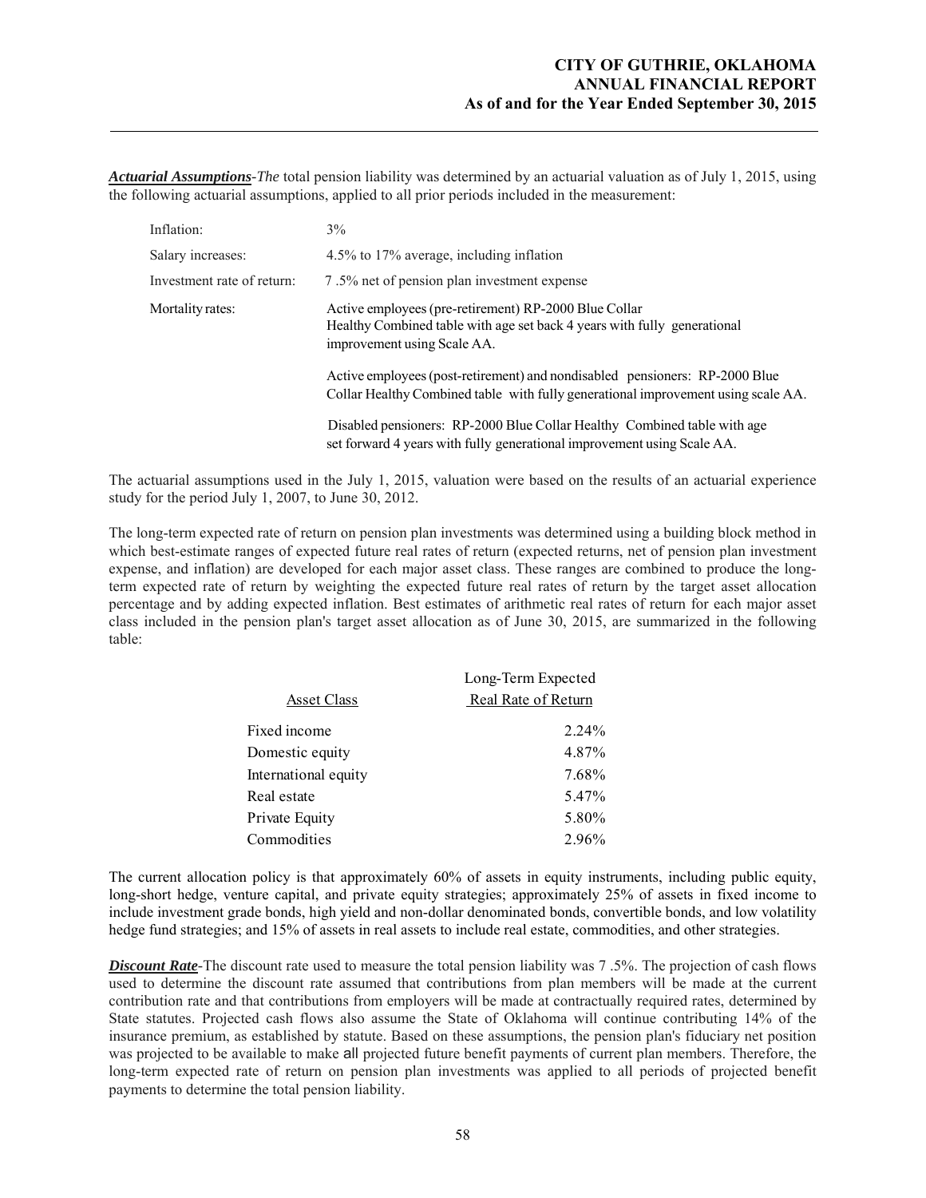***Actuarial Assumptions***-*The* total pension liability was determined by an actuarial valuation as of July 1, 2015, using the following actuarial assumptions, applied to all prior periods included in the measurement:

| | |
|---|---|
| Inflation: | 3% |
| Salary increases: | 4.5% to 17% average, including inflation |
| Investment rate of return: | 7 .5% net of pension plan investment expense |
| Mortality rates: | Active employees (pre-retirement) RP-2000 Blue Collar Healthy Combined table with age set back 4 years with fully generational improvement using Scale AA. |
| | Active employees (post-retirement) and nondisabled pensioners: RP-2000 Blue Collar Healthy Combined table with fully generational improvement using scale AA. |
| | Disabled pensioners: RP-2000 Blue Collar Healthy Combined table with age set forward 4 years with fully generational improvement using Scale AA. |

The actuarial assumptions used in the July 1, 2015, valuation were based on the results of an actuarial experience study for the period July 1, 2007, to June 30, 2012.

The long-term expected rate of return on pension plan investments was determined using a building block method in which best-estimate ranges of expected future real rates of return (expected returns, net of pension plan investment expense, and inflation) are developed for each major asset class. These ranges are combined to produce the long-term expected rate of return by weighting the expected future real rates of return by the target asset allocation percentage and by adding expected inflation. Best estimates of arithmetic real rates of return for each major asset class included in the pension plan's target asset allocation as of June 30, 2015, are summarized in the following table:

| Asset Class | Long-Term Expected Real Rate of Return |
|---|---|
| Fixed income | 2.24% |
| Domestic equity | 4.87% |
| International equity | 7.68% |
| Real estate | 5.47% |
| Private Equity | 5.80% |
| Commodities | 2.96% |

The current allocation policy is that approximately 60% of assets in equity instruments, including public equity, long-short hedge, venture capital, and private equity strategies; approximately 25% of assets in fixed income to include investment grade bonds, high yield and non-dollar denominated bonds, convertible bonds, and low volatility hedge fund strategies; and 15% of assets in real assets to include real estate, commodities, and other strategies.

***Discount Rate***-The discount rate used to measure the total pension liability was 7 .5%. The projection of cash flows used to determine the discount rate assumed that contributions from plan members will be made at the current contribution rate and that contributions from employers will be made at contractually required rates, determined by State statutes. Projected cash flows also assume the State of Oklahoma will continue contributing 14% of the insurance premium, as established by statute. Based on these assumptions, the pension plan's fiduciary net position was projected to be available to make all projected future benefit payments of current plan members. Therefore, the long-term expected rate of return on pension plan investments was applied to all periods of projected benefit payments to determine the total pension liability.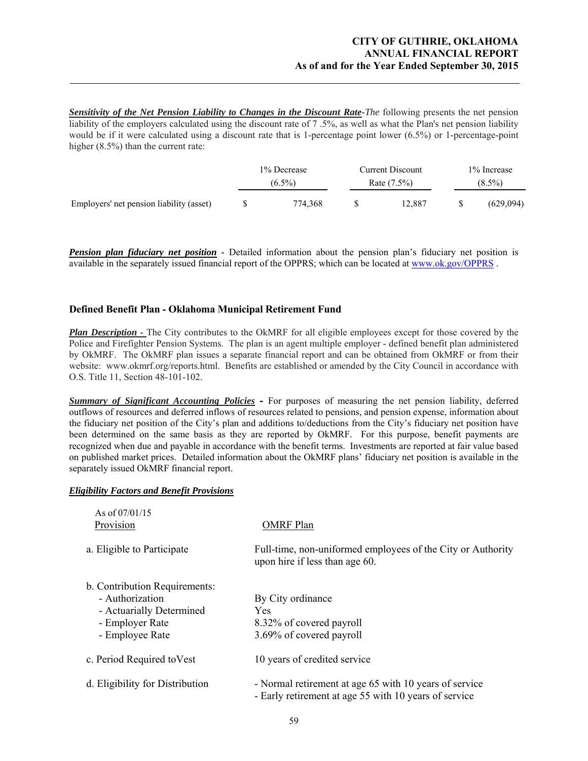***Sensitivity of the Net Pension Liability to Changes in the Discount Rate****-The* following presents the net pension liability of the employers calculated using the discount rate of 7 .5%, as well as what the Plan's net pension liability would be if it were calculated using a discount rate that is 1-percentage point lower (6.5%) or 1-percentage-point higher (8.5%) than the current rate:

| | 1% Decrease (6.5%) | Current Discount Rate (7.5%) | 1% Increase (8.5%) |
|---|---|---|---|
| Employers' net pension liability (asset) | $ 774,368 | $ 12,887 | $ (629,094) |

***Pension plan fiduciary net position*** - Detailed information about the pension plan's fiduciary net position is available in the separately issued financial report of the OPPRS; which can be located at www.ok.gov/OPPRS .

## Defined Benefit Plan - Oklahoma Municipal Retirement Fund

***Plan Description -*** The City contributes to the OkMRF for all eligible employees except for those covered by the Police and Firefighter Pension Systems. The plan is an agent multiple employer - defined benefit plan administered by OkMRF. The OkMRF plan issues a separate financial report and can be obtained from OkMRF or from their website: www.okmrf.org/reports.html. Benefits are established or amended by the City Council in accordance with O.S. Title 11, Section 48-101-102.

***Summary of Significant Accounting Policies*** **-** For purposes of measuring the net pension liability, deferred outflows of resources and deferred inflows of resources related to pensions, and pension expense, information about the fiduciary net position of the City's plan and additions to/deductions from the City's fiduciary net position have been determined on the same basis as they are reported by OkMRF. For this purpose, benefit payments are recognized when due and payable in accordance with the benefit terms. Investments are reported at fair value based on published market prices. Detailed information about the OkMRF plans' fiduciary net position is available in the separately issued OkMRF financial report.

***Eligibility Factors and Benefit Provisions***

| As of 07/01/15 Provision | OMRF Plan |
|---|---|
| a. Eligible to Participate | Full-time, non-uniformed employees of the City or Authority upon hire if less than age 60. |
| b. Contribution Requirements: | |
| - Authorization | By City ordinance |
| - Actuarially Determined | Yes |
| - Employer Rate | 8.32% of covered payroll |
| - Employee Rate | 3.69% of covered payroll |
| c. Period Required toVest | 10 years of credited service |
| d. Eligibility for Distribution | - Normal retirement at age 65 with 10 years of service<br>- Early retirement at age 55 with 10 years of service |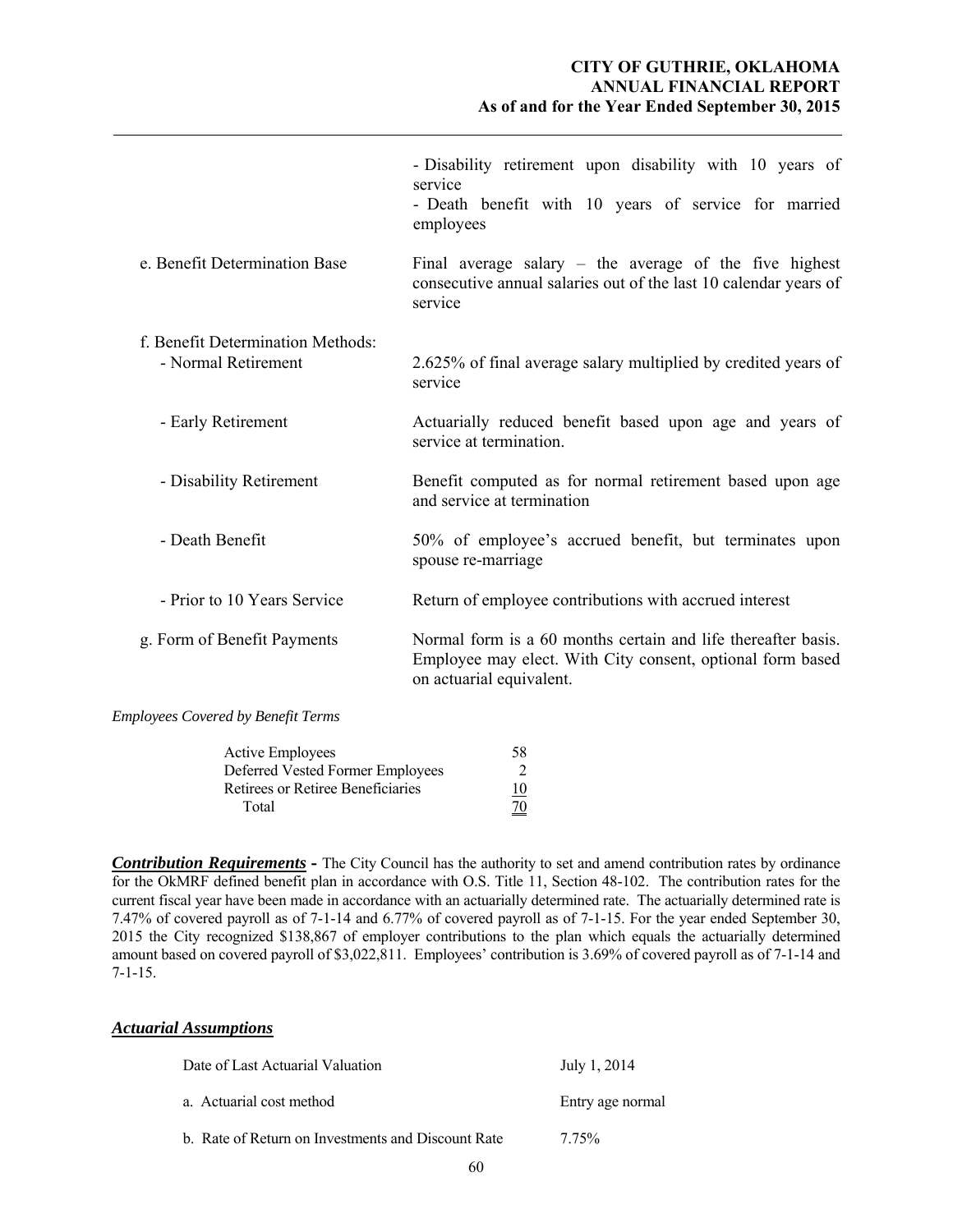| | |
|---|---|
| | - Disability retirement upon disability with 10 years of service<br>- Death benefit with 10 years of service for married employees |
| e. Benefit Determination Base | Final average salary – the average of the five highest consecutive annual salaries out of the last 10 calendar years of service |
| f. Benefit Determination Methods: | |
| - Normal Retirement | 2.625% of final average salary multiplied by credited years of service |
| - Early Retirement | Actuarially reduced benefit based upon age and years of service at termination. |
| - Disability Retirement | Benefit computed as for normal retirement based upon age and service at termination |
| - Death Benefit | 50% of employee's accrued benefit, but terminates upon spouse re-marriage |
| - Prior to 10 Years Service | Return of employee contributions with accrued interest |
| g. Form of Benefit Payments | Normal form is a 60 months certain and life thereafter basis. Employee may elect. With City consent, optional form based on actuarial equivalent. |

*Employees Covered by Benefit Terms*

| | |
|---|---|
| Active Employees | 58 |
| Deferred Vested Former Employees | 2 |
| Retirees or Retiree Beneficiaries | 10 |
| Total | 70 |

***Contribution Requirements*** **-** The City Council has the authority to set and amend contribution rates by ordinance for the OkMRF defined benefit plan in accordance with O.S. Title 11, Section 48-102. The contribution rates for the current fiscal year have been made in accordance with an actuarially determined rate. The actuarially determined rate is 7.47% of covered payroll as of 7-1-14 and 6.77% of covered payroll as of 7-1-15. For the year ended September 30, 2015 the City recognized $138,867 of employer contributions to the plan which equals the actuarially determined amount based on covered payroll of $3,022,811. Employees' contribution is 3.69% of covered payroll as of 7-1-14 and 7-1-15.

***Actuarial Assumptions***

| | |
|---|---|
| Date of Last Actuarial Valuation | July 1, 2014 |
| a. Actuarial cost method | Entry age normal |
| b. Rate of Return on Investments and Discount Rate | 7.75% |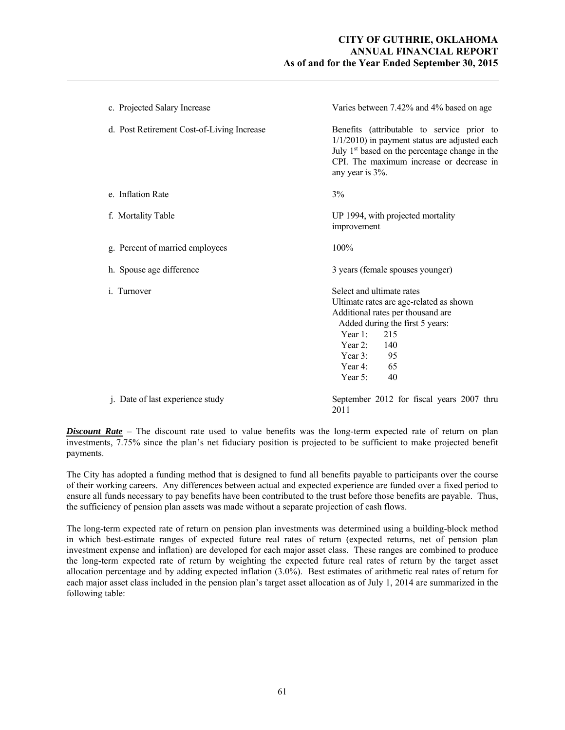| | |
|---|---|
| c. Projected Salary Increase | Varies between 7.42% and 4% based on age |
| d. Post Retirement Cost-of-Living Increase | Benefits (attributable to service prior to 1/1/2010) in payment status are adjusted each July 1st based on the percentage change in the CPI. The maximum increase or decrease in any year is 3%. |
| e. Inflation Rate | 3% |
| f. Mortality Table | UP 1994, with projected mortality improvement |
| g. Percent of married employees | 100% |
| h. Spouse age difference | 3 years (female spouses younger) |
| i. Turnover | Select and ultimate rates<br>Ultimate rates are age-related as shown<br>Additional rates per thousand are<br>Added during the first 5 years:<br>Year 1: 215<br>Year 2: 140<br>Year 3: 95<br>Year 4: 65<br>Year 5: 40 |
| j. Date of last experience study | September 2012 for fiscal years 2007 thru 2011 |

***Discount Rate*** – The discount rate used to value benefits was the long-term expected rate of return on plan investments, 7.75% since the plan's net fiduciary position is projected to be sufficient to make projected benefit payments.

The City has adopted a funding method that is designed to fund all benefits payable to participants over the course of their working careers. Any differences between actual and expected experience are funded over a fixed period to ensure all funds necessary to pay benefits have been contributed to the trust before those benefits are payable. Thus, the sufficiency of pension plan assets was made without a separate projection of cash flows.

The long-term expected rate of return on pension plan investments was determined using a building-block method in which best-estimate ranges of expected future real rates of return (expected returns, net of pension plan investment expense and inflation) are developed for each major asset class. These ranges are combined to produce the long-term expected rate of return by weighting the expected future real rates of return by the target asset allocation percentage and by adding expected inflation (3.0%). Best estimates of arithmetic real rates of return for each major asset class included in the pension plan's target asset allocation as of July 1, 2014 are summarized in the following table: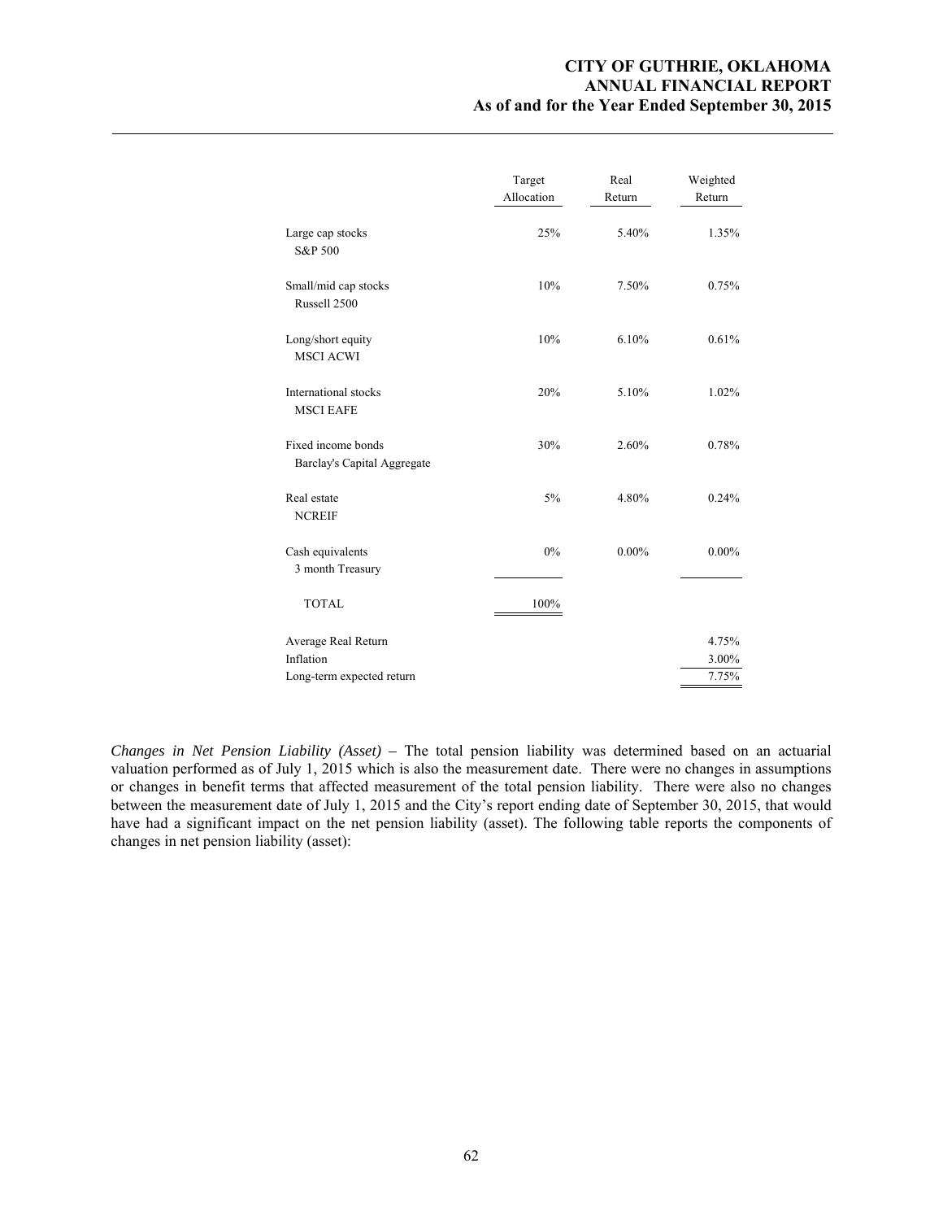| | Target Allocation | Real Return | Weighted Return |
|---|---|---|---|
| Large cap stocks<br>S&P 500 | 25% | 5.40% | 1.35% |
| Small/mid cap stocks<br>Russell 2500 | 10% | 7.50% | 0.75% |
| Long/short equity<br>MSCI ACWI | 10% | 6.10% | 0.61% |
| International stocks<br>MSCI EAFE | 20% | 5.10% | 1.02% |
| Fixed income bonds<br>Barclay's Capital Aggregate | 30% | 2.60% | 0.78% |
| Real estate<br>NCREIF | 5% | 4.80% | 0.24% |
| Cash equivalents<br>3 month Treasury | 0% | 0.00% | 0.00% |
| TOTAL | 100% | | |
| Average Real Return | | | 4.75% |
| Inflation | | | 3.00% |
| Long-term expected return | | | 7.75% |

*Changes in Net Pension Liability (Asset)* – The total pension liability was determined based on an actuarial valuation performed as of July 1, 2015 which is also the measurement date. There were no changes in assumptions or changes in benefit terms that affected measurement of the total pension liability. There were also no changes between the measurement date of July 1, 2015 and the City's report ending date of September 30, 2015, that would have had a significant impact on the net pension liability (asset). The following table reports the components of changes in net pension liability (asset):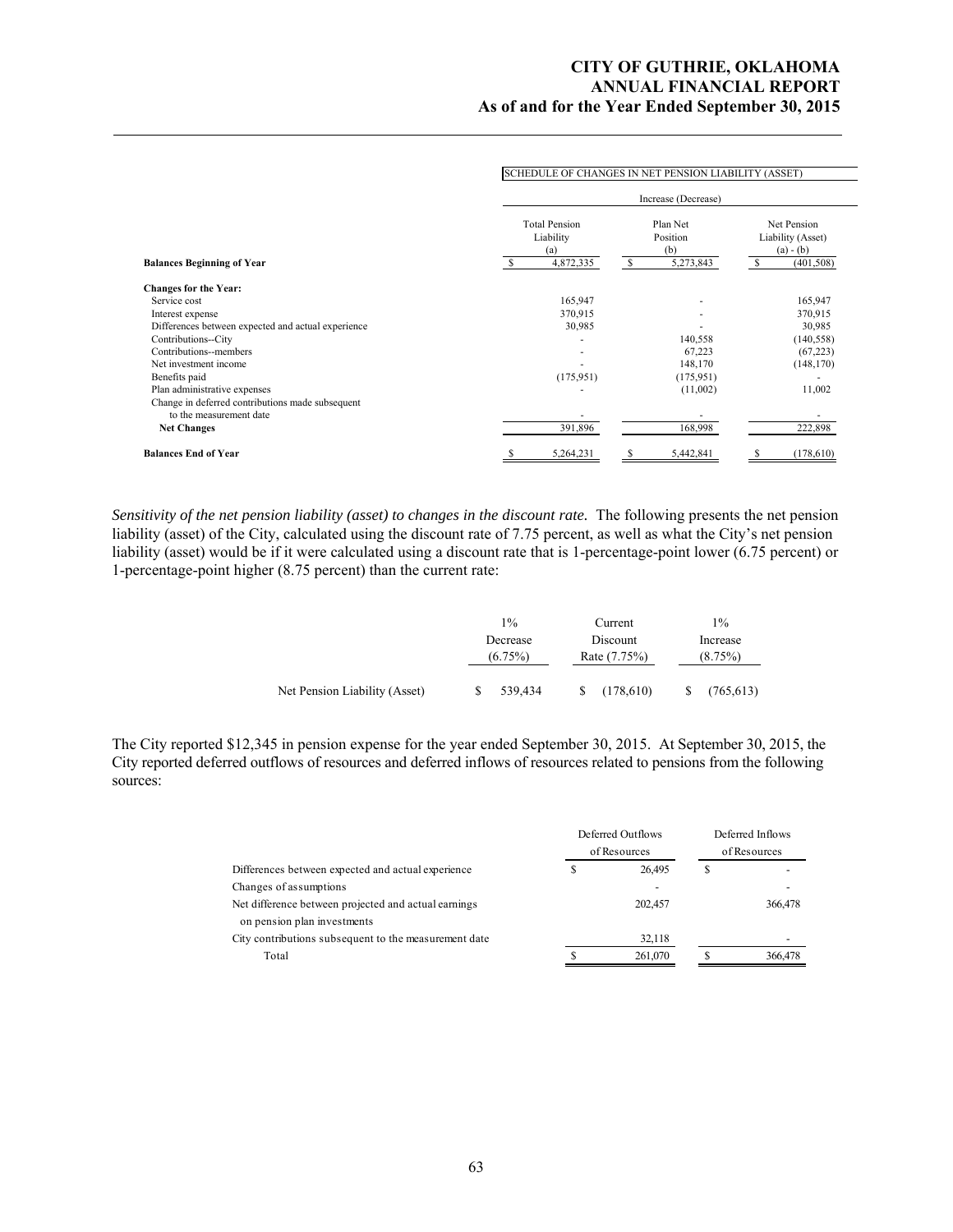| | SCHEDULE OF CHANGES IN NET PENSION LIABILITY (ASSET) | | |
|---|---|---|---|
| | Increase (Decrease) | | |
| | Total Pension Liability (a) | Plan Net Position (b) | Net Pension Liability (Asset) (a) - (b) |
| **Balances Beginning of Year** | $ 4,872,335 | $ 5,273,843 | $ (401,508) |
| **Changes for the Year:** | | | |
| Service cost | 165,947 | - | 165,947 |
| Interest expense | 370,915 | - | 370,915 |
| Differences between expected and actual experience | 30,985 | - | 30,985 |
| Contributions--City | - | 140,558 | (140,558) |
| Contributions--members | - | 67,223 | (67,223) |
| Net investment income | - | 148,170 | (148,170) |
| Benefits paid | (175,951) | (175,951) | - |
| Plan administrative expenses | - | (11,002) | 11,002 |
| Change in deferred contributions made subsequent to the measurement date | - | - | - |
| **Net Changes** | 391,896 | 168,998 | 222,898 |
| **Balances End of Year** | $ 5,264,231 | $ 5,442,841 | $ (178,610) |

*Sensitivity of the net pension liability (asset) to changes in the discount rate.* The following presents the net pension liability (asset) of the City, calculated using the discount rate of 7.75 percent, as well as what the City's net pension liability (asset) would be if it were calculated using a discount rate that is 1-percentage-point lower (6.75 percent) or 1-percentage-point higher (8.75 percent) than the current rate:

| | 1% Decrease (6.75%) | Current Discount Rate (7.75%) | 1% Increase (8.75%) |
|---|---|---|---|
| Net Pension Liability (Asset) | $ 539,434 | $ (178,610) | $ (765,613) |

The City reported $12,345 in pension expense for the year ended September 30, 2015. At September 30, 2015, the City reported deferred outflows of resources and deferred inflows of resources related to pensions from the following sources:

| | Deferred Outflows of Resources | Deferred Inflows of Resources |
|---|---|---|
| Differences between expected and actual experience | $ 26,495 | $ - |
| Changes of assumptions | - | - |
| Net difference between projected and actual earnings on pension plan investments | 202,457 | 366,478 |
| City contributions subsequent to the measurement date | 32,118 | - |
| Total | $ 261,070 | $ 366,478 |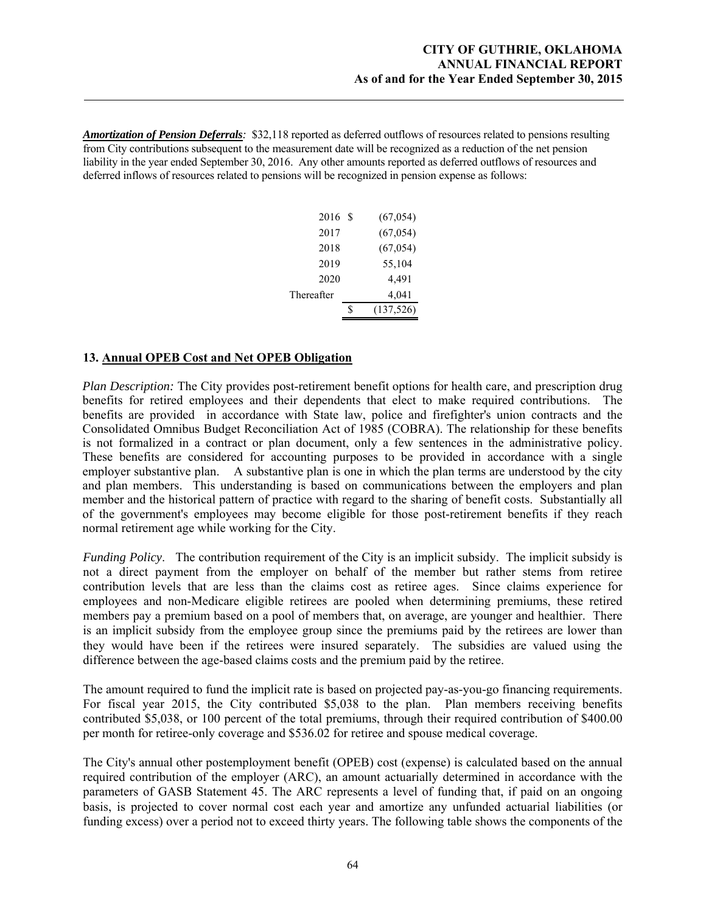***Amortization of Pension Deferrals**:* $32,118 reported as deferred outflows of resources related to pensions resulting from City contributions subsequent to the measurement date will be recognized as a reduction of the net pension liability in the year ended September 30, 2016. Any other amounts reported as deferred outflows of resources and deferred inflows of resources related to pensions will be recognized in pension expense as follows:

| | | |
|---|---|---|
| 2016 | $ | (67,054) |
| 2017 | | (67,054) |
| 2018 | | (67,054) |
| 2019 | | 55,104 |
| 2020 | | 4,491 |
| Thereafter | | 4,041 |
| | $ | (137,526) |

## 13. Annual OPEB Cost and Net OPEB Obligation

*Plan Description:* The City provides post-retirement benefit options for health care, and prescription drug benefits for retired employees and their dependents that elect to make required contributions. The benefits are provided in accordance with State law, police and firefighter's union contracts and the Consolidated Omnibus Budget Reconciliation Act of 1985 (COBRA). The relationship for these benefits is not formalized in a contract or plan document, only a few sentences in the administrative policy. These benefits are considered for accounting purposes to be provided in accordance with a single employer substantive plan. A substantive plan is one in which the plan terms are understood by the city and plan members. This understanding is based on communications between the employers and plan member and the historical pattern of practice with regard to the sharing of benefit costs. Substantially all of the government's employees may become eligible for those post-retirement benefits if they reach normal retirement age while working for the City.

*Funding Policy*. The contribution requirement of the City is an implicit subsidy. The implicit subsidy is not a direct payment from the employer on behalf of the member but rather stems from retiree contribution levels that are less than the claims cost as retiree ages. Since claims experience for employees and non-Medicare eligible retirees are pooled when determining premiums, these retired members pay a premium based on a pool of members that, on average, are younger and healthier. There is an implicit subsidy from the employee group since the premiums paid by the retirees are lower than they would have been if the retirees were insured separately. The subsidies are valued using the difference between the age-based claims costs and the premium paid by the retiree.

The amount required to fund the implicit rate is based on projected pay-as-you-go financing requirements. For fiscal year 2015, the City contributed $5,038 to the plan. Plan members receiving benefits contributed $5,038, or 100 percent of the total premiums, through their required contribution of $400.00 per month for retiree-only coverage and $536.02 for retiree and spouse medical coverage.

The City's annual other postemployment benefit (OPEB) cost (expense) is calculated based on the annual required contribution of the employer (ARC), an amount actuarially determined in accordance with the parameters of GASB Statement 45. The ARC represents a level of funding that, if paid on an ongoing basis, is projected to cover normal cost each year and amortize any unfunded actuarial liabilities (or funding excess) over a period not to exceed thirty years. The following table shows the components of the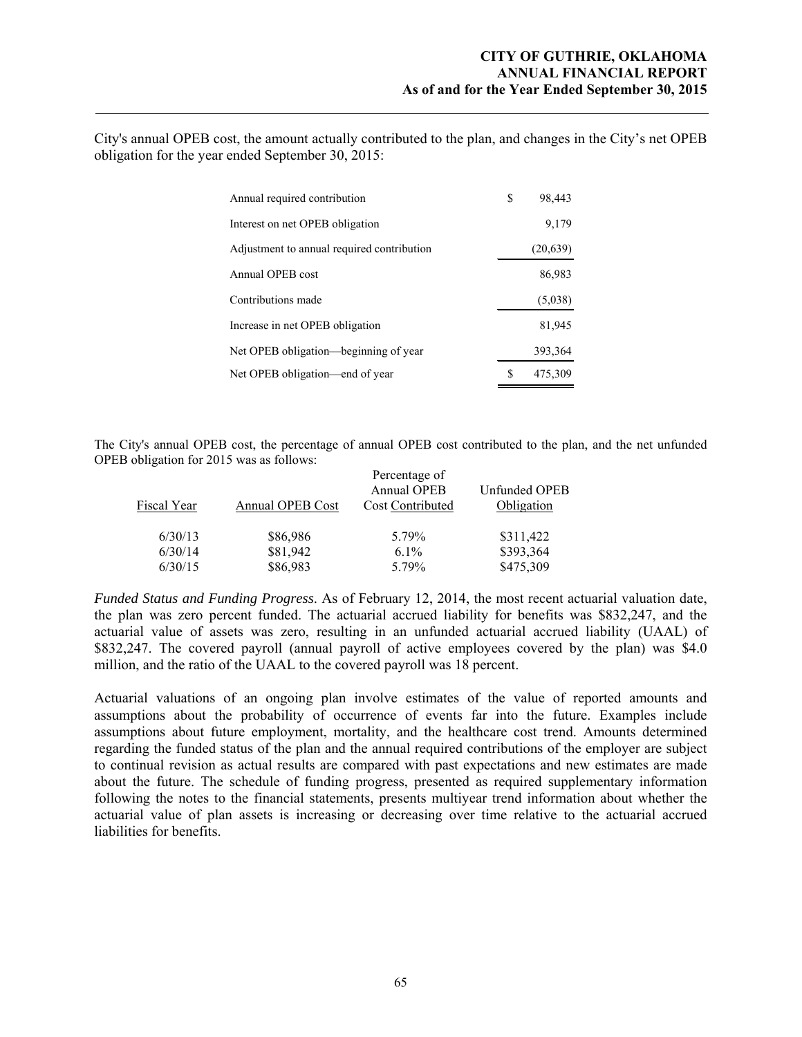City's annual OPEB cost, the amount actually contributed to the plan, and changes in the City's net OPEB obligation for the year ended September 30, 2015:

| | |
|---|---|
| Annual required contribution | $ 98,443 |
| Interest on net OPEB obligation | 9,179 |
| Adjustment to annual required contribution | (20,639) |
| Annual OPEB cost | 86,983 |
| Contributions made | (5,038) |
| Increase in net OPEB obligation | 81,945 |
| Net OPEB obligation—beginning of year | 393,364 |
| Net OPEB obligation—end of year | $ 475,309 |

The City's annual OPEB cost, the percentage of annual OPEB cost contributed to the plan, and the net unfunded OPEB obligation for 2015 was as follows:

| Fiscal Year | Annual OPEB Cost | Percentage of Annual OPEB Cost Contributed | Unfunded OPEB Obligation |
|---|---|---|---|
| 6/30/13 | $86,986 | 5.79% | $311,422 |
| 6/30/14 | $81,942 | 6.1% | $393,364 |
| 6/30/15 | $86,983 | 5.79% | $475,309 |

*Funded Status and Funding Progress*. As of February 12, 2014, the most recent actuarial valuation date, the plan was zero percent funded. The actuarial accrued liability for benefits was $832,247, and the actuarial value of assets was zero, resulting in an unfunded actuarial accrued liability (UAAL) of $832,247. The covered payroll (annual payroll of active employees covered by the plan) was $4.0 million, and the ratio of the UAAL to the covered payroll was 18 percent.

Actuarial valuations of an ongoing plan involve estimates of the value of reported amounts and assumptions about the probability of occurrence of events far into the future. Examples include assumptions about future employment, mortality, and the healthcare cost trend. Amounts determined regarding the funded status of the plan and the annual required contributions of the employer are subject to continual revision as actual results are compared with past expectations and new estimates are made about the future. The schedule of funding progress, presented as required supplementary information following the notes to the financial statements, presents multiyear trend information about whether the actuarial value of plan assets is increasing or decreasing over time relative to the actuarial accrued liabilities for benefits.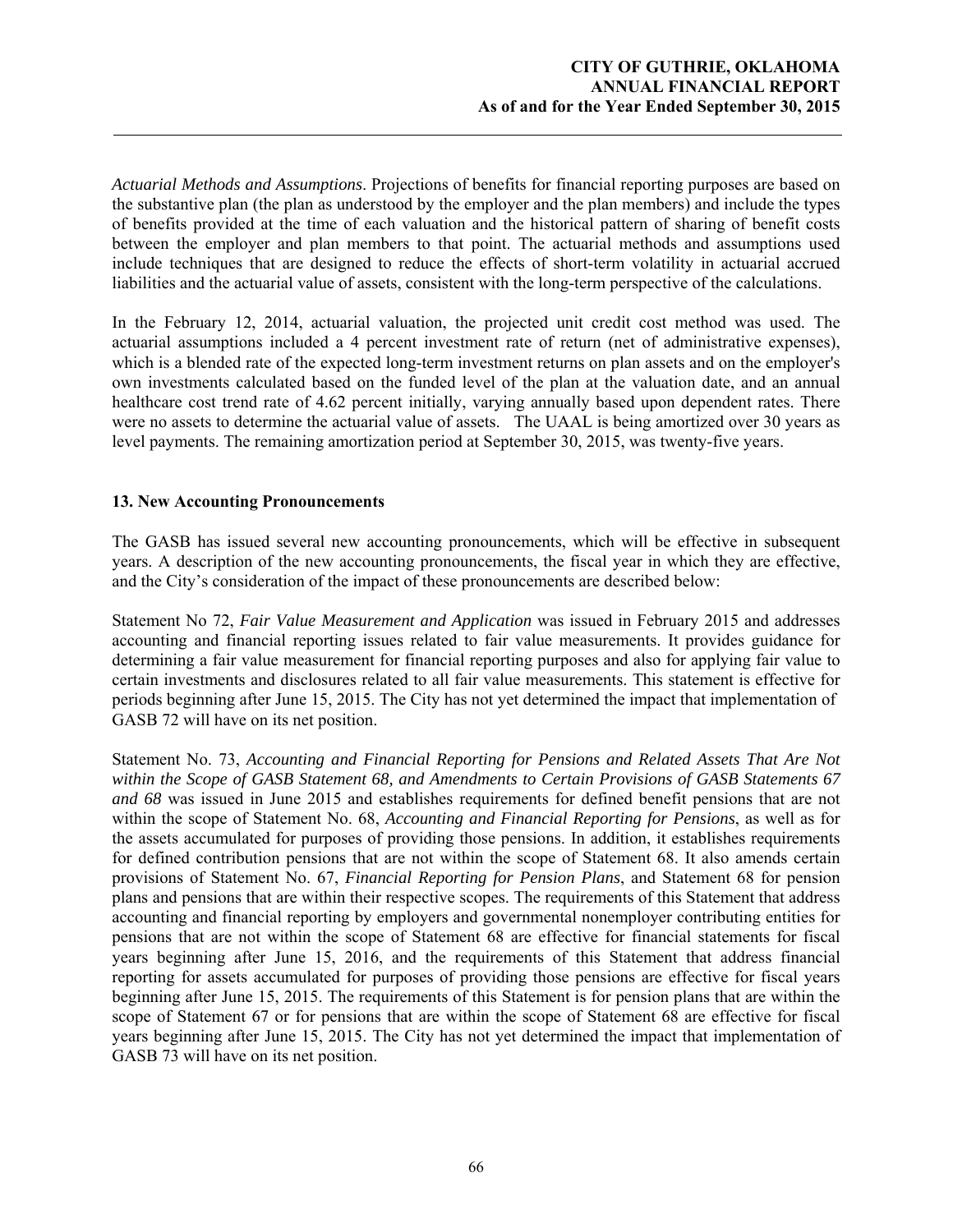*Actuarial Methods and Assumptions*. Projections of benefits for financial reporting purposes are based on the substantive plan (the plan as understood by the employer and the plan members) and include the types of benefits provided at the time of each valuation and the historical pattern of sharing of benefit costs between the employer and plan members to that point. The actuarial methods and assumptions used include techniques that are designed to reduce the effects of short-term volatility in actuarial accrued liabilities and the actuarial value of assets, consistent with the long-term perspective of the calculations.

In the February 12, 2014, actuarial valuation, the projected unit credit cost method was used. The actuarial assumptions included a 4 percent investment rate of return (net of administrative expenses), which is a blended rate of the expected long-term investment returns on plan assets and on the employer's own investments calculated based on the funded level of the plan at the valuation date, and an annual healthcare cost trend rate of 4.62 percent initially, varying annually based upon dependent rates. There were no assets to determine the actuarial value of assets. The UAAL is being amortized over 30 years as level payments. The remaining amortization period at September 30, 2015, was twenty-five years.

## 13. New Accounting Pronouncements

The GASB has issued several new accounting pronouncements, which will be effective in subsequent years. A description of the new accounting pronouncements, the fiscal year in which they are effective, and the City's consideration of the impact of these pronouncements are described below:

Statement No 72, *Fair Value Measurement and Application* was issued in February 2015 and addresses accounting and financial reporting issues related to fair value measurements. It provides guidance for determining a fair value measurement for financial reporting purposes and also for applying fair value to certain investments and disclosures related to all fair value measurements. This statement is effective for periods beginning after June 15, 2015. The City has not yet determined the impact that implementation of GASB 72 will have on its net position.

Statement No. 73, *Accounting and Financial Reporting for Pensions and Related Assets That Are Not within the Scope of GASB Statement 68, and Amendments to Certain Provisions of GASB Statements 67 and 68* was issued in June 2015 and establishes requirements for defined benefit pensions that are not within the scope of Statement No. 68, *Accounting and Financial Reporting for Pensions*, as well as for the assets accumulated for purposes of providing those pensions. In addition, it establishes requirements for defined contribution pensions that are not within the scope of Statement 68. It also amends certain provisions of Statement No. 67, *Financial Reporting for Pension Plans*, and Statement 68 for pension plans and pensions that are within their respective scopes. The requirements of this Statement that address accounting and financial reporting by employers and governmental nonemployer contributing entities for pensions that are not within the scope of Statement 68 are effective for financial statements for fiscal years beginning after June 15, 2016, and the requirements of this Statement that address financial reporting for assets accumulated for purposes of providing those pensions are effective for fiscal years beginning after June 15, 2015. The requirements of this Statement is for pension plans that are within the scope of Statement 67 or for pensions that are within the scope of Statement 68 are effective for fiscal years beginning after June 15, 2015. The City has not yet determined the impact that implementation of GASB 73 will have on its net position.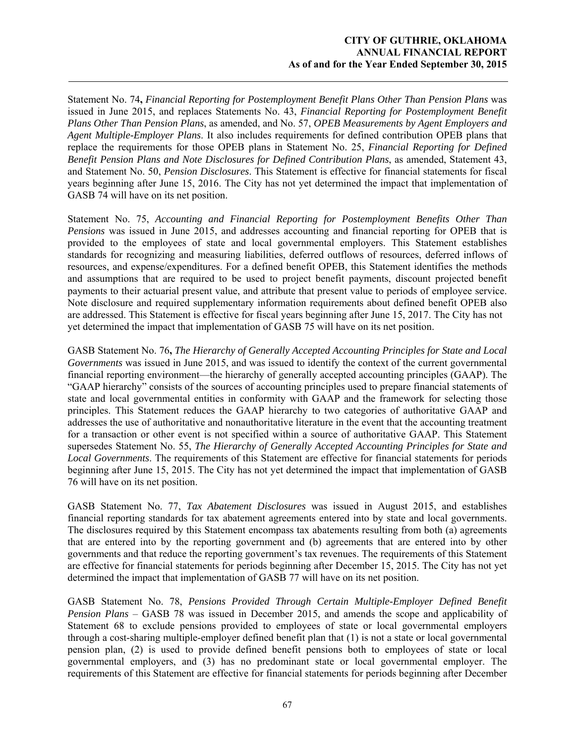Statement No. 74**,** *Financial Reporting for Postemployment Benefit Plans Other Than Pension Plans* was issued in June 2015, and replaces Statements No. 43, *Financial Reporting for Postemployment Benefit Plans Other Than Pension Plans*, as amended, and No. 57, *OPEB Measurements by Agent Employers and Agent Multiple-Employer Plans*. It also includes requirements for defined contribution OPEB plans that replace the requirements for those OPEB plans in Statement No. 25, *Financial Reporting for Defined Benefit Pension Plans and Note Disclosures for Defined Contribution Plans*, as amended, Statement 43, and Statement No. 50, *Pension Disclosures*. This Statement is effective for financial statements for fiscal years beginning after June 15, 2016. The City has not yet determined the impact that implementation of GASB 74 will have on its net position.

Statement No. 75, *Accounting and Financial Reporting for Postemployment Benefits Other Than Pensions* was issued in June 2015, and addresses accounting and financial reporting for OPEB that is provided to the employees of state and local governmental employers. This Statement establishes standards for recognizing and measuring liabilities, deferred outflows of resources, deferred inflows of resources, and expense/expenditures. For a defined benefit OPEB, this Statement identifies the methods and assumptions that are required to be used to project benefit payments, discount projected benefit payments to their actuarial present value, and attribute that present value to periods of employee service. Note disclosure and required supplementary information requirements about defined benefit OPEB also are addressed. This Statement is effective for fiscal years beginning after June 15, 2017. The City has not yet determined the impact that implementation of GASB 75 will have on its net position.

GASB Statement No. 76**,** *The Hierarchy of Generally Accepted Accounting Principles for State and Local Governments* was issued in June 2015, and was issued to identify the context of the current governmental financial reporting environment—the hierarchy of generally accepted accounting principles (GAAP). The "GAAP hierarchy" consists of the sources of accounting principles used to prepare financial statements of state and local governmental entities in conformity with GAAP and the framework for selecting those principles. This Statement reduces the GAAP hierarchy to two categories of authoritative GAAP and addresses the use of authoritative and nonauthoritative literature in the event that the accounting treatment for a transaction or other event is not specified within a source of authoritative GAAP. This Statement supersedes Statement No. 55, *The Hierarchy of Generally Accepted Accounting Principles for State and Local Governments*. The requirements of this Statement are effective for financial statements for periods beginning after June 15, 2015. The City has not yet determined the impact that implementation of GASB 76 will have on its net position.

GASB Statement No. 77, *Tax Abatement Disclosures* was issued in August 2015, and establishes financial reporting standards for tax abatement agreements entered into by state and local governments. The disclosures required by this Statement encompass tax abatements resulting from both (a) agreements that are entered into by the reporting government and (b) agreements that are entered into by other governments and that reduce the reporting government's tax revenues. The requirements of this Statement are effective for financial statements for periods beginning after December 15, 2015. The City has not yet determined the impact that implementation of GASB 77 will have on its net position.

GASB Statement No. 78, *Pensions Provided Through Certain Multiple-Employer Defined Benefit Pension Plans* – GASB 78 was issued in December 2015, and amends the scope and applicability of Statement 68 to exclude pensions provided to employees of state or local governmental employers through a cost-sharing multiple-employer defined benefit plan that (1) is not a state or local governmental pension plan, (2) is used to provide defined benefit pensions both to employees of state or local governmental employers, and (3) has no predominant state or local governmental employer. The requirements of this Statement are effective for financial statements for periods beginning after December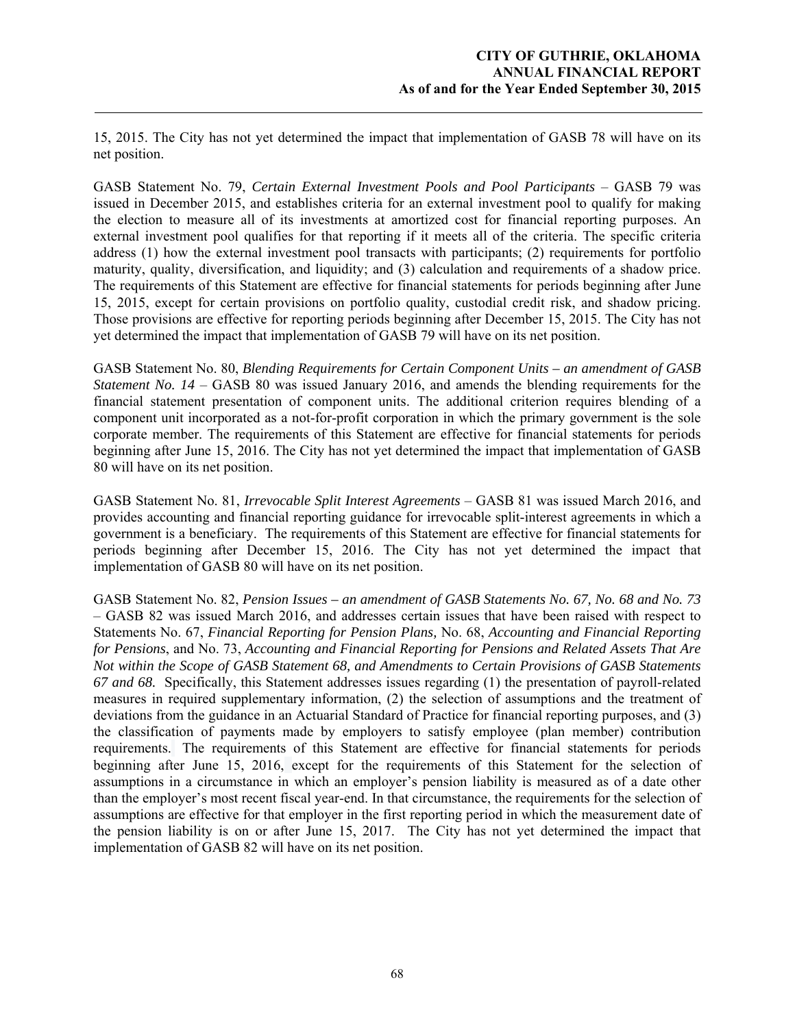15, 2015. The City has not yet determined the impact that implementation of GASB 78 will have on its net position.

GASB Statement No. 79, *Certain External Investment Pools and Pool Participants* – GASB 79 was issued in December 2015, and establishes criteria for an external investment pool to qualify for making the election to measure all of its investments at amortized cost for financial reporting purposes. An external investment pool qualifies for that reporting if it meets all of the criteria. The specific criteria address (1) how the external investment pool transacts with participants; (2) requirements for portfolio maturity, quality, diversification, and liquidity; and (3) calculation and requirements of a shadow price. The requirements of this Statement are effective for financial statements for periods beginning after June 15, 2015, except for certain provisions on portfolio quality, custodial credit risk, and shadow pricing. Those provisions are effective for reporting periods beginning after December 15, 2015. The City has not yet determined the impact that implementation of GASB 79 will have on its net position.

GASB Statement No. 80, *Blending Requirements for Certain Component Units – an amendment of GASB Statement No. 14* – GASB 80 was issued January 2016, and amends the blending requirements for the financial statement presentation of component units. The additional criterion requires blending of a component unit incorporated as a not-for-profit corporation in which the primary government is the sole corporate member. The requirements of this Statement are effective for financial statements for periods beginning after June 15, 2016. The City has not yet determined the impact that implementation of GASB 80 will have on its net position.

GASB Statement No. 81, *Irrevocable Split Interest Agreements* – GASB 81 was issued March 2016, and provides accounting and financial reporting guidance for irrevocable split-interest agreements in which a government is a beneficiary. The requirements of this Statement are effective for financial statements for periods beginning after December 15, 2016. The City has not yet determined the impact that implementation of GASB 80 will have on its net position.

GASB Statement No. 82, *Pension Issues – an amendment of GASB Statements No. 67, No. 68 and No. 73* – GASB 82 was issued March 2016, and addresses certain issues that have been raised with respect to Statements No. 67, *Financial Reporting for Pension Plans,* No. 68, *Accounting and Financial Reporting for Pensions*, and No. 73, *Accounting and Financial Reporting for Pensions and Related Assets That Are Not within the Scope of GASB Statement 68, and Amendments to Certain Provisions of GASB Statements 67 and 68.* Specifically, this Statement addresses issues regarding (1) the presentation of payroll-related measures in required supplementary information, (2) the selection of assumptions and the treatment of deviations from the guidance in an Actuarial Standard of Practice for financial reporting purposes, and (3) the classification of payments made by employers to satisfy employee (plan member) contribution requirements. The requirements of this Statement are effective for financial statements for periods beginning after June 15, 2016, except for the requirements of this Statement for the selection of assumptions in a circumstance in which an employer's pension liability is measured as of a date other than the employer's most recent fiscal year-end. In that circumstance, the requirements for the selection of assumptions are effective for that employer in the first reporting period in which the measurement date of the pension liability is on or after June 15, 2017. The City has not yet determined the impact that implementation of GASB 82 will have on its net position.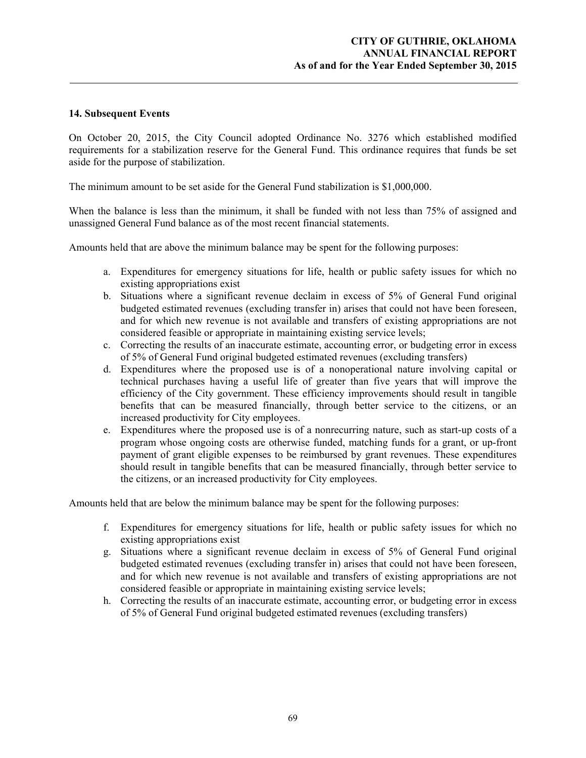## 14. Subsequent Events

On October 20, 2015, the City Council adopted Ordinance No. 3276 which established modified requirements for a stabilization reserve for the General Fund. This ordinance requires that funds be set aside for the purpose of stabilization.

The minimum amount to be set aside for the General Fund stabilization is $1,000,000.

When the balance is less than the minimum, it shall be funded with not less than 75% of assigned and unassigned General Fund balance as of the most recent financial statements.

Amounts held that are above the minimum balance may be spent for the following purposes:

a. Expenditures for emergency situations for life, health or public safety issues for which no existing appropriations exist
b. Situations where a significant revenue declaim in excess of 5% of General Fund original budgeted estimated revenues (excluding transfer in) arises that could not have been foreseen, and for which new revenue is not available and transfers of existing appropriations are not considered feasible or appropriate in maintaining existing service levels;
c. Correcting the results of an inaccurate estimate, accounting error, or budgeting error in excess of 5% of General Fund original budgeted estimated revenues (excluding transfers)
d. Expenditures where the proposed use is of a nonoperational nature involving capital or technical purchases having a useful life of greater than five years that will improve the efficiency of the City government. These efficiency improvements should result in tangible benefits that can be measured financially, through better service to the citizens, or an increased productivity for City employees.
e. Expenditures where the proposed use is of a nonrecurring nature, such as start-up costs of a program whose ongoing costs are otherwise funded, matching funds for a grant, or up-front payment of grant eligible expenses to be reimbursed by grant revenues. These expenditures should result in tangible benefits that can be measured financially, through better service to the citizens, or an increased productivity for City employees.

Amounts held that are below the minimum balance may be spent for the following purposes:

f. Expenditures for emergency situations for life, health or public safety issues for which no existing appropriations exist
g. Situations where a significant revenue declaim in excess of 5% of General Fund original budgeted estimated revenues (excluding transfer in) arises that could not have been foreseen, and for which new revenue is not available and transfers of existing appropriations are not considered feasible or appropriate in maintaining existing service levels;
h. Correcting the results of an inaccurate estimate, accounting error, or budgeting error in excess of 5% of General Fund original budgeted estimated revenues (excluding transfers)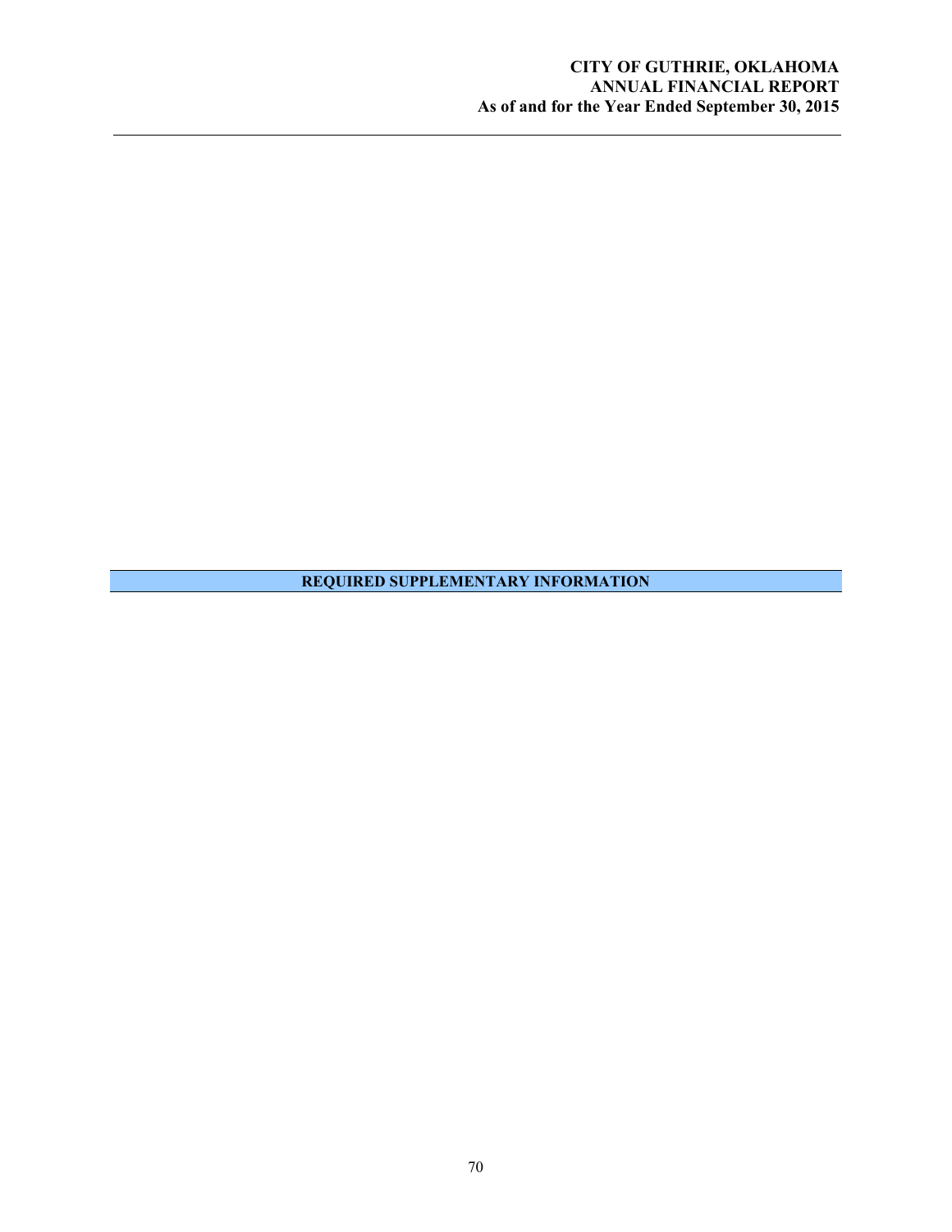## REQUIRED SUPPLEMENTARY INFORMATION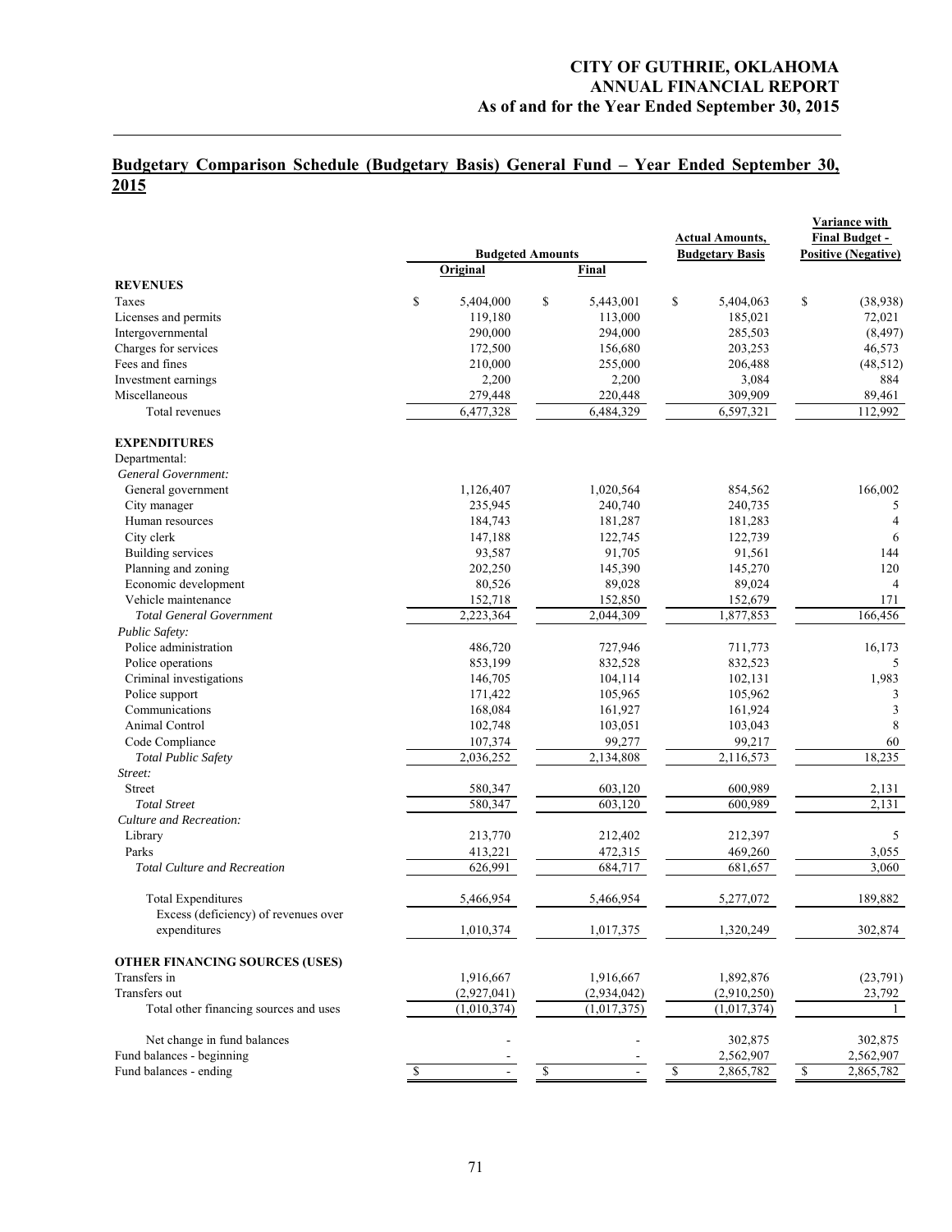# CITY OF GUTHRIE, OKLAHOMA
## ANNUAL FINANCIAL REPORT
### As of and for the Year Ended September 30, 2015

## Budgetary Comparison Schedule (Budgetary Basis) General Fund – Year Ended September 30, 2015

| | Budgeted Amounts | | Actual Amounts, Budgetary Basis | Variance with Final Budget - Positive (Negative) |
|---|---|---|---|---|
| | Original | Final | | |
| **REVENUES** | | | | |
| Taxes | $ 5,404,000 | $ 5,443,001 | $ 5,404,063 | $ (38,938) |
| Licenses and permits | 119,180 | 113,000 | 185,021 | 72,021 |
| Intergovernmental | 290,000 | 294,000 | 285,503 | (8,497) |
| Charges for services | 172,500 | 156,680 | 203,253 | 46,573 |
| Fees and fines | 210,000 | 255,000 | 206,488 | (48,512) |
| Investment earnings | 2,200 | 2,200 | 3,084 | 884 |
| Miscellaneous | 279,448 | 220,448 | 309,909 | 89,461 |
| Total revenues | 6,477,328 | 6,484,329 | 6,597,321 | 112,992 |
| **EXPENDITURES** | | | | |
| Departmental: | | | | |
| *General Government:* | | | | |
| General government | 1,126,407 | 1,020,564 | 854,562 | 166,002 |
| City manager | 235,945 | 240,740 | 240,735 | 5 |
| Human resources | 184,743 | 181,287 | 181,283 | 4 |
| City clerk | 147,188 | 122,745 | 122,739 | 6 |
| Building services | 93,587 | 91,705 | 91,561 | 144 |
| Planning and zoning | 202,250 | 145,390 | 145,270 | 120 |
| Economic development | 80,526 | 89,028 | 89,024 | 4 |
| Vehicle maintenance | 152,718 | 152,850 | 152,679 | 171 |
| *Total General Government* | 2,223,364 | 2,044,309 | 1,877,853 | 166,456 |
| *Public Safety:* | | | | |
| Police administration | 486,720 | 727,946 | 711,773 | 16,173 |
| Police operations | 853,199 | 832,528 | 832,523 | 5 |
| Criminal investigations | 146,705 | 104,114 | 102,131 | 1,983 |
| Police support | 171,422 | 105,965 | 105,962 | 3 |
| Communications | 168,084 | 161,927 | 161,924 | 3 |
| Animal Control | 102,748 | 103,051 | 103,043 | 8 |
| Code Compliance | 107,374 | 99,277 | 99,217 | 60 |
| *Total Public Safety* | 2,036,252 | 2,134,808 | 2,116,573 | 18,235 |
| *Street:* | | | | |
| Street | 580,347 | 603,120 | 600,989 | 2,131 |
| *Total Street* | 580,347 | 603,120 | 600,989 | 2,131 |
| *Culture and Recreation:* | | | | |
| Library | 213,770 | 212,402 | 212,397 | 5 |
| Parks | 413,221 | 472,315 | 469,260 | 3,055 |
| *Total Culture and Recreation* | 626,991 | 684,717 | 681,657 | 3,060 |
| Total Expenditures | 5,466,954 | 5,466,954 | 5,277,072 | 189,882 |
| Excess (deficiency) of revenues over expenditures | 1,010,374 | 1,017,375 | 1,320,249 | 302,874 |
| **OTHER FINANCING SOURCES (USES)** | | | | |
| Transfers in | 1,916,667 | 1,916,667 | 1,892,876 | (23,791) |
| Transfers out | (2,927,041) | (2,934,042) | (2,910,250) | 23,792 |
| Total other financing sources and uses | (1,010,374) | (1,017,375) | (1,017,374) | 1 |
| Net change in fund balances | - | - | 302,875 | 302,875 |
| Fund balances - beginning | - | - | 2,562,907 | 2,562,907 |
| Fund balances - ending | $ - | $ - | $ 2,865,782 | $ 2,865,782 |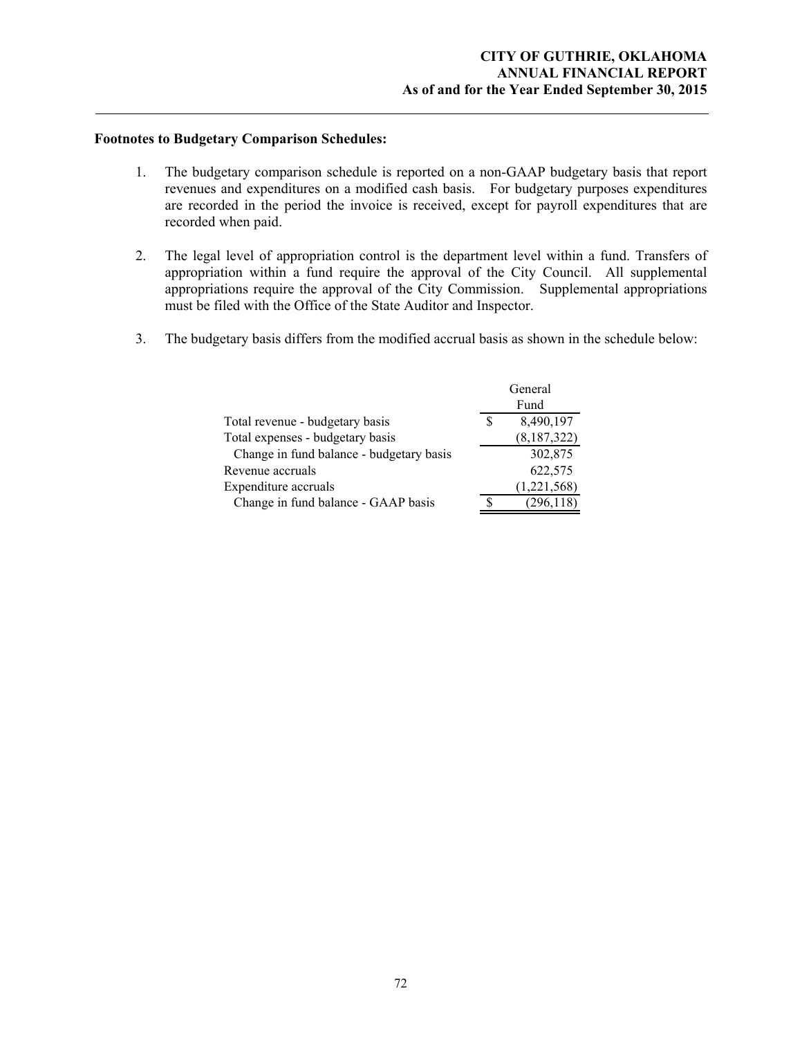**Footnotes to Budgetary Comparison Schedules:**

1. The budgetary comparison schedule is reported on a non-GAAP budgetary basis that report revenues and expenditures on a modified cash basis. For budgetary purposes expenditures are recorded in the period the invoice is received, except for payroll expenditures that are recorded when paid.

2. The legal level of appropriation control is the department level within a fund. Transfers of appropriation within a fund require the approval of the City Council. All supplemental appropriations require the approval of the City Commission. Supplemental appropriations must be filed with the Office of the State Auditor and Inspector.

3. The budgetary basis differs from the modified accrual basis as shown in the schedule below:

| | General Fund |
|---|---|
| Total revenue - budgetary basis | $ 8,490,197 |
| Total expenses - budgetary basis | (8,187,322) |
| Change in fund balance - budgetary basis | 302,875 |
| Revenue accruals | 622,575 |
| Expenditure accruals | (1,221,568) |
| Change in fund balance - GAAP basis | $ (296,118) |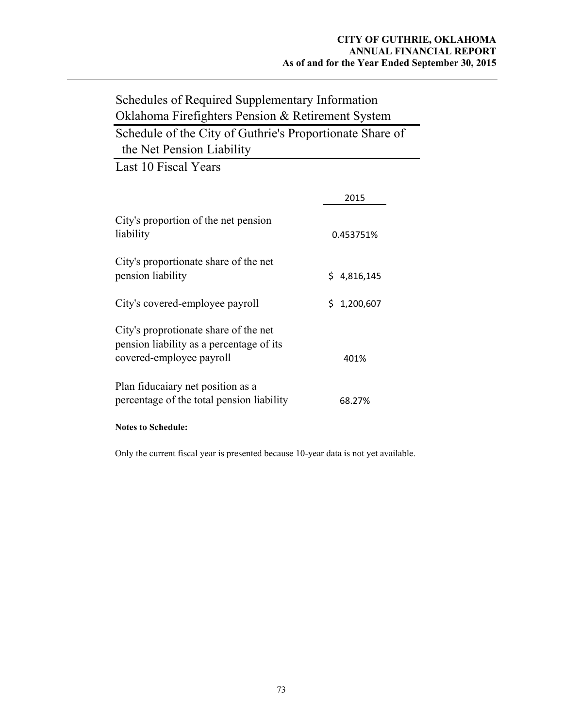## Schedules of Required Supplementary Information
## Oklahoma Firefighters Pension & Retirement System

### Schedule of the City of Guthrie's Proportionate Share of the Net Pension Liability

Last 10 Fiscal Years

| | 2015 |
|---|---|
| City's proportion of the net pension liability | 0.453751% |
| City's proportionate share of the net pension liability | $ 4,816,145 |
| City's covered-employee payroll | $ 1,200,607 |
| City's proprotionate share of the net pension liability as a percentage of its covered-employee payroll | 401% |
| Plan fiducaiary net position as a percentage of the total pension liability | 68.27% |

**Notes to Schedule:**

Only the current fiscal year is presented because 10-year data is not yet available.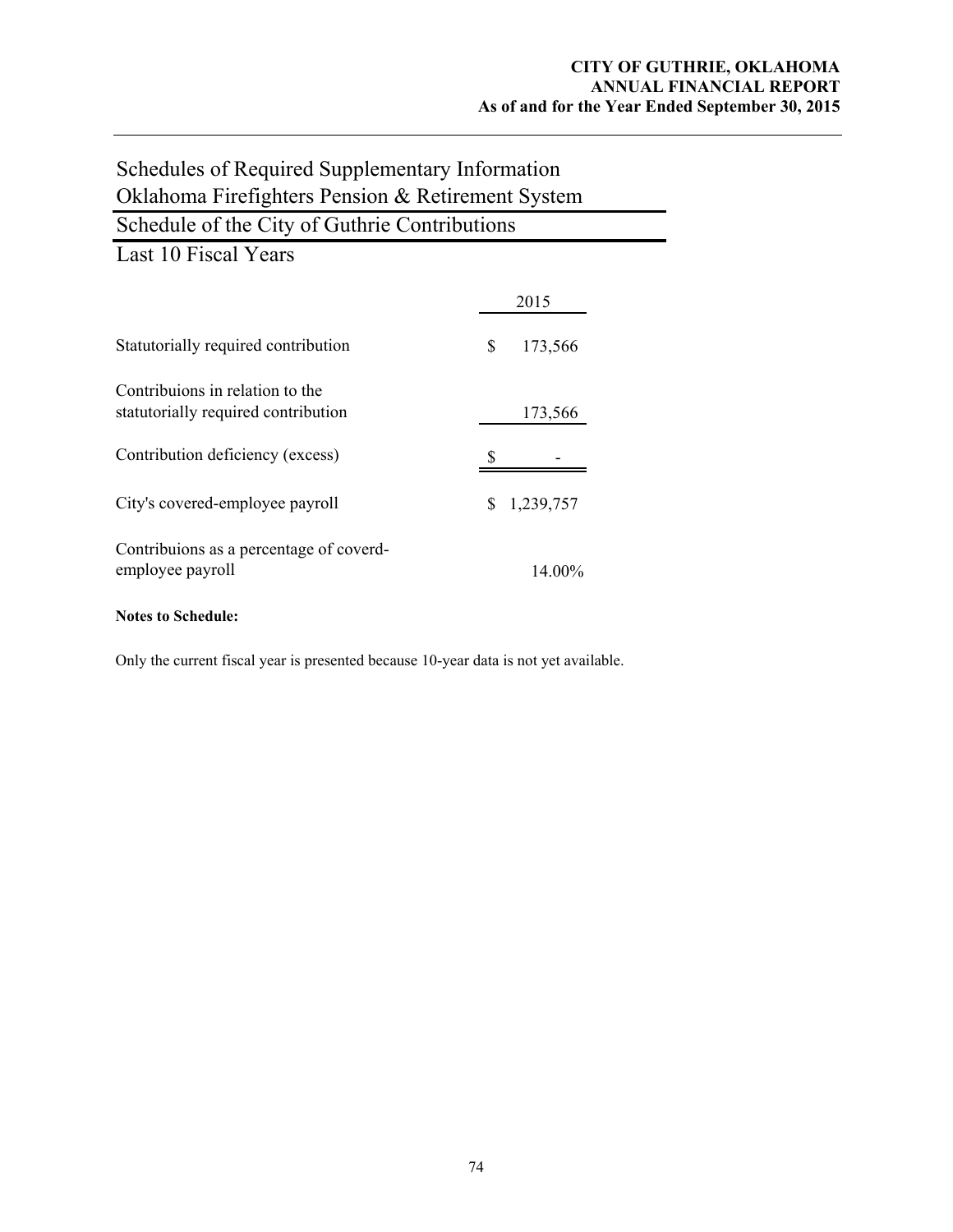# Schedules of Required Supplementary Information

## Oklahoma Firefighters Pension & Retirement System

## Schedule of the City of Guthrie Contributions

## Last 10 Fiscal Years

| | 2015 |
|---|---|
| Statutorially required contribution | $ 173,566 |
| Contribuions in relation to the statutorially required contribution | 173,566 |
| Contribution deficiency (excess) | $ - |
| City's covered-employee payroll | $ 1,239,757 |
| Contribuions as a percentage of coverd-employee payroll | 14.00% |

**Notes to Schedule:**

Only the current fiscal year is presented because 10-year data is not yet available.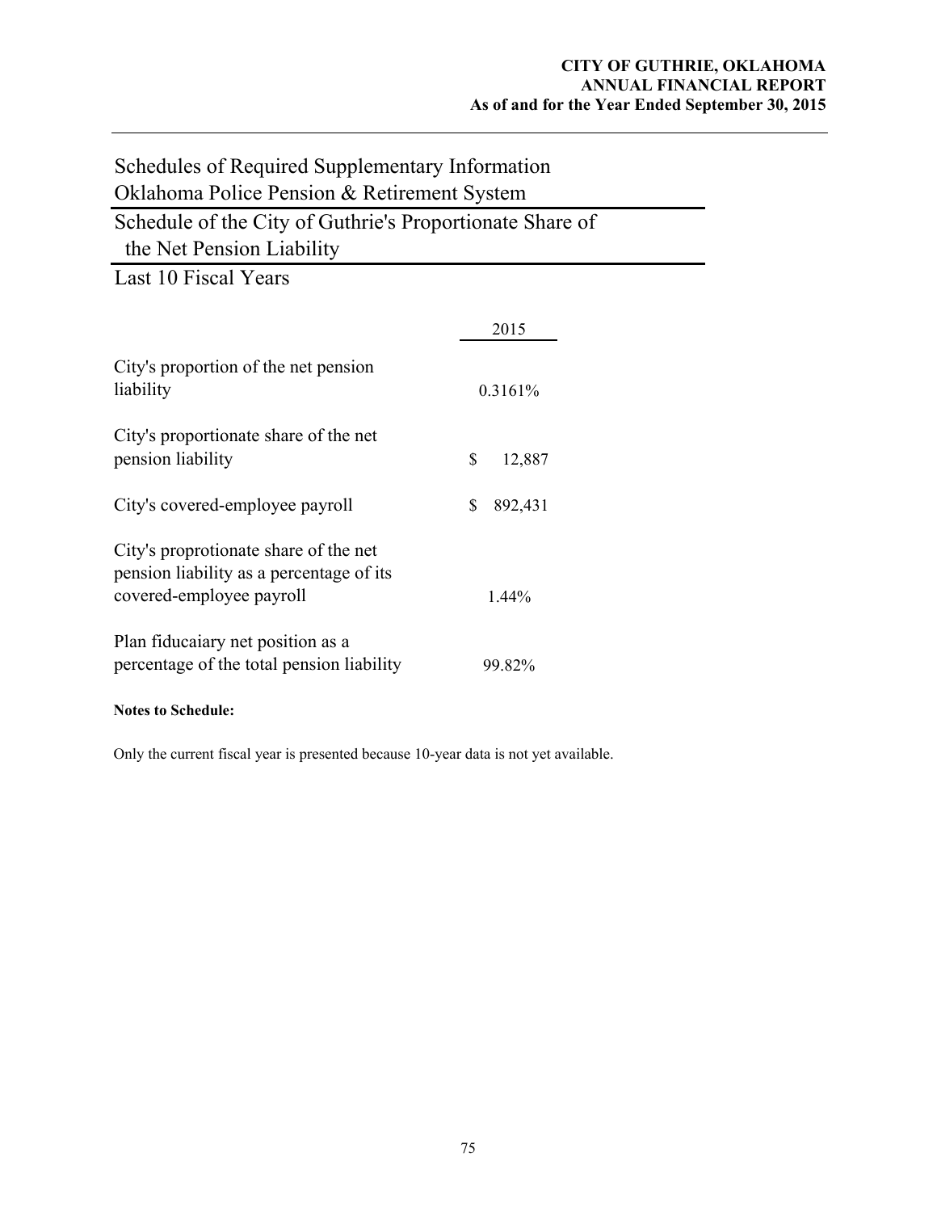# Schedules of Required Supplementary Information

## Oklahoma Police Pension & Retirement System

## Schedule of the City of Guthrie's Proportionate Share of the Net Pension Liability

### Last 10 Fiscal Years

| | 2015 |
|---|---|
| City's proportion of the net pension liability | 0.3161% |
| City's proportionate share of the net pension liability | $ 12,887 |
| City's covered-employee payroll | $ 892,431 |
| City's proprotionate share of the net pension liability as a percentage of its covered-employee payroll | 1.44% |
| Plan fiducaiary net position as a percentage of the total pension liability | 99.82% |

**Notes to Schedule:**

Only the current fiscal year is presented because 10-year data is not yet available.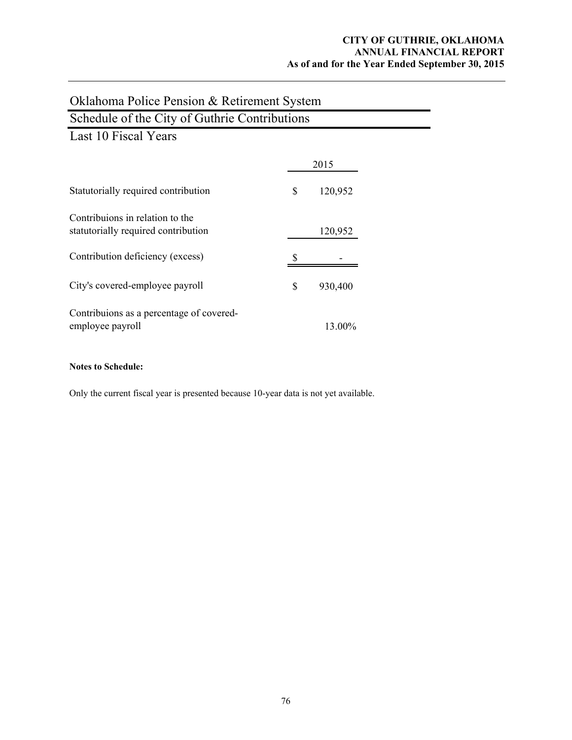# Oklahoma Police Pension & Retirement System

## Schedule of the City of Guthrie Contributions

### Last 10 Fiscal Years

| | 2015 |
|---|---|
| Statutorily required contribution | $ 120,952 |
| Contribuions in relation to the statutorily required contribution | 120,952 |
| Contribution deficiency (excess) | $ - |
| City's covered-employee payroll | $ 930,400 |
| Contribuions as a percentage of covered-employee payroll | 13.00% |

**Notes to Schedule:**

Only the current fiscal year is presented because 10-year data is not yet available.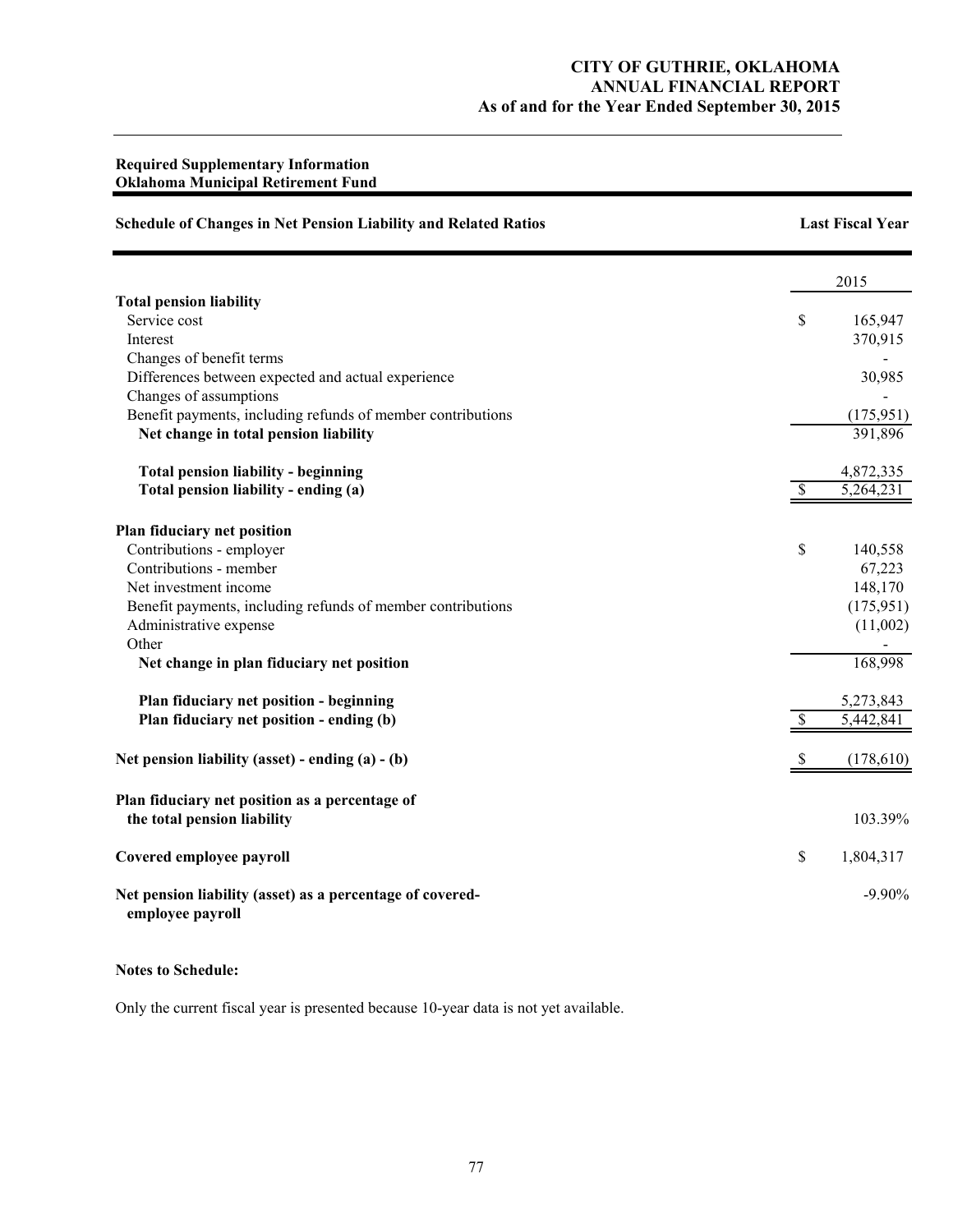**Required Supplementary Information**
**Oklahoma Municipal Retirement Fund**

| **Schedule of Changes in Net Pension Liability and Related Ratios** | **Last Fiscal Year** |
|---|---|
| | 2015 |
| **Total pension liability** | |
| Service cost | $ 165,947 |
| Interest | 370,915 |
| Changes of benefit terms | - |
| Differences between expected and actual experience | 30,985 |
| Changes of assumptions | - |
| Benefit payments, including refunds of member contributions | (175,951) |
| **Net change in total pension liability** | 391,896 |
| **Total pension liability - beginning** | 4,872,335 |
| **Total pension liability - ending (a)** | $ 5,264,231 |
| **Plan fiduciary net position** | |
| Contributions - employer | $ 140,558 |
| Contributions - member | 67,223 |
| Net investment income | 148,170 |
| Benefit payments, including refunds of member contributions | (175,951) |
| Administrative expense | (11,002) |
| Other | - |
| **Net change in plan fiduciary net position** | 168,998 |
| **Plan fiduciary net position - beginning** | 5,273,843 |
| **Plan fiduciary net position - ending (b)** | $ 5,442,841 |
| **Net pension liability (asset) - ending (a) - (b)** | $ (178,610) |
| **Plan fiduciary net position as a percentage of the total pension liability** | 103.39% |
| **Covered employee payroll** | $ 1,804,317 |
| **Net pension liability (asset) as a percentage of covered-employee payroll** | -9.90% |

**Notes to Schedule:**

Only the current fiscal year is presented because 10-year data is not yet available.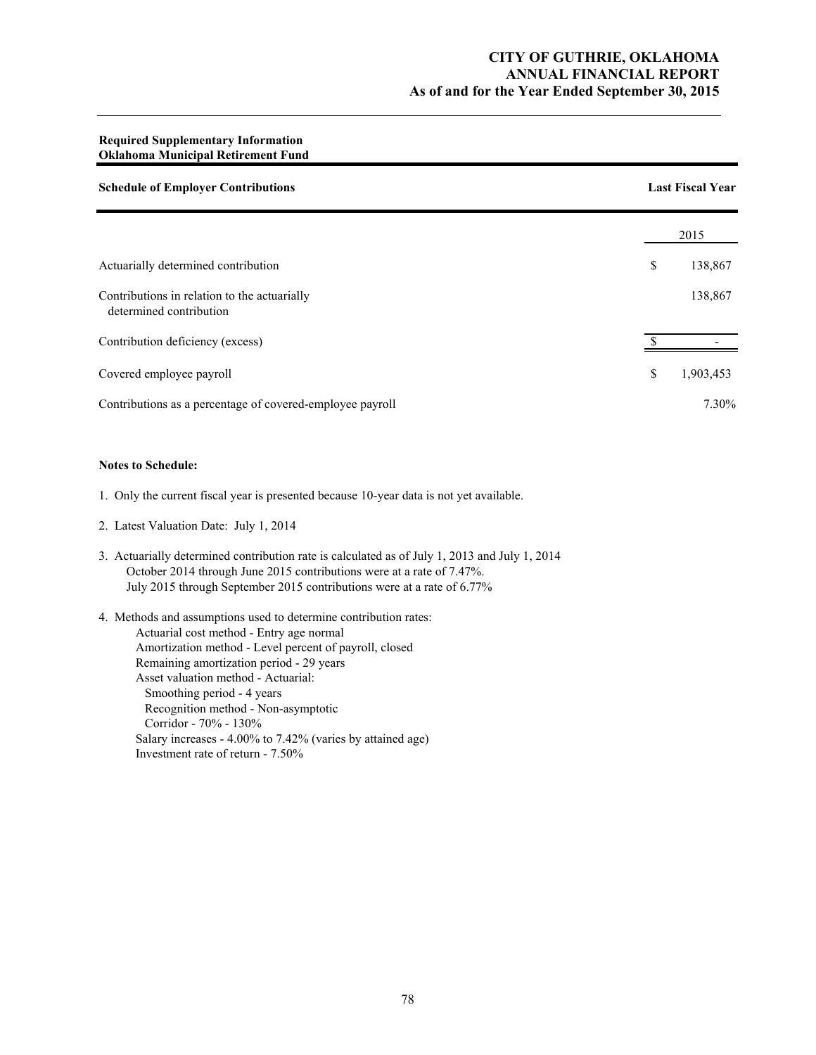## Required Supplementary Information
## Oklahoma Municipal Retirement Fund

| Schedule of Employer Contributions | | Last Fiscal Year |
|---|---|---|
| | | 2015 |
| Actuarially determined contribution | $ | 138,867 |
| Contributions in relation to the actuarially determined contribution | | 138,867 |
| Contribution deficiency (excess) | $ | - |
| Covered employee payroll | $ | 1,903,453 |
| Contributions as a percentage of covered-employee payroll | | 7.30% |

**Notes to Schedule:**

1. Only the current fiscal year is presented because 10-year data is not yet available.

2. Latest Valuation Date: July 1, 2014

3. Actuarially determined contribution rate is calculated as of July 1, 2013 and July 1, 2014
   October 2014 through June 2015 contributions were at a rate of 7.47%.
   July 2015 through September 2015 contributions were at a rate of 6.77%

4. Methods and assumptions used to determine contribution rates:
   - Actuarial cost method - Entry age normal
   - Amortization method - Level percent of payroll, closed
   - Remaining amortization period - 29 years
   - Asset valuation method - Actuarial:
     - Smoothing period - 4 years
     - Recognition method - Non-asymptotic
     - Corridor - 70% - 130%
   - Salary increases - 4.00% to 7.42% (varies by attained age)
   - Investment rate of return - 7.50%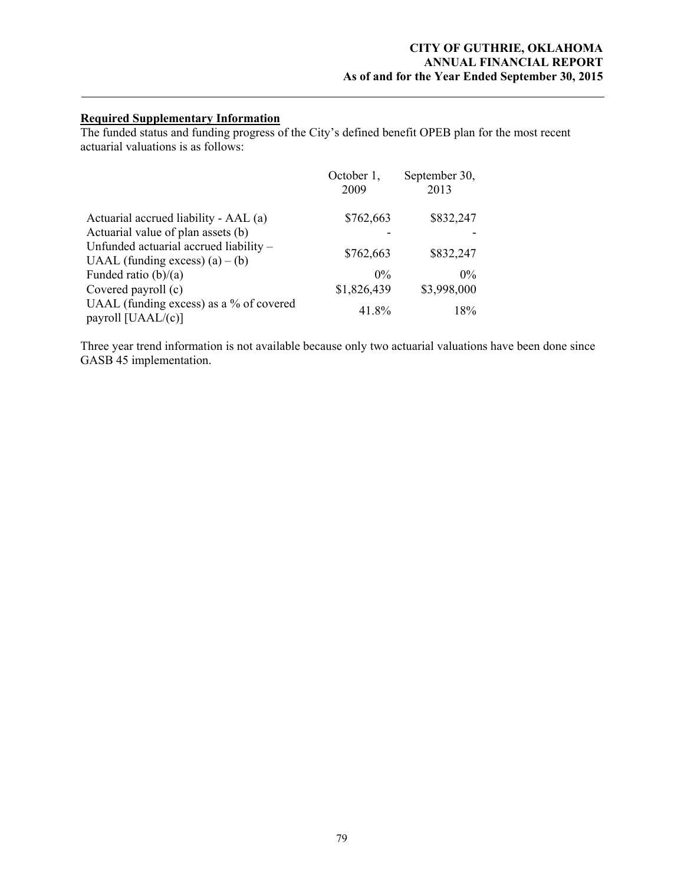**Required Supplementary Information**

The funded status and funding progress of the City's defined benefit OPEB plan for the most recent actuarial valuations is as follows:

| | October 1, 2009 | September 30, 2013 |
|---|---|---|
| Actuarial accrued liability - AAL (a) | $762,663 | $832,247 |
| Actuarial value of plan assets (b) | - | - |
| Unfunded actuarial accrued liability – UAAL (funding excess) (a) – (b) | $762,663 | $832,247 |
| Funded ratio (b)/(a) | 0% | 0% |
| Covered payroll (c) | $1,826,439 | $3,998,000 |
| UAAL (funding excess) as a % of covered payroll [UAAL/(c)] | 41.8% | 18% |

Three year trend information is not available because only two actuarial valuations have been done since GASB 45 implementation.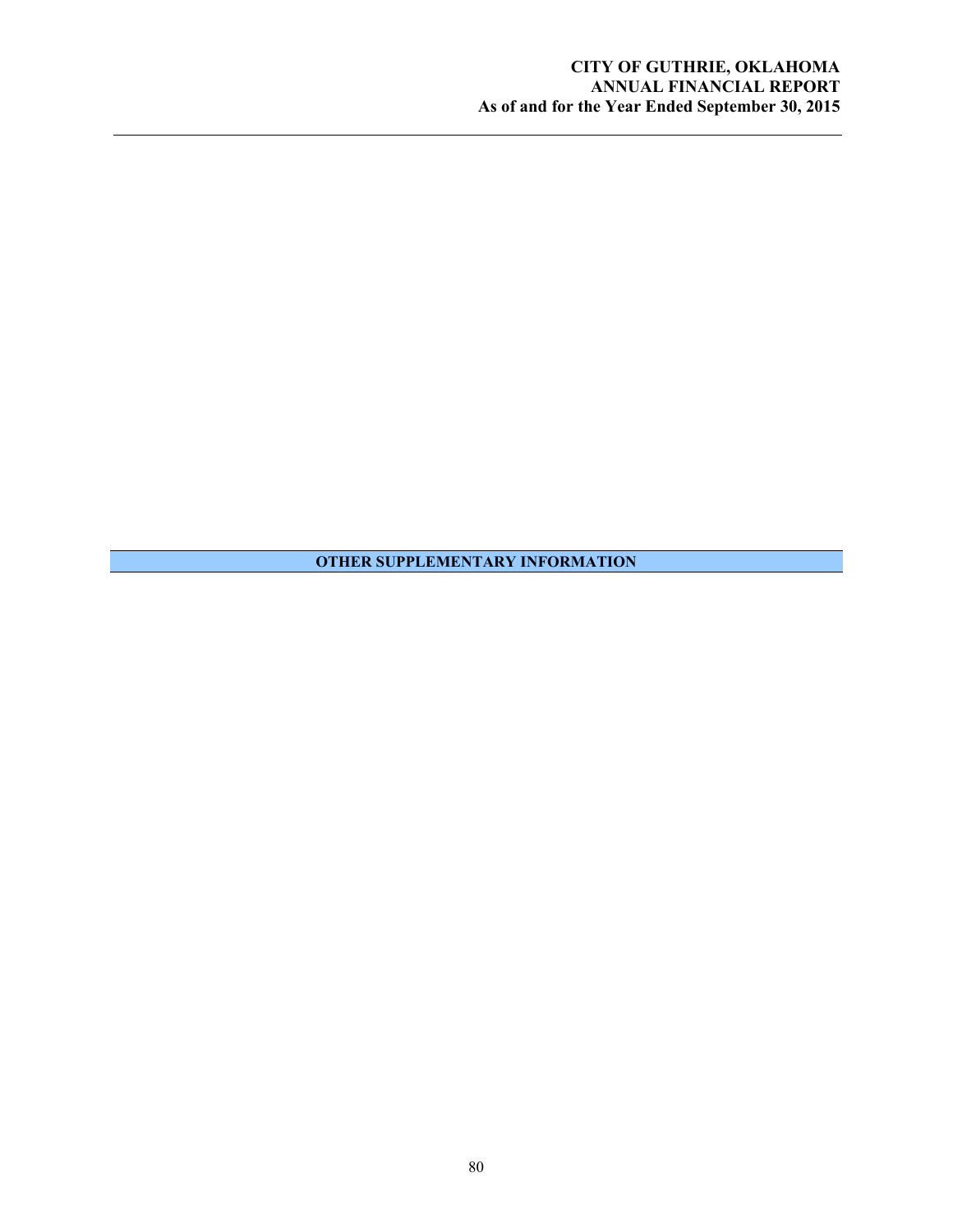## OTHER SUPPLEMENTARY INFORMATION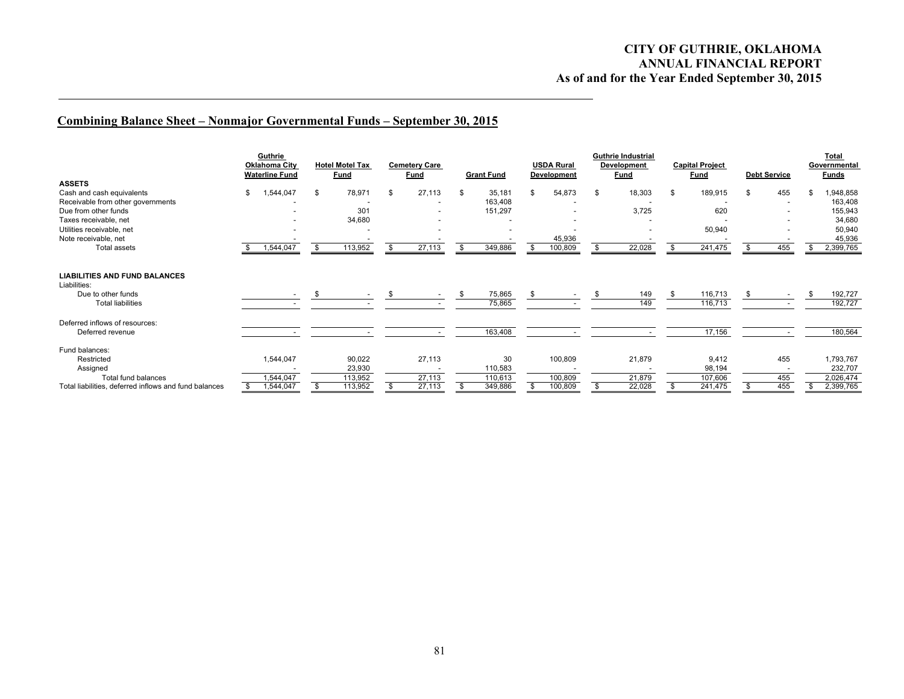## Combining Balance Sheet – Nonmajor Governmental Funds – September 30, 2015

| | Guthrie Oklahoma City Waterline Fund | Hotel Motel Tax Fund | Cemetery Care Fund | Grant Fund | USDA Rural Development | Guthrie Industrial Development Fund | Capital Project Fund | Debt Service | Total Governmental Funds |
|---|---|---|---|---|---|---|---|---|---|
| **ASSETS** | | | | | | | | | |
| Cash and cash equivalents | $ 1,544,047 | $ 78,971 | $ 27,113 | $ 35,181 | $ 54,873 | $ 18,303 | $ 189,915 | $ 455 | $ 1,948,858 |
| Receivable from other governments | - | - | - | 163,408 | - | - | - | - | 163,408 |
| Due from other funds | - | 301 | - | 151,297 | - | 3,725 | 620 | - | 155,943 |
| Taxes receivable, net | - | 34,680 | - | - | - | - | - | - | 34,680 |
| Utilities receivable, net | - | - | - | - | - | - | 50,940 | - | 50,940 |
| Note receivable, net | - | - | - | - | 45,936 | - | - | - | 45,936 |
| Total assets | $ 1,544,047 | $ 113,952 | $ 27,113 | $ 349,886 | $ 100,809 | $ 22,028 | $ 241,475 | $ 455 | $ 2,399,765 |
| **LIABILITIES AND FUND BALANCES** | | | | | | | | | |
| Liabilities: | | | | | | | | | |
| Due to other funds | - | $ - | $ - | $ 75,865 | $ - | $ 149 | $ 116,713 | $ - | $ 192,727 |
| Total liabilities | - | - | - | 75,865 | - | 149 | 116,713 | - | 192,727 |
| Deferred inflows of resources: | | | | | | | | | |
| Deferred revenue | - | - | - | 163,408 | - | - | 17,156 | - | 180,564 |
| Fund balances: | | | | | | | | | |
| Restricted | 1,544,047 | 90,022 | 27,113 | 30 | 100,809 | 21,879 | 9,412 | 455 | 1,793,767 |
| Assigned | - | 23,930 | - | 110,583 | - | - | 98,194 | - | 232,707 |
| Total fund balances | 1,544,047 | 113,952 | 27,113 | 110,613 | 100,809 | 21,879 | 107,606 | 455 | 2,026,474 |
| Total liabilities, deferred inflows and fund balances | $ 1,544,047 | $ 113,952 | $ 27,113 | $ 349,886 | $ 100,809 | $ 22,028 | $ 241,475 | $ 455 | $ 2,399,765 |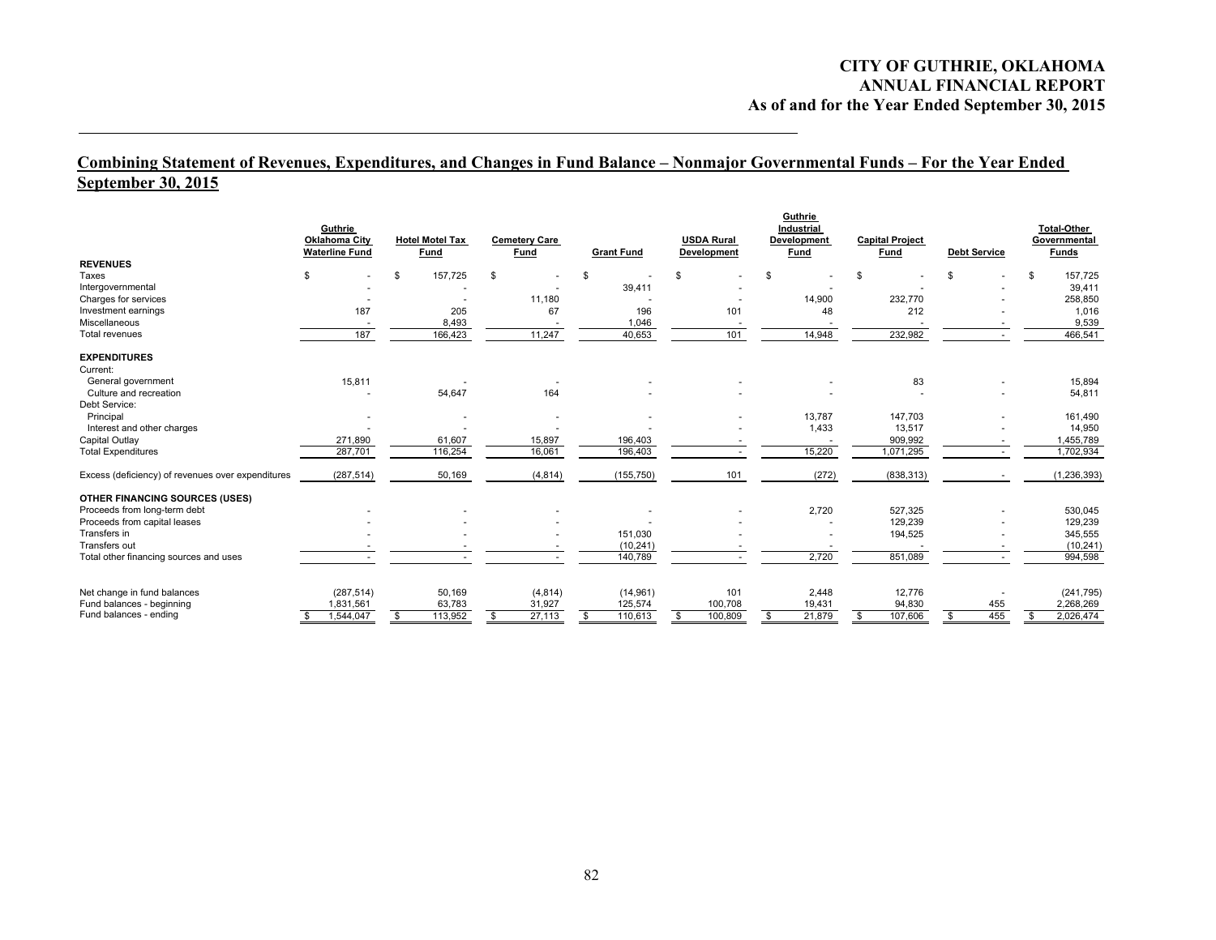## Combining Statement of Revenues, Expenditures, and Changes in Fund Balance – Nonmajor Governmental Funds – For the Year Ended September 30, 2015

| | Guthrie Oklahoma City Waterline Fund | Hotel Motel Tax Fund | Cemetery Care Fund | Grant Fund | USDA Rural Development | Guthrie Industrial Development Fund | Capital Project Fund | Debt Service | Total-Other Governmental Funds |
|---|---|---|---|---|---|---|---|---|---|
| **REVENUES** | | | | | | | | | |
| Taxes | $ - | $ 157,725 | $ - | $ - | $ - | $ - | $ - | $ - | $ 157,725 |
| Intergovernmental | - | - | - | 39,411 | - | - | - | - | 39,411 |
| Charges for services | - | - | 11,180 | - | - | 14,900 | 232,770 | - | 258,850 |
| Investment earnings | 187 | 205 | 67 | 196 | 101 | 48 | 212 | - | 1,016 |
| Miscellaneous | - | 8,493 | - | 1,046 | - | - | - | - | 9,539 |
| Total revenues | 187 | 166,423 | 11,247 | 40,653 | 101 | 14,948 | 232,982 | - | 466,541 |
| **EXPENDITURES** | | | | | | | | | |
| Current: | | | | | | | | | |
| General government | 15,811 | - | - | - | - | - | 83 | - | 15,894 |
| Culture and recreation | - | 54,647 | 164 | - | - | - | - | - | 54,811 |
| Debt Service: | | | | | | | | | |
| Principal | - | - | - | - | - | 13,787 | 147,703 | - | 161,490 |
| Interest and other charges | - | - | - | - | - | 1,433 | 13,517 | - | 14,950 |
| Capital Outlay | 271,890 | 61,607 | 15,897 | 196,403 | - | - | 909,992 | - | 1,455,789 |
| Total Expenditures | 287,701 | 116,254 | 16,061 | 196,403 | - | 15,220 | 1,071,295 | - | 1,702,934 |
| Excess (deficiency) of revenues over expenditures | (287,514) | 50,169 | (4,814) | (155,750) | 101 | (272) | (838,313) | - | (1,236,393) |
| **OTHER FINANCING SOURCES (USES)** | | | | | | | | | |
| Proceeds from long-term debt | - | - | - | - | - | 2,720 | 527,325 | - | 530,045 |
| Proceeds from capital leases | - | - | - | - | - | - | 129,239 | - | 129,239 |
| Transfers in | - | - | - | 151,030 | - | - | 194,525 | - | 345,555 |
| Transfers out | - | - | - | (10,241) | - | - | - | - | (10,241) |
| Total other financing sources and uses | - | - | - | 140,789 | - | 2,720 | 851,089 | - | 994,598 |
| Net change in fund balances | (287,514) | 50,169 | (4,814) | (14,961) | 101 | 2,448 | 12,776 | - | (241,795) |
| Fund balances - beginning | 1,831,561 | 63,783 | 31,927 | 125,574 | 100,708 | 19,431 | 94,830 | 455 | 2,268,269 |
| Fund balances - ending | $ 1,544,047 | $ 113,952 | $ 27,113 | $ 110,613 | $ 100,809 | $ 21,879 | $ 107,606 | $ 455 | $ 2,026,474 |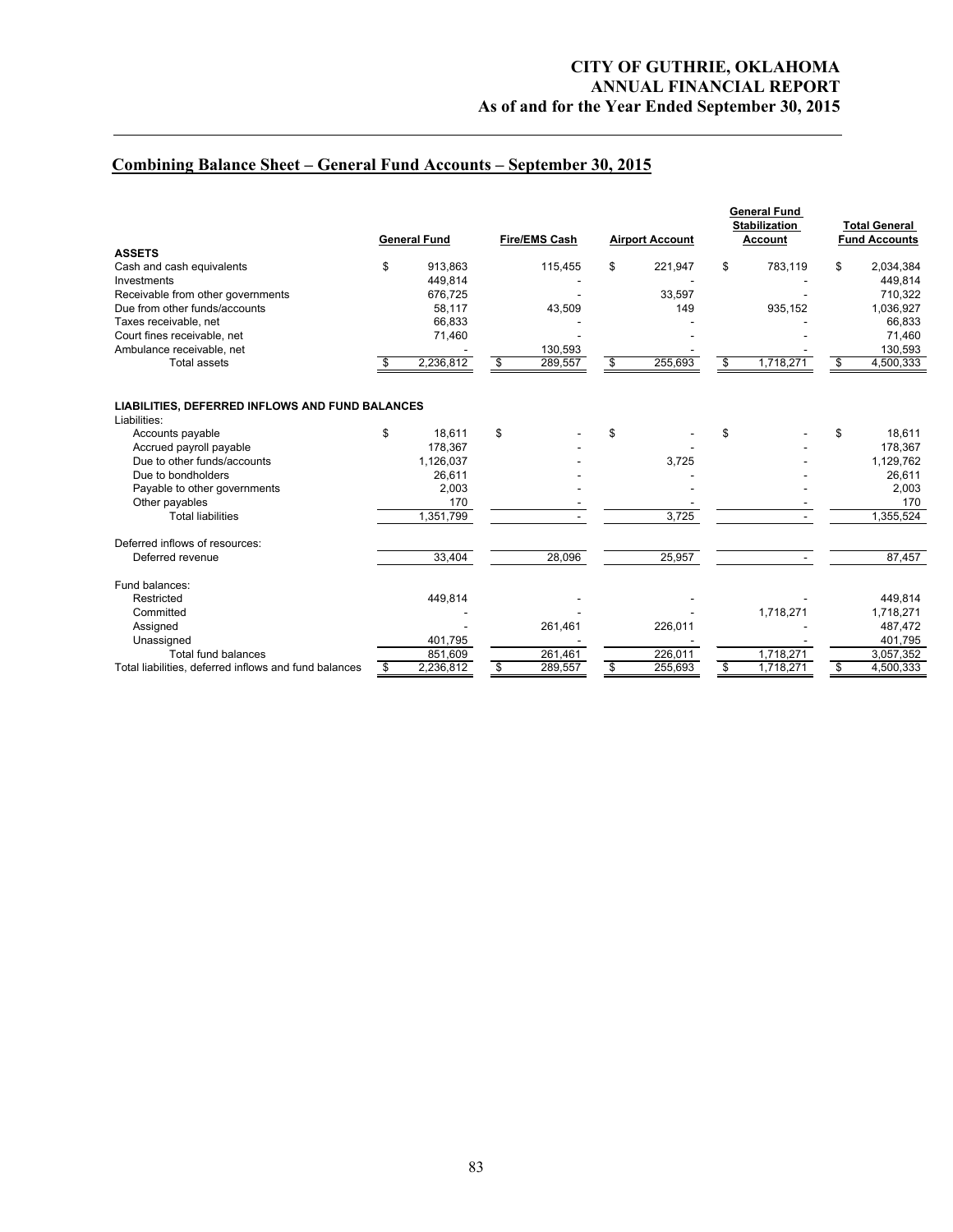## Combining Balance Sheet – General Fund Accounts – September 30, 2015

| | General Fund | Fire/EMS Cash | Airport Account | General Fund Stabilization Account | Total General Fund Accounts |
|---|---|---|---|---|---|
| **ASSETS** | | | | | |
| Cash and cash equivalents | $ 913,863 | 115,455 | $ 221,947 | $ 783,119 | $ 2,034,384 |
| Investments | 449,814 | - | - | - | 449,814 |
| Receivable from other governments | 676,725 | - | 33,597 | - | 710,322 |
| Due from other funds/accounts | 58,117 | 43,509 | 149 | 935,152 | 1,036,927 |
| Taxes receivable, net | 66,833 | - | - | - | 66,833 |
| Court fines receivable, net | 71,460 | - | - | - | 71,460 |
| Ambulance receivable, net | - | 130,593 | - | - | 130,593 |
| Total assets | $ 2,236,812 | $ 289,557 | $ 255,693 | $ 1,718,271 | $ 4,500,333 |
| | | | | | |
| **LIABILITIES, DEFERRED INFLOWS AND FUND BALANCES** | | | | | |
| Liabilities: | | | | | |
| Accounts payable | $ 18,611 | $ - | $ - | $ - | $ 18,611 |
| Accrued payroll payable | 178,367 | - | - | - | 178,367 |
| Due to other funds/accounts | 1,126,037 | - | 3,725 | - | 1,129,762 |
| Due to bondholders | 26,611 | - | - | - | 26,611 |
| Payable to other governments | 2,003 | - | - | - | 2,003 |
| Other payables | 170 | - | - | - | 170 |
| Total liabilities | 1,351,799 | - | 3,725 | - | 1,355,524 |
| | | | | | |
| Deferred inflows of resources: | | | | | |
| Deferred revenue | 33,404 | 28,096 | 25,957 | - | 87,457 |
| | | | | | |
| Fund balances: | | | | | |
| Restricted | 449,814 | - | - | - | 449,814 |
| Committed | - | - | - | 1,718,271 | 1,718,271 |
| Assigned | - | 261,461 | 226,011 | - | 487,472 |
| Unassigned | 401,795 | - | - | - | 401,795 |
| Total fund balances | 851,609 | 261,461 | 226,011 | 1,718,271 | 3,057,352 |
| Total liabilities, deferred inflows and fund balances | $ 2,236,812 | $ 289,557 | $ 255,693 | $ 1,718,271 | $ 4,500,333 |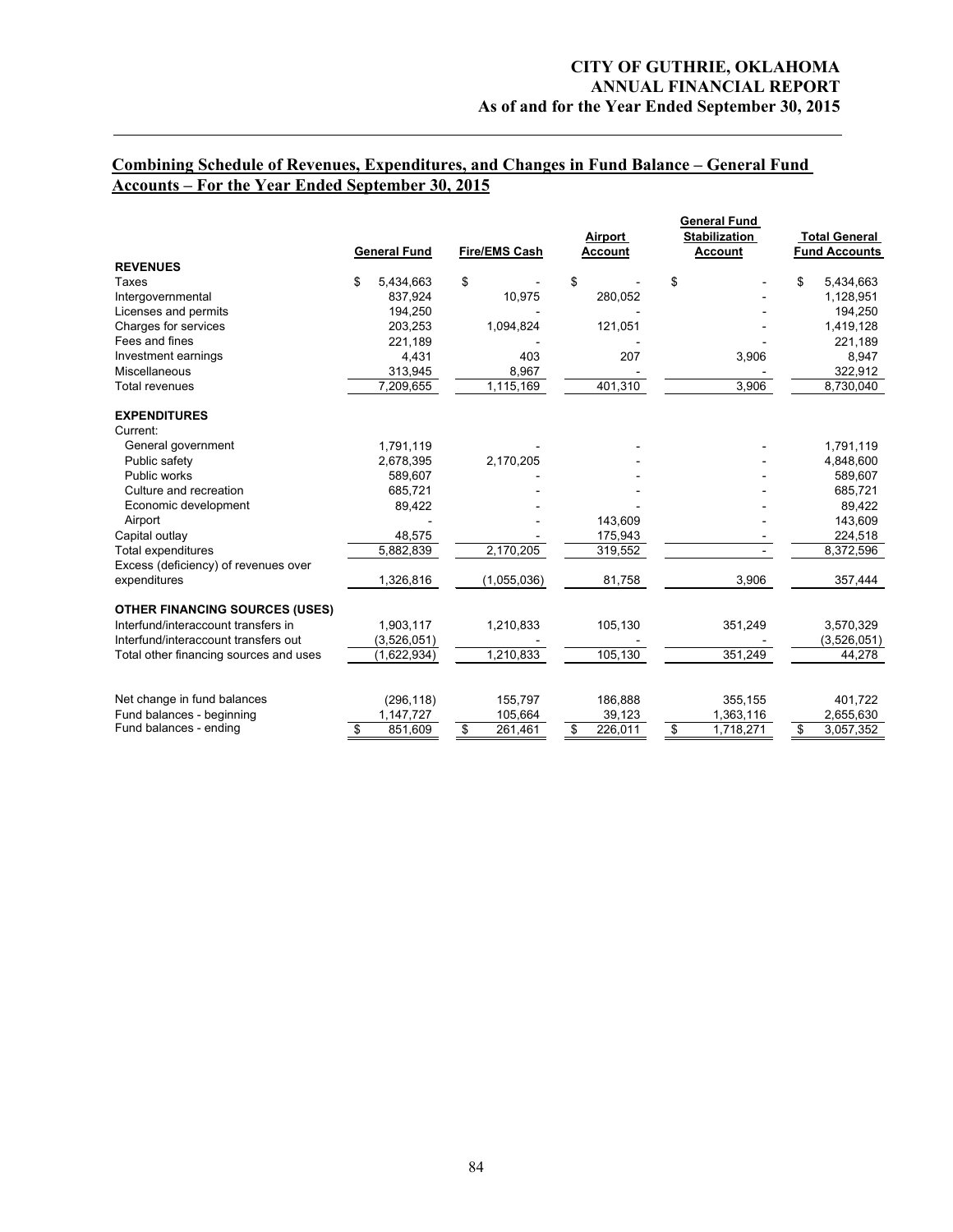## Combining Schedule of Revenues, Expenditures, and Changes in Fund Balance – General Fund Accounts – For the Year Ended September 30, 2015

| | General Fund | Fire/EMS Cash | Airport Account | General Fund Stabilization Account | Total General Fund Accounts |
|---|---|---|---|---|---|
| **REVENUES** | | | | | |
| Taxes | $ 5,434,663 | $ - | $ - | $ - | $ 5,434,663 |
| Intergovernmental | 837,924 | 10,975 | 280,052 | - | 1,128,951 |
| Licenses and permits | 194,250 | - | - | - | 194,250 |
| Charges for services | 203,253 | 1,094,824 | 121,051 | - | 1,419,128 |
| Fees and fines | 221,189 | - | - | - | 221,189 |
| Investment earnings | 4,431 | 403 | 207 | 3,906 | 8,947 |
| Miscellaneous | 313,945 | 8,967 | - | - | 322,912 |
| Total revenues | 7,209,655 | 1,115,169 | 401,310 | 3,906 | 8,730,040 |
| **EXPENDITURES** | | | | | |
| Current: | | | | | |
| General government | 1,791,119 | - | - | - | 1,791,119 |
| Public safety | 2,678,395 | 2,170,205 | - | - | 4,848,600 |
| Public works | 589,607 | - | - | - | 589,607 |
| Culture and recreation | 685,721 | - | - | - | 685,721 |
| Economic development | 89,422 | - | - | - | 89,422 |
| Airport | - | - | 143,609 | - | 143,609 |
| Capital outlay | 48,575 | - | 175,943 | - | 224,518 |
| Total expenditures | 5,882,839 | 2,170,205 | 319,552 | - | 8,372,596 |
| Excess (deficiency) of revenues over expenditures | 1,326,816 | (1,055,036) | 81,758 | 3,906 | 357,444 |
| **OTHER FINANCING SOURCES (USES)** | | | | | |
| Interfund/interaccount transfers in | 1,903,117 | 1,210,833 | 105,130 | 351,249 | 3,570,329 |
| Interfund/interaccount transfers out | (3,526,051) | - | - | - | (3,526,051) |
| Total other financing sources and uses | (1,622,934) | 1,210,833 | 105,130 | 351,249 | 44,278 |
| Net change in fund balances | (296,118) | 155,797 | 186,888 | 355,155 | 401,722 |
| Fund balances - beginning | 1,147,727 | 105,664 | 39,123 | 1,363,116 | 2,655,630 |
| Fund balances - ending | $ 851,609 | $ 261,461 | $ 226,011 | $ 1,718,271 | $ 3,057,352 |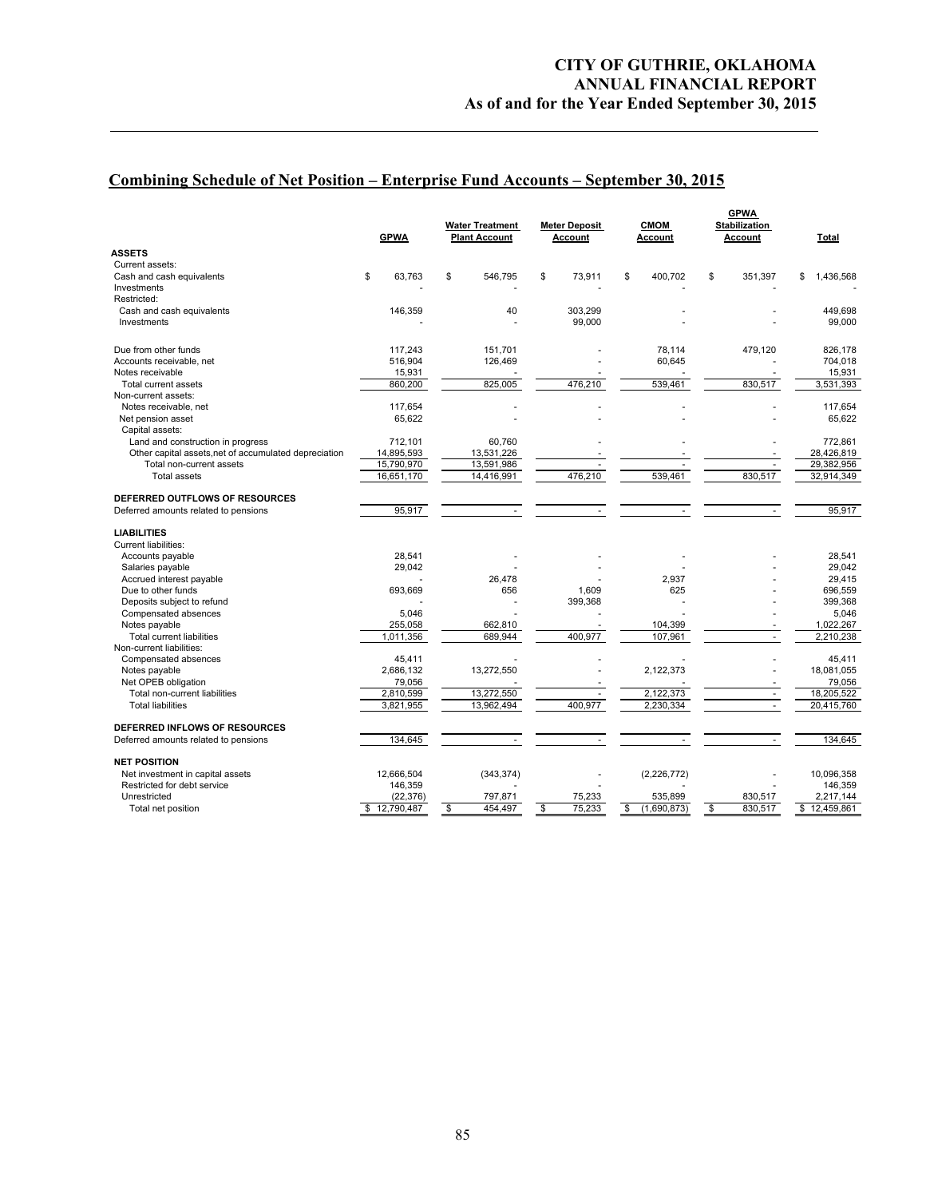# CITY OF GUTHRIE, OKLAHOMA
## ANNUAL FINANCIAL REPORT
### As of and for the Year Ended September 30, 2015

## Combining Schedule of Net Position – Enterprise Fund Accounts – September 30, 2015

| | GPWA | Water Treatment Plant Account | Meter Deposit Account | CMOM Account | GPWA Stabilization Account | Total |
|---|---|---|---|---|---|---|
| **ASSETS** | | | | | | |
| Current assets: | | | | | | |
| Cash and cash equivalents | $ 63,763 | $ 546,795 | $ 73,911 | $ 400,702 | $ 351,397 | $ 1,436,568 |
| Investments | - | - | - | - | - | - |
| Restricted: | | | | | | |
| Cash and cash equivalents | 146,359 | 40 | 303,299 | - | - | 449,698 |
| Investments | - | - | 99,000 | - | - | 99,000 |
| Due from other funds | 117,243 | 151,701 | - | 78,114 | 479,120 | 826,178 |
| Accounts receivable, net | 516,904 | 126,469 | - | 60,645 | - | 704,018 |
| Notes receivable | 15,931 | - | - | - | - | 15,931 |
| Total current assets | 860,200 | 825,005 | 476,210 | 539,461 | 830,517 | 3,531,393 |
| Non-current assets: | | | | | | |
| Notes receivable, net | 117,654 | - | - | - | - | 117,654 |
| Net pension asset | 65,622 | - | - | - | - | 65,622 |
| Capital assets: | | | | | | |
| Land and construction in progress | 712,101 | 60,760 | - | - | - | 772,861 |
| Other capital assets,net of accumulated depreciation | 14,895,593 | 13,531,226 | - | - | - | 28,426,819 |
| Total non-current assets | 15,790,970 | 13,591,986 | - | - | - | 29,382,956 |
| Total assets | 16,651,170 | 14,416,991 | 476,210 | 539,461 | 830,517 | 32,914,349 |
| **DEFERRED OUTFLOWS OF RESOURCES** | | | | | | |
| Deferred amounts related to pensions | 95,917 | - | - | - | - | 95,917 |
| **LIABILITIES** | | | | | | |
| Current liabilities: | | | | | | |
| Accounts payable | 28,541 | - | - | - | - | 28,541 |
| Salaries payable | 29,042 | - | - | - | - | 29,042 |
| Accrued interest payable | - | 26,478 | - | 2,937 | - | 29,415 |
| Due to other funds | 693,669 | 656 | 1,609 | 625 | - | 696,559 |
| Deposits subject to refund | - | - | 399,368 | - | - | 399,368 |
| Compensated absences | 5,046 | - | - | - | - | 5,046 |
| Notes payable | 255,058 | 662,810 | - | 104,399 | - | 1,022,267 |
| Total current liabilities | 1,011,356 | 689,944 | 400,977 | 107,961 | - | 2,210,238 |
| Non-current liabilities: | | | | | | |
| Compensated absences | 45,411 | - | - | - | - | 45,411 |
| Notes payable | 2,686,132 | 13,272,550 | - | 2,122,373 | - | 18,081,055 |
| Net OPEB obligation | 79,056 | - | - | - | - | 79,056 |
| Total non-current liabilities | 2,810,599 | 13,272,550 | - | 2,122,373 | - | 18,205,522 |
| Total liabilities | 3,821,955 | 13,962,494 | 400,977 | 2,230,334 | - | 20,415,760 |
| **DEFERRED INFLOWS OF RESOURCES** | | | | | | |
| Deferred amounts related to pensions | 134,645 | - | - | - | - | 134,645 |
| **NET POSITION** | | | | | | |
| Net investment in capital assets | 12,666,504 | (343,374) | - | (2,226,772) | - | 10,096,358 |
| Restricted for debt service | 146,359 | - | - | - | - | 146,359 |
| Unrestricted | (22,376) | 797,871 | 75,233 | 535,899 | 830,517 | 2,217,144 |
| Total net position | $ 12,790,487 | $ 454,497 | $ 75,233 | $ (1,690,873) | $ 830,517 | $ 12,459,861 |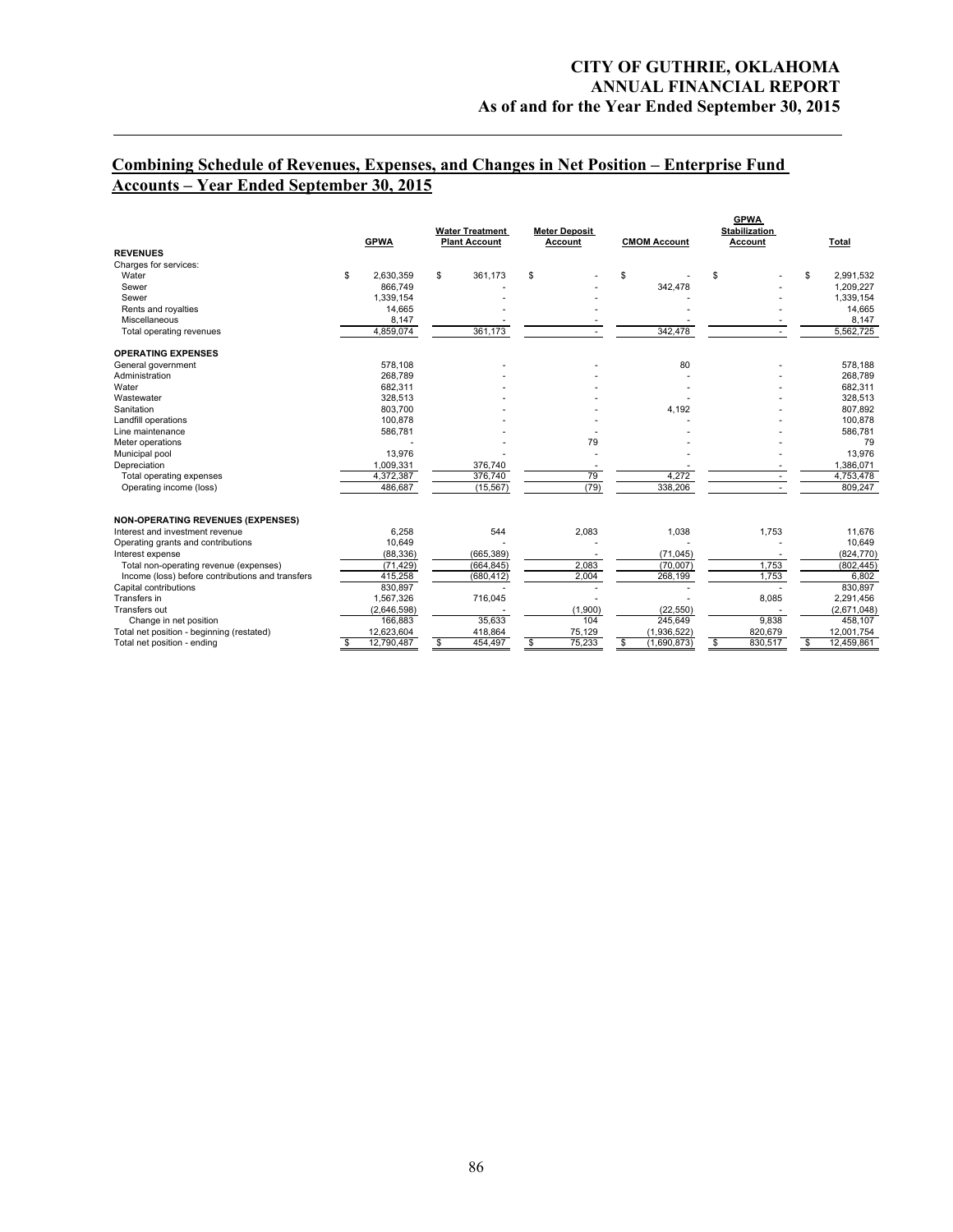## Combining Schedule of Revenues, Expenses, and Changes in Net Position – Enterprise Fund Accounts – Year Ended September 30, 2015

| | GPWA | Water Treatment Plant Account | Meter Deposit Account | CMOM Account | GPWA Stabilization Account | Total |
|---|---|---|---|---|---|---|
| **REVENUES** | | | | | | |
| Charges for services: | | | | | | |
| Water | $ 2,630,359 | $ 361,173 | $ - | $ - | $ - | $ 2,991,532 |
| Sewer | 866,749 | - | - | 342,478 | - | 1,209,227 |
| Sewer | 1,339,154 | - | - | - | - | 1,339,154 |
| Rents and royalties | 14,665 | - | - | - | - | 14,665 |
| Miscellaneous | 8,147 | - | - | - | - | 8,147 |
| Total operating revenues | 4,859,074 | 361,173 | - | 342,478 | - | 5,562,725 |
| **OPERATING EXPENSES** | | | | | | |
| General government | 578,108 | - | - | 80 | - | 578,188 |
| Administration | 268,789 | - | - | - | - | 268,789 |
| Water | 682,311 | - | - | - | - | 682,311 |
| Wastewater | 328,513 | - | - | - | - | 328,513 |
| Sanitation | 803,700 | - | - | 4,192 | - | 807,892 |
| Landfill operations | 100,878 | - | - | - | - | 100,878 |
| Line maintenance | 586,781 | - | - | - | - | 586,781 |
| Meter operations | - | - | 79 | - | - | 79 |
| Municipal pool | 13,976 | - | - | - | - | 13,976 |
| Depreciation | 1,009,331 | 376,740 | - | - | - | 1,386,071 |
| Total operating expenses | 4,372,387 | 376,740 | 79 | 4,272 | - | 4,753,478 |
| Operating income (loss) | 486,687 | (15,567) | (79) | 338,206 | - | 809,247 |
| **NON-OPERATING REVENUES (EXPENSES)** | | | | | | |
| Interest and investment revenue | 6,258 | 544 | 2,083 | 1,038 | 1,753 | 11,676 |
| Operating grants and contributions | 10,649 | - | - | - | - | 10,649 |
| Interest expense | (88,336) | (665,389) | - | (71,045) | - | (824,770) |
| Total non-operating revenue (expenses) | (71,429) | (664,845) | 2,083 | (70,007) | 1,753 | (802,445) |
| Income (loss) before contributions and transfers | 415,258 | (680,412) | 2,004 | 268,199 | 1,753 | 6,802 |
| Capital contributions | 830,897 | - | - | - | - | 830,897 |
| Transfers in | 1,567,326 | 716,045 | - | - | 8,085 | 2,291,456 |
| Transfers out | (2,646,598) | - | (1,900) | (22,550) | - | (2,671,048) |
| Change in net position | 166,883 | 35,633 | 104 | 245,649 | 9,838 | 458,107 |
| Total net position - beginning (restated) | 12,623,604 | 418,864 | 75,129 | (1,936,522) | 820,679 | 12,001,754 |
| Total net position - ending | $ 12,790,487 | $ 454,497 | $ 75,233 | $ (1,690,873) | $ 830,517 | $ 12,459,861 |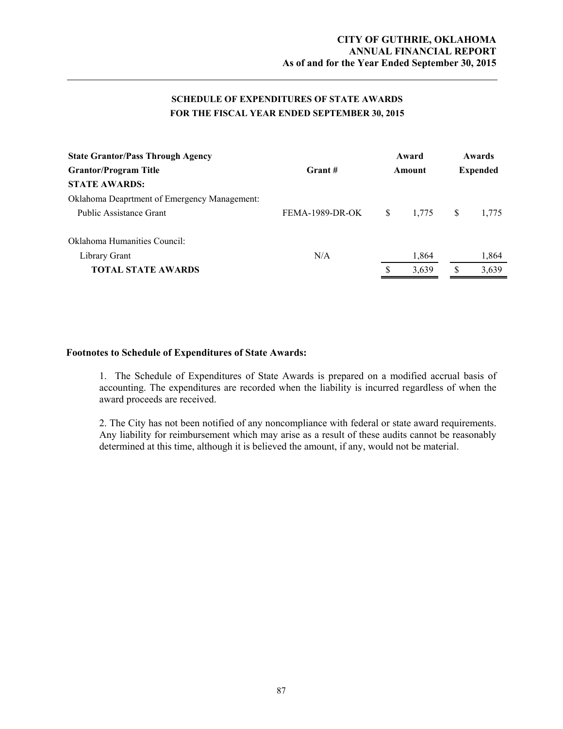## SCHEDULE OF EXPENDITURES OF STATE AWARDS
## FOR THE FISCAL YEAR ENDED SEPTEMBER 30, 2015

| State Grantor/Pass Through Agency<br>Grantor/Program Title | Grant # | Award Amount | Awards Expended |
|---|---|---|---|
| **STATE AWARDS:** | | | |
| Oklahoma Deaprtment of Emergency Management: | | | |
| Public Assistance Grant | FEMA-1989-DR-OK | $ 1,775 | $ 1,775 |
| Oklahoma Humanities Council: | | | |
| Library Grant | N/A | 1,864 | 1,864 |
| **TOTAL STATE AWARDS** | | $ 3,639 | $ 3,639 |

**Footnotes to Schedule of Expenditures of State Awards:**

1. The Schedule of Expenditures of State Awards is prepared on a modified accrual basis of accounting. The expenditures are recorded when the liability is incurred regardless of when the award proceeds are received.

2. The City has not been notified of any noncompliance with federal or state award requirements. Any liability for reimbursement which may arise as a result of these audits cannot be reasonably determined at this time, although it is believed the amount, if any, would not be material.